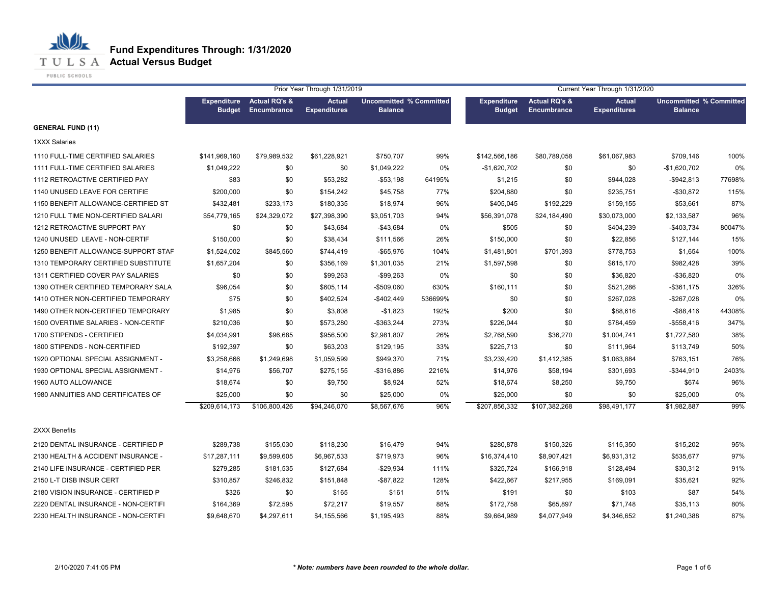# Fund Expenditures Through: 1/31/2020

## Actual Versus Budget

| | Prior Year Through 1/31/2019 | | | | | Current Year Through 1/31/2020 | | | | |
|---|---|---|---|---|---|---|---|---|---|---|
| | Expenditure Budget | Actual RQ's & Encumbrance | Actual Expenditures | Uncommitted Balance | % Committed | Expenditure Budget | Actual RQ's & Encumbrance | Actual Expenditures | Uncommitted Balance | % Committed |
| **GENERAL FUND (11)** | | | | | | | | | | |
| 1XXX Salaries | | | | | | | | | | |
| 1110 FULL-TIME CERTIFIED SALARIES | $141,969,160 | $79,989,532 | $61,228,921 | $750,707 | 99% | $142,566,186 | $80,789,058 | $61,067,983 | $709,146 | 100% |
| 1111 FULL-TIME CERTIFIED SALARIES | $1,049,222 | $0 | $0 | $1,049,222 | 0% | -$1,620,702 | $0 | $0 | -$1,620,702 | 0% |
| 1112 RETROACTIVE CERTIFIED PAY | $83 | $0 | $53,282 | -$53,198 | 64195% | $1,215 | $0 | $944,028 | -$942,813 | 77698% |
| 1140 UNUSED LEAVE FOR CERTIFIE | $200,000 | $0 | $154,242 | $45,758 | 77% | $204,880 | $0 | $235,751 | -$30,872 | 115% |
| 1150 BENEFIT ALLOWANCE-CERTIFIED ST | $432,481 | $233,173 | $180,335 | $18,974 | 96% | $405,045 | $192,229 | $159,155 | $53,661 | 87% |
| 1210 FULL TIME NON-CERTIFIED SALARI | $54,779,165 | $24,329,072 | $27,398,390 | $3,051,703 | 94% | $56,391,078 | $24,184,490 | $30,073,000 | $2,133,587 | 96% |
| 1212 RETROACTIVE SUPPORT PAY | $0 | $0 | $43,684 | -$43,684 | 0% | $505 | $0 | $404,239 | -$403,734 | 80047% |
| 1240 UNUSED LEAVE - NON-CERTIF | $150,000 | $0 | $38,434 | $111,566 | 26% | $150,000 | $0 | $22,856 | $127,144 | 15% |
| 1250 BENEFIT ALLOWANCE-SUPPORT STAF | $1,524,002 | $845,560 | $744,419 | -$65,976 | 104% | $1,481,801 | $701,393 | $778,753 | $1,654 | 100% |
| 1310 TEMPORARY CERTIFIED SUBSTITUTE | $1,657,204 | $0 | $356,169 | $1,301,035 | 21% | $1,597,598 | $0 | $615,170 | $982,428 | 39% |
| 1311 CERTIFIED COVER PAY SALARIES | $0 | $0 | $99,263 | -$99,263 | 0% | $0 | $0 | $36,820 | -$36,820 | 0% |
| 1390 OTHER CERTIFIED TEMPORARY SALA | $96,054 | $0 | $605,114 | -$509,060 | 630% | $160,111 | $0 | $521,286 | -$361,175 | 326% |
| 1410 OTHER NON-CERTIFIED TEMPORARY | $75 | $0 | $402,524 | -$402,449 | 536699% | $0 | $0 | $267,028 | -$267,028 | 0% |
| 1490 OTHER NON-CERTIFIED TEMPORARY | $1,985 | $0 | $3,808 | -$1,823 | 192% | $200 | $0 | $88,616 | -$88,416 | 44308% |
| 1500 OVERTIME SALARIES - NON-CERTIF | $210,036 | $0 | $573,280 | -$363,244 | 273% | $226,044 | $0 | $784,459 | -$558,416 | 347% |
| 1700 STIPENDS - CERTIFIED | $4,034,991 | $96,685 | $956,500 | $2,981,807 | 26% | $2,768,590 | $36,270 | $1,004,741 | $1,727,580 | 38% |
| 1800 STIPENDS - NON-CERTIFIED | $192,397 | $0 | $63,203 | $129,195 | 33% | $225,713 | $0 | $111,964 | $113,749 | 50% |
| 1920 OPTIONAL SPECIAL ASSIGNMENT - | $3,258,666 | $1,249,698 | $1,059,599 | $949,370 | 71% | $3,239,420 | $1,412,385 | $1,063,884 | $763,151 | 76% |
| 1930 OPTIONAL SPECIAL ASSIGNMENT - | $14,976 | $56,707 | $275,155 | -$316,886 | 2216% | $14,976 | $58,194 | $301,693 | -$344,910 | 2403% |
| 1960 AUTO ALLOWANCE | $18,674 | $0 | $9,750 | $8,924 | 52% | $18,674 | $8,250 | $9,750 | $674 | 96% |
| 1980 ANNUITIES AND CERTIFICATES OF | $25,000 | $0 | $0 | $25,000 | 0% | $25,000 | $0 | $0 | $25,000 | 0% |
| | $209,614,173 | $106,800,426 | $94,246,070 | $8,567,676 | 96% | $207,856,332 | $107,382,268 | $98,491,177 | $1,982,887 | 99% |
| 2XXX Benefits | | | | | | | | | | |
| 2120 DENTAL INSURANCE - CERTIFIED P | $289,738 | $155,030 | $118,230 | $16,479 | 94% | $280,878 | $150,326 | $115,350 | $15,202 | 95% |
| 2130 HEALTH & ACCIDENT INSURANCE - | $17,287,111 | $9,599,605 | $6,967,533 | $719,973 | 96% | $16,374,410 | $8,907,421 | $6,931,312 | $535,677 | 97% |
| 2140 LIFE INSURANCE - CERTIFIED PER | $279,285 | $181,535 | $127,684 | -$29,934 | 111% | $325,724 | $166,918 | $128,494 | $30,312 | 91% |
| 2150 L-T DISB INSUR CERT | $310,857 | $246,832 | $151,848 | -$87,822 | 128% | $422,667 | $217,955 | $169,091 | $35,621 | 92% |
| 2180 VISION INSURANCE - CERTIFIED P | $326 | $0 | $165 | $161 | 51% | $191 | $0 | $103 | $87 | 54% |
| 2220 DENTAL INSURANCE - NON-CERTIFI | $164,369 | $72,595 | $72,217 | $19,557 | 88% | $172,758 | $65,897 | $71,748 | $35,113 | 80% |
| 2230 HEALTH INSURANCE - NON-CERTIFI | $9,648,670 | $4,297,611 | $4,155,566 | $1,195,493 | 88% | $9,664,989 | $4,077,949 | $4,346,652 | $1,240,388 | 87% |

2/10/2020 7:41:05 PM

*** Note: numbers have been rounded to the whole dollar.**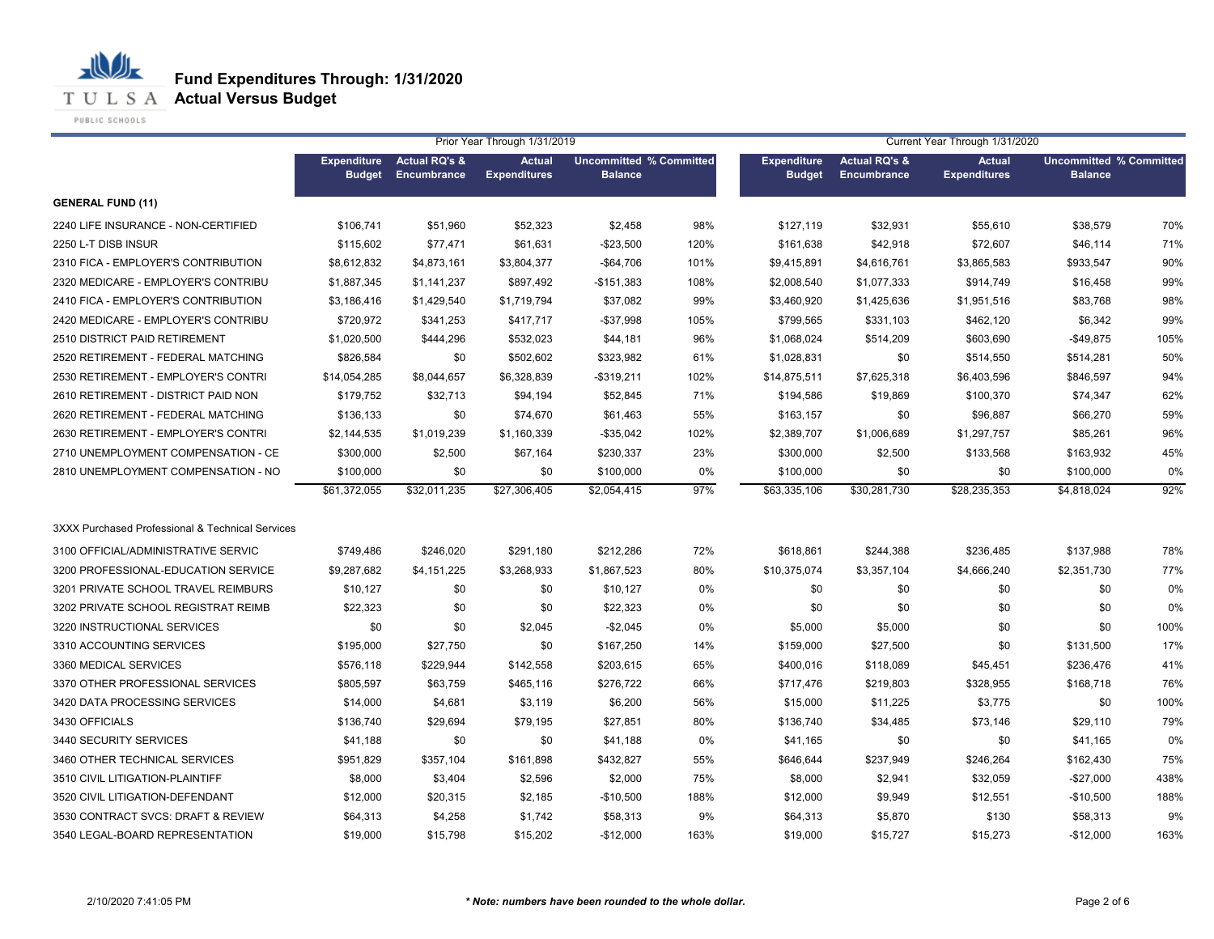# Fund Expenditures Through: 1/31/2020

## Actual Versus Budget

| | Prior Year Through 1/31/2019 | | | | | Current Year Through 1/31/2020 | | | | |
|---|---|---|---|---|---|---|---|---|---|---|
| | Expenditure Budget | Actual RQ's & Encumbrance | Actual Expenditures | Uncommitted Balance | % Committed | Expenditure Budget | Actual RQ's & Encumbrance | Actual Expenditures | Uncommitted Balance | % Committed |
| **GENERAL FUND (11)** | | | | | | | | | | |
| 2240 LIFE INSURANCE - NON-CERTIFIED | $106,741 | $51,960 | $52,323 | $2,458 | 98% | $127,119 | $32,931 | $55,610 | $38,579 | 70% |
| 2250 L-T DISB INSUR | $115,602 | $77,471 | $61,631 | -$23,500 | 120% | $161,638 | $42,918 | $72,607 | $46,114 | 71% |
| 2310 FICA - EMPLOYER'S CONTRIBUTION | $8,612,832 | $4,873,161 | $3,804,377 | -$64,706 | 101% | $9,415,891 | $4,616,761 | $3,865,583 | $933,547 | 90% |
| 2320 MEDICARE - EMPLOYER'S CONTRIBU | $1,887,345 | $1,141,237 | $897,492 | -$151,383 | 108% | $2,008,540 | $1,077,333 | $914,749 | $16,458 | 99% |
| 2410 FICA - EMPLOYER'S CONTRIBUTION | $3,186,416 | $1,429,540 | $1,719,794 | $37,082 | 99% | $3,460,920 | $1,425,636 | $1,951,516 | $83,768 | 98% |
| 2420 MEDICARE - EMPLOYER'S CONTRIBU | $720,972 | $341,253 | $417,717 | -$37,998 | 105% | $799,565 | $331,103 | $462,120 | $6,342 | 99% |
| 2510 DISTRICT PAID RETIREMENT | $1,020,500 | $444,296 | $532,023 | $44,181 | 96% | $1,068,024 | $514,209 | $603,690 | -$49,875 | 105% |
| 2520 RETIREMENT - FEDERAL MATCHING | $826,584 | $0 | $502,602 | $323,982 | 61% | $1,028,831 | $0 | $514,550 | $514,281 | 50% |
| 2530 RETIREMENT - EMPLOYER'S CONTRI | $14,054,285 | $8,044,657 | $6,328,839 | -$319,211 | 102% | $14,875,511 | $7,625,318 | $6,403,596 | $846,597 | 94% |
| 2610 RETIREMENT - DISTRICT PAID NON | $179,752 | $32,713 | $94,194 | $52,845 | 71% | $194,586 | $19,869 | $100,370 | $74,347 | 62% |
| 2620 RETIREMENT - FEDERAL MATCHING | $136,133 | $0 | $74,670 | $61,463 | 55% | $163,157 | $0 | $96,887 | $66,270 | 59% |
| 2630 RETIREMENT - EMPLOYER'S CONTRI | $2,144,535 | $1,019,239 | $1,160,339 | -$35,042 | 102% | $2,389,707 | $1,006,689 | $1,297,757 | $85,261 | 96% |
| 2710 UNEMPLOYMENT COMPENSATION - CE | $300,000 | $2,500 | $67,164 | $230,337 | 23% | $300,000 | $2,500 | $133,568 | $163,932 | 45% |
| 2810 UNEMPLOYMENT COMPENSATION - NO | $100,000 | $0 | $0 | $100,000 | 0% | $100,000 | $0 | $0 | $100,000 | 0% |
| | $61,372,055 | $32,011,235 | $27,306,405 | $2,054,415 | 97% | $63,335,106 | $30,281,730 | $28,235,353 | $4,818,024 | 92% |
| 3XXX Purchased Professional & Technical Services | | | | | | | | | | |
| 3100 OFFICIAL/ADMINISTRATIVE SERVIC | $749,486 | $246,020 | $291,180 | $212,286 | 72% | $618,861 | $244,388 | $236,485 | $137,988 | 78% |
| 3200 PROFESSIONAL-EDUCATION SERVICE | $9,287,682 | $4,151,225 | $3,268,933 | $1,867,523 | 80% | $10,375,074 | $3,357,104 | $4,666,240 | $2,351,730 | 77% |
| 3201 PRIVATE SCHOOL TRAVEL REIMBURS | $10,127 | $0 | $0 | $10,127 | 0% | $0 | $0 | $0 | $0 | 0% |
| 3202 PRIVATE SCHOOL REGISTRAT REIMB | $22,323 | $0 | $0 | $22,323 | 0% | $0 | $0 | $0 | $0 | 0% |
| 3220 INSTRUCTIONAL SERVICES | $0 | $0 | $2,045 | -$2,045 | 0% | $5,000 | $5,000 | $0 | $0 | 100% |
| 3310 ACCOUNTING SERVICES | $195,000 | $27,750 | $0 | $167,250 | 14% | $159,000 | $27,500 | $0 | $131,500 | 17% |
| 3360 MEDICAL SERVICES | $576,118 | $229,944 | $142,558 | $203,615 | 65% | $400,016 | $118,089 | $45,451 | $236,476 | 41% |
| 3370 OTHER PROFESSIONAL SERVICES | $805,597 | $63,759 | $465,116 | $276,722 | 66% | $717,476 | $219,803 | $328,955 | $168,718 | 76% |
| 3420 DATA PROCESSING SERVICES | $14,000 | $4,681 | $3,119 | $6,200 | 56% | $15,000 | $11,225 | $3,775 | $0 | 100% |
| 3430 OFFICIALS | $136,740 | $29,694 | $79,195 | $27,851 | 80% | $136,740 | $34,485 | $73,146 | $29,110 | 79% |
| 3440 SECURITY SERVICES | $41,188 | $0 | $0 | $41,188 | 0% | $41,165 | $0 | $0 | $41,165 | 0% |
| 3460 OTHER TECHNICAL SERVICES | $951,829 | $357,104 | $161,898 | $432,827 | 55% | $646,644 | $237,949 | $246,264 | $162,430 | 75% |
| 3510 CIVIL LITIGATION-PLAINTIFF | $8,000 | $3,404 | $2,596 | $2,000 | 75% | $8,000 | $2,941 | $32,059 | -$27,000 | 438% |
| 3520 CIVIL LITIGATION-DEFENDANT | $12,000 | $20,315 | $2,185 | -$10,500 | 188% | $12,000 | $9,949 | $12,551 | -$10,500 | 188% |
| 3530 CONTRACT SVCS: DRAFT & REVIEW | $64,313 | $4,258 | $1,742 | $58,313 | 9% | $64,313 | $5,870 | $130 | $58,313 | 9% |
| 3540 LEGAL-BOARD REPRESENTATION | $19,000 | $15,798 | $15,202 | -$12,000 | 163% | $19,000 | $15,727 | $15,273 | -$12,000 | 163% |

2/10/2020 7:41:05 PM

***Note: numbers have been rounded to the whole dollar.***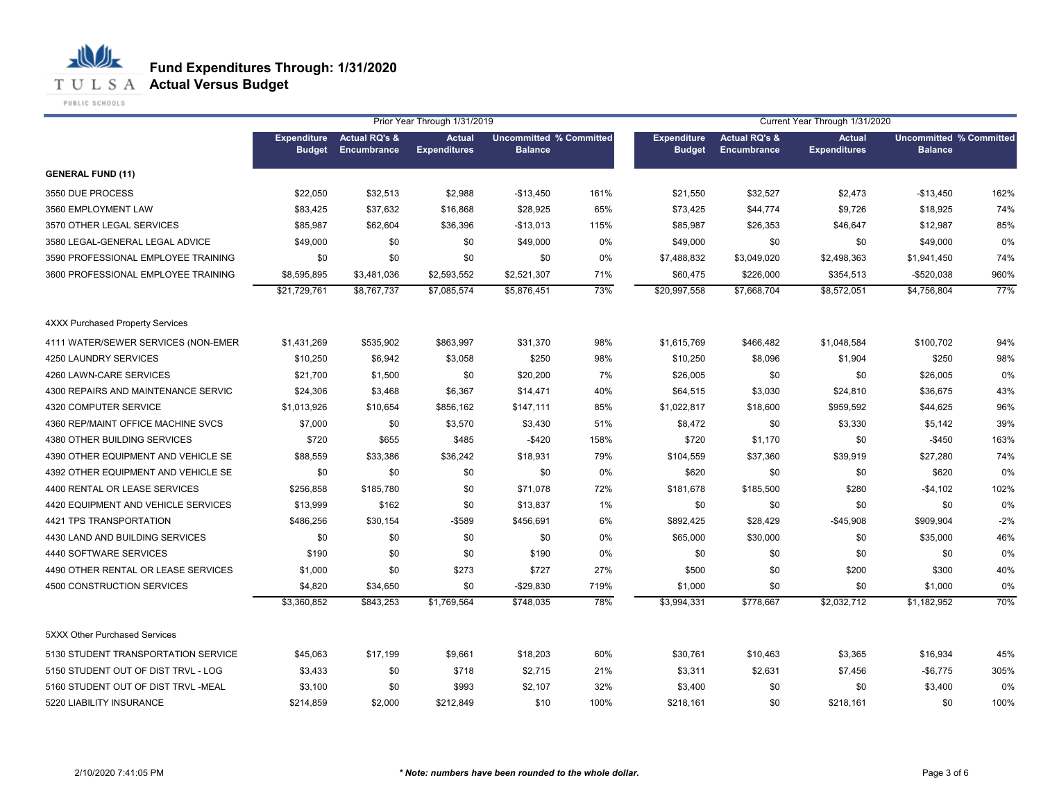# Fund Expenditures Through: 1/31/2020
## Actual Versus Budget

| | Prior Year Through 1/31/2019 | | | | | Current Year Through 1/31/2020 | | | | |
|---|---|---|---|---|---|---|---|---|---|---|
| | Expenditure Budget | Actual RQ's & Encumbrance | Actual Expenditures | Uncommitted Balance | % Committed | Expenditure Budget | Actual RQ's & Encumbrance | Actual Expenditures | Uncommitted Balance | % Committed |
| **GENERAL FUND (11)** | | | | | | | | | | |
| 3550 DUE PROCESS | $22,050 | $32,513 | $2,988 | -$13,450 | 161% | $21,550 | $32,527 | $2,473 | -$13,450 | 162% |
| 3560 EMPLOYMENT LAW | $83,425 | $37,632 | $16,868 | $28,925 | 65% | $73,425 | $44,774 | $9,726 | $18,925 | 74% |
| 3570 OTHER LEGAL SERVICES | $85,987 | $62,604 | $36,396 | -$13,013 | 115% | $85,987 | $26,353 | $46,647 | $12,987 | 85% |
| 3580 LEGAL-GENERAL LEGAL ADVICE | $49,000 | $0 | $0 | $49,000 | 0% | $49,000 | $0 | $0 | $49,000 | 0% |
| 3590 PROFESSIONAL EMPLOYEE TRAINING | $0 | $0 | $0 | $0 | 0% | $7,488,832 | $3,049,020 | $2,498,363 | $1,941,450 | 74% |
| 3600 PROFESSIONAL EMPLOYEE TRAINING | $8,595,895 | $3,481,036 | $2,593,552 | $2,521,307 | 71% | $60,475 | $226,000 | $354,513 | -$520,038 | 960% |
| | $21,729,761 | $8,767,737 | $7,085,574 | $5,876,451 | 73% | $20,997,558 | $7,668,704 | $8,572,051 | $4,756,804 | 77% |
| 4XXX Purchased Property Services | | | | | | | | | | |
| 4111 WATER/SEWER SERVICES (NON-EMER | $1,431,269 | $535,902 | $863,997 | $31,370 | 98% | $1,615,769 | $466,482 | $1,048,584 | $100,702 | 94% |
| 4250 LAUNDRY SERVICES | $10,250 | $6,942 | $3,058 | $250 | 98% | $10,250 | $8,096 | $1,904 | $250 | 98% |
| 4260 LAWN-CARE SERVICES | $21,700 | $1,500 | $0 | $20,200 | 7% | $26,005 | $0 | $0 | $26,005 | 0% |
| 4300 REPAIRS AND MAINTENANCE SERVIC | $24,306 | $3,468 | $6,367 | $14,471 | 40% | $64,515 | $3,030 | $24,810 | $36,675 | 43% |
| 4320 COMPUTER SERVICE | $1,013,926 | $10,654 | $856,162 | $147,111 | 85% | $1,022,817 | $18,600 | $959,592 | $44,625 | 96% |
| 4360 REP/MAINT OFFICE MACHINE SVCS | $7,000 | $0 | $3,570 | $3,430 | 51% | $8,472 | $0 | $3,330 | $5,142 | 39% |
| 4380 OTHER BUILDING SERVICES | $720 | $655 | $485 | -$420 | 158% | $720 | $1,170 | $0 | -$450 | 163% |
| 4390 OTHER EQUIPMENT AND VEHICLE SE | $88,559 | $33,386 | $36,242 | $18,931 | 79% | $104,559 | $37,360 | $39,919 | $27,280 | 74% |
| 4392 OTHER EQUIPMENT AND VEHICLE SE | $0 | $0 | $0 | $0 | 0% | $620 | $0 | $0 | $620 | 0% |
| 4400 RENTAL OR LEASE SERVICES | $256,858 | $185,780 | $0 | $71,078 | 72% | $181,678 | $185,500 | $280 | -$4,102 | 102% |
| 4420 EQUIPMENT AND VEHICLE SERVICES | $13,999 | $162 | $0 | $13,837 | 1% | $0 | $0 | $0 | $0 | 0% |
| 4421 TPS TRANSPORTATION | $486,256 | $30,154 | -$589 | $456,691 | 6% | $892,425 | $28,429 | -$45,908 | $909,904 | -2% |
| 4430 LAND AND BUILDING SERVICES | $0 | $0 | $0 | $0 | 0% | $65,000 | $30,000 | $0 | $35,000 | 46% |
| 4440 SOFTWARE SERVICES | $190 | $0 | $0 | $190 | 0% | $0 | $0 | $0 | $0 | 0% |
| 4490 OTHER RENTAL OR LEASE SERVICES | $1,000 | $0 | $273 | $727 | 27% | $500 | $0 | $200 | $300 | 40% |
| 4500 CONSTRUCTION SERVICES | $4,820 | $34,650 | $0 | -$29,830 | 719% | $1,000 | $0 | $0 | $1,000 | 0% |
| | $3,360,852 | $843,253 | $1,769,564 | $748,035 | 78% | $3,994,331 | $778,667 | $2,032,712 | $1,182,952 | 70% |
| 5XXX Other Purchased Services | | | | | | | | | | |
| 5130 STUDENT TRANSPORTATION SERVICE | $45,063 | $17,199 | $9,661 | $18,203 | 60% | $30,761 | $10,463 | $3,365 | $16,934 | 45% |
| 5150 STUDENT OUT OF DIST TRVL - LOG | $3,433 | $0 | $718 | $2,715 | 21% | $3,311 | $2,631 | $7,456 | -$6,775 | 305% |
| 5160 STUDENT OUT OF DIST TRVL -MEAL | $3,100 | $0 | $993 | $2,107 | 32% | $3,400 | $0 | $0 | $3,400 | 0% |
| 5220 LIABILITY INSURANCE | $214,859 | $2,000 | $212,849 | $10 | 100% | $218,161 | $0 | $218,161 | $0 | 100% |

2/10/2020 7:41:05 PM

*** Note: numbers have been rounded to the whole dollar.**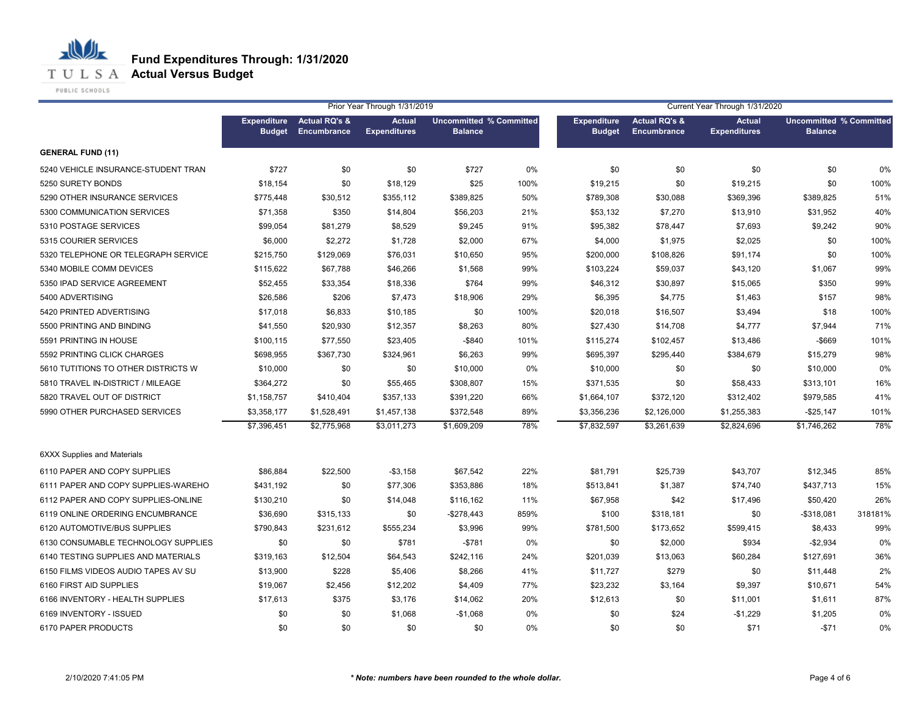# Fund Expenditures Through: 1/31/2020
## Actual Versus Budget

| | Prior Year Through 1/31/2019 | | | | | Current Year Through 1/31/2020 | | | | |
|---|---|---|---|---|---|---|---|---|---|---|
| | Expenditure Budget | Actual RQ's & Encumbrance | Actual Expenditures | Uncommitted Balance | % Committed | Expenditure Budget | Actual RQ's & Encumbrance | Actual Expenditures | Uncommitted Balance | % Committed |
| **GENERAL FUND (11)** | | | | | | | | | | |
| 5240 VEHICLE INSURANCE-STUDENT TRAN | $727 | $0 | $0 | $727 | 0% | $0 | $0 | $0 | $0 | 0% |
| 5250 SURETY BONDS | $18,154 | $0 | $18,129 | $25 | 100% | $19,215 | $0 | $19,215 | $0 | 100% |
| 5290 OTHER INSURANCE SERVICES | $775,448 | $30,512 | $355,112 | $389,825 | 50% | $789,308 | $30,088 | $369,396 | $389,825 | 51% |
| 5300 COMMUNICATION SERVICES | $71,358 | $350 | $14,804 | $56,203 | 21% | $53,132 | $7,270 | $13,910 | $31,952 | 40% |
| 5310 POSTAGE SERVICES | $99,054 | $81,279 | $8,529 | $9,245 | 91% | $95,382 | $78,447 | $7,693 | $9,242 | 90% |
| 5315 COURIER SERVICES | $6,000 | $2,272 | $1,728 | $2,000 | 67% | $4,000 | $1,975 | $2,025 | $0 | 100% |
| 5320 TELEPHONE OR TELEGRAPH SERVICE | $215,750 | $129,069 | $76,031 | $10,650 | 95% | $200,000 | $108,826 | $91,174 | $0 | 100% |
| 5340 MOBILE COMM DEVICES | $115,622 | $67,788 | $46,266 | $1,568 | 99% | $103,224 | $59,037 | $43,120 | $1,067 | 99% |
| 5350 IPAD SERVICE AGREEMENT | $52,455 | $33,354 | $18,336 | $764 | 99% | $46,312 | $30,897 | $15,065 | $350 | 99% |
| 5400 ADVERTISING | $26,586 | $206 | $7,473 | $18,906 | 29% | $6,395 | $4,775 | $1,463 | $157 | 98% |
| 5420 PRINTED ADVERTISING | $17,018 | $6,833 | $10,185 | $0 | 100% | $20,018 | $16,507 | $3,494 | $18 | 100% |
| 5500 PRINTING AND BINDING | $41,550 | $20,930 | $12,357 | $8,263 | 80% | $27,430 | $14,708 | $4,777 | $7,944 | 71% |
| 5591 PRINTING IN HOUSE | $100,115 | $77,550 | $23,405 | -$840 | 101% | $115,274 | $102,457 | $13,486 | -$669 | 101% |
| 5592 PRINTING CLICK CHARGES | $698,955 | $367,730 | $324,961 | $6,263 | 99% | $695,397 | $295,440 | $384,679 | $15,279 | 98% |
| 5610 TUTITIONS TO OTHER DISTRICTS W | $10,000 | $0 | $0 | $10,000 | 0% | $10,000 | $0 | $0 | $10,000 | 0% |
| 5810 TRAVEL IN-DISTRICT / MILEAGE | $364,272 | $0 | $55,465 | $308,807 | 15% | $371,535 | $0 | $58,433 | $313,101 | 16% |
| 5820 TRAVEL OUT OF DISTRICT | $1,158,757 | $410,404 | $357,133 | $391,220 | 66% | $1,664,107 | $372,120 | $312,402 | $979,585 | 41% |
| 5990 OTHER PURCHASED SERVICES | $3,358,177 | $1,528,491 | $1,457,138 | $372,548 | 89% | $3,356,236 | $2,126,000 | $1,255,383 | -$25,147 | 101% |
| | $7,396,451 | $2,775,968 | $3,011,273 | $1,609,209 | 78% | $7,832,597 | $3,261,639 | $2,824,696 | $1,746,262 | 78% |
| 6XXX Supplies and Materials | | | | | | | | | | |
| 6110 PAPER AND COPY SUPPLIES | $86,884 | $22,500 | -$3,158 | $67,542 | 22% | $81,791 | $25,739 | $43,707 | $12,345 | 85% |
| 6111 PAPER AND COPY SUPPLIES-WAREHO | $431,192 | $0 | $77,306 | $353,886 | 18% | $513,841 | $1,387 | $74,740 | $437,713 | 15% |
| 6112 PAPER AND COPY SUPPLIES-ONLINE | $130,210 | $0 | $14,048 | $116,162 | 11% | $67,958 | $42 | $17,496 | $50,420 | 26% |
| 6119 ONLINE ORDERING ENCUMBRANCE | $36,690 | $315,133 | $0 | -$278,443 | 859% | $100 | $318,181 | $0 | -$318,081 | 318181% |
| 6120 AUTOMOTIVE/BUS SUPPLIES | $790,843 | $231,612 | $555,234 | $3,996 | 99% | $781,500 | $173,652 | $599,415 | $8,433 | 99% |
| 6130 CONSUMABLE TECHNOLOGY SUPPLIES | $0 | $0 | $781 | -$781 | 0% | $0 | $2,000 | $934 | -$2,934 | 0% |
| 6140 TESTING SUPPLIES AND MATERIALS | $319,163 | $12,504 | $64,543 | $242,116 | 24% | $201,039 | $13,063 | $60,284 | $127,691 | 36% |
| 6150 FILMS VIDEOS AUDIO TAPES AV SU | $13,900 | $228 | $5,406 | $8,266 | 41% | $11,727 | $279 | $0 | $11,448 | 2% |
| 6160 FIRST AID SUPPLIES | $19,067 | $2,456 | $12,202 | $4,409 | 77% | $23,232 | $3,164 | $9,397 | $10,671 | 54% |
| 6166 INVENTORY - HEALTH SUPPLIES | $17,613 | $375 | $3,176 | $14,062 | 20% | $12,613 | $0 | $11,001 | $1,611 | 87% |
| 6169 INVENTORY - ISSUED | $0 | $0 | $1,068 | -$1,068 | 0% | $0 | $24 | -$1,229 | $1,205 | 0% |
| 6170 PAPER PRODUCTS | $0 | $0 | $0 | $0 | 0% | $0 | $0 | $71 | -$71 | 0% |

2/10/2020 7:41:05 PM

*** Note: numbers have been rounded to the whole dollar.**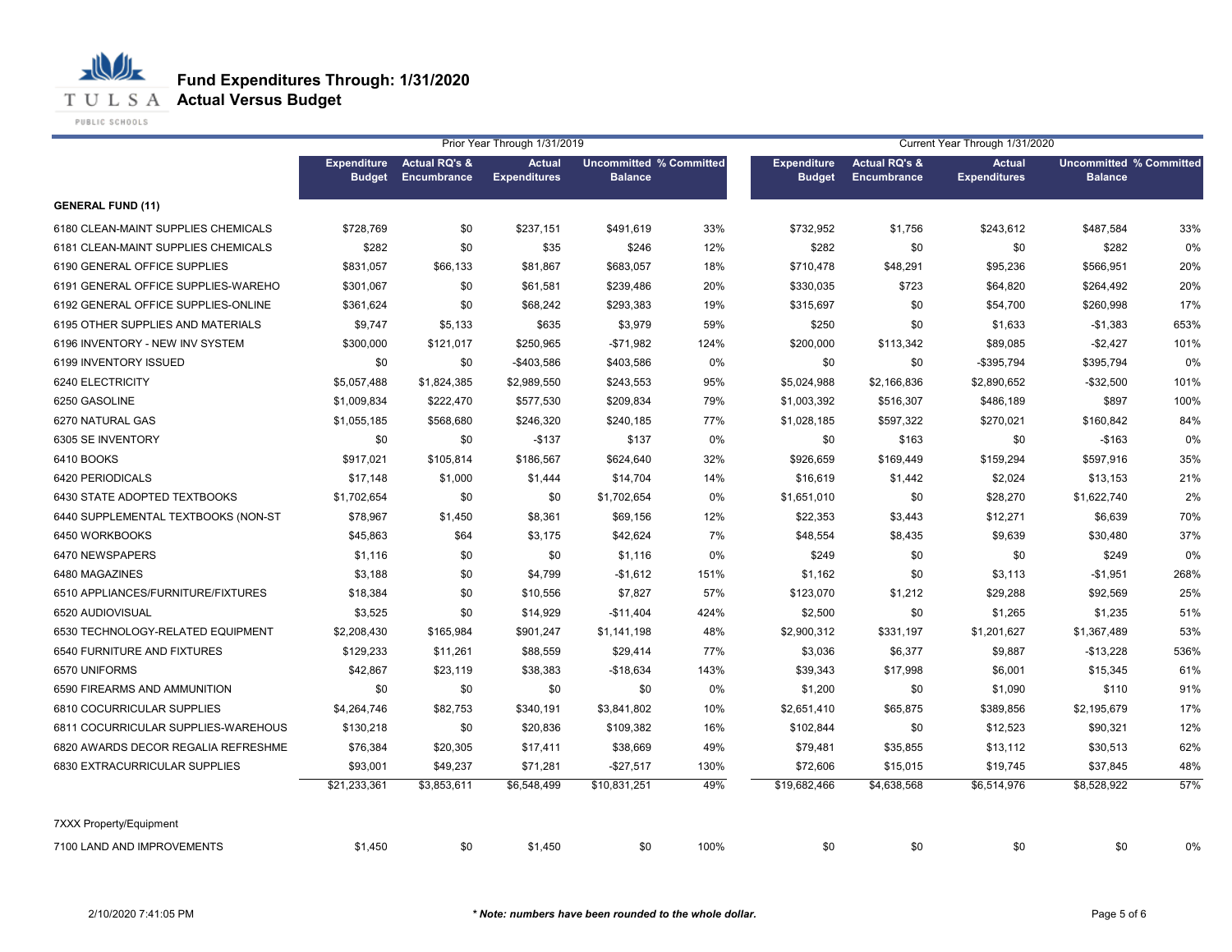# Fund Expenditures Through: 1/31/2020
## Actual Versus Budget

| | Prior Year Through 1/31/2019 | | | | | Current Year Through 1/31/2020 | | | | |
|---|---|---|---|---|---|---|---|---|---|---|
| | Expenditure Budget | Actual RQ's & Encumbrance | Actual Expenditures | Uncommitted Balance | % Committed | Expenditure Budget | Actual RQ's & Encumbrance | Actual Expenditures | Uncommitted Balance | % Committed |
| **GENERAL FUND (11)** | | | | | | | | | | |
| 6180 CLEAN-MAINT SUPPLIES CHEMICALS | $728,769 | $0 | $237,151 | $491,619 | 33% | $732,952 | $1,756 | $243,612 | $487,584 | 33% |
| 6181 CLEAN-MAINT SUPPLIES CHEMICALS | $282 | $0 | $35 | $246 | 12% | $282 | $0 | $0 | $282 | 0% |
| 6190 GENERAL OFFICE SUPPLIES | $831,057 | $66,133 | $81,867 | $683,057 | 18% | $710,478 | $48,291 | $95,236 | $566,951 | 20% |
| 6191 GENERAL OFFICE SUPPLIES-WAREHO | $301,067 | $0 | $61,581 | $239,486 | 20% | $330,035 | $723 | $64,820 | $264,492 | 20% |
| 6192 GENERAL OFFICE SUPPLIES-ONLINE | $361,624 | $0 | $68,242 | $293,383 | 19% | $315,697 | $0 | $54,700 | $260,998 | 17% |
| 6195 OTHER SUPPLIES AND MATERIALS | $9,747 | $5,133 | $635 | $3,979 | 59% | $250 | $0 | $1,633 | -$1,383 | 653% |
| 6196 INVENTORY - NEW INV SYSTEM | $300,000 | $121,017 | $250,965 | -$71,982 | 124% | $200,000 | $113,342 | $89,085 | -$2,427 | 101% |
| 6199 INVENTORY ISSUED | $0 | $0 | -$403,586 | $403,586 | 0% | $0 | $0 | -$395,794 | $395,794 | 0% |
| 6240 ELECTRICITY | $5,057,488 | $1,824,385 | $2,989,550 | $243,553 | 95% | $5,024,988 | $2,166,836 | $2,890,652 | -$32,500 | 101% |
| 6250 GASOLINE | $1,009,834 | $222,470 | $577,530 | $209,834 | 79% | $1,003,392 | $516,307 | $486,189 | $897 | 100% |
| 6270 NATURAL GAS | $1,055,185 | $568,680 | $246,320 | $240,185 | 77% | $1,028,185 | $597,322 | $270,021 | $160,842 | 84% |
| 6305 SE INVENTORY | $0 | $0 | -$137 | $137 | 0% | $0 | $163 | $0 | -$163 | 0% |
| 6410 BOOKS | $917,021 | $105,814 | $186,567 | $624,640 | 32% | $926,659 | $169,449 | $159,294 | $597,916 | 35% |
| 6420 PERIODICALS | $17,148 | $1,000 | $1,444 | $14,704 | 14% | $16,619 | $1,442 | $2,024 | $13,153 | 21% |
| 6430 STATE ADOPTED TEXTBOOKS | $1,702,654 | $0 | $0 | $1,702,654 | 0% | $1,651,010 | $0 | $28,270 | $1,622,740 | 2% |
| 6440 SUPPLEMENTAL TEXTBOOKS (NON-ST | $78,967 | $1,450 | $8,361 | $69,156 | 12% | $22,353 | $3,443 | $12,271 | $6,639 | 70% |
| 6450 WORKBOOKS | $45,863 | $64 | $3,175 | $42,624 | 7% | $48,554 | $8,435 | $9,639 | $30,480 | 37% |
| 6470 NEWSPAPERS | $1,116 | $0 | $0 | $1,116 | 0% | $249 | $0 | $0 | $249 | 0% |
| 6480 MAGAZINES | $3,188 | $0 | $4,799 | -$1,612 | 151% | $1,162 | $0 | $3,113 | -$1,951 | 268% |
| 6510 APPLIANCES/FURNITURE/FIXTURES | $18,384 | $0 | $10,556 | $7,827 | 57% | $123,070 | $1,212 | $29,288 | $92,569 | 25% |
| 6520 AUDIOVISUAL | $3,525 | $0 | $14,929 | -$11,404 | 424% | $2,500 | $0 | $1,265 | $1,235 | 51% |
| 6530 TECHNOLOGY-RELATED EQUIPMENT | $2,208,430 | $165,984 | $901,247 | $1,141,198 | 48% | $2,900,312 | $331,197 | $1,201,627 | $1,367,489 | 53% |
| 6540 FURNITURE AND FIXTURES | $129,233 | $11,261 | $88,559 | $29,414 | 77% | $3,036 | $6,377 | $9,887 | -$13,228 | 536% |
| 6570 UNIFORMS | $42,867 | $23,119 | $38,383 | -$18,634 | 143% | $39,343 | $17,998 | $6,001 | $15,345 | 61% |
| 6590 FIREARMS AND AMMUNITION | $0 | $0 | $0 | $0 | 0% | $1,200 | $0 | $1,090 | $110 | 91% |
| 6810 COCURRICULAR SUPPLIES | $4,264,746 | $82,753 | $340,191 | $3,841,802 | 10% | $2,651,410 | $65,875 | $389,856 | $2,195,679 | 17% |
| 6811 COCURRICULAR SUPPLIES-WAREHOUS | $130,218 | $0 | $20,836 | $109,382 | 16% | $102,844 | $0 | $12,523 | $90,321 | 12% |
| 6820 AWARDS DECOR REGALIA REFRESHME | $76,384 | $20,305 | $17,411 | $38,669 | 49% | $79,481 | $35,855 | $13,112 | $30,513 | 62% |
| 6830 EXTRACURRICULAR SUPPLIES | $93,001 | $49,237 | $71,281 | -$27,517 | 130% | $72,606 | $15,015 | $19,745 | $37,845 | 48% |
| | $21,233,361 | $3,853,611 | $6,548,499 | $10,831,251 | 49% | $19,682,466 | $4,638,568 | $6,514,976 | $8,528,922 | 57% |
| 7XXX Property/Equipment | | | | | | | | | | |
| 7100 LAND AND IMPROVEMENTS | $1,450 | $0 | $1,450 | $0 | 100% | $0 | $0 | $0 | $0 | 0% |

2/10/2020 7:41:05 PM

*\* Note: numbers have been rounded to the whole dollar.*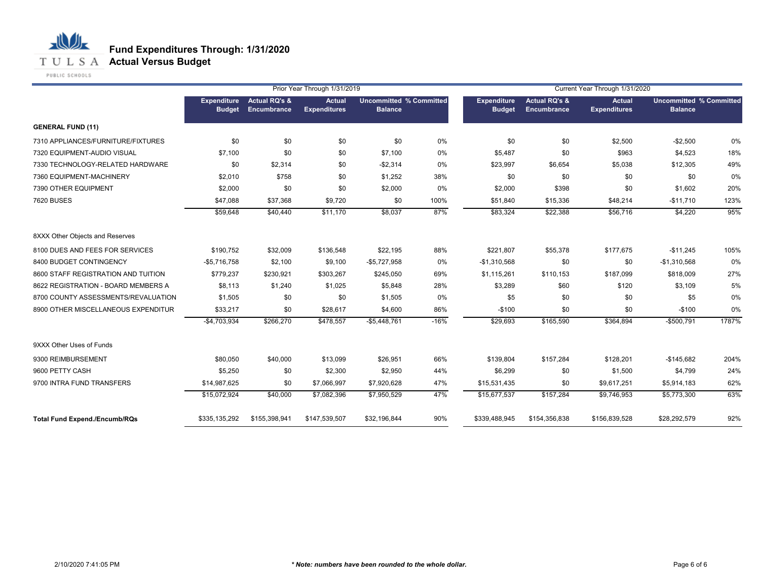# Fund Expenditures Through: 1/31/2020
## Actual Versus Budget

| | Prior Year Through 1/31/2019 | | | | | Current Year Through 1/31/2020 | | | | |
|---|---|---|---|---|---|---|---|---|---|---|
| | Expenditure Budget | Actual RQ's & Encumbrance | Actual Expenditures | Uncommitted Balance | % Committed | Expenditure Budget | Actual RQ's & Encumbrance | Actual Expenditures | Uncommitted Balance | % Committed |
| **GENERAL FUND (11)** | | | | | | | | | | |
| 7310 APPLIANCES/FURNITURE/FIXTURES | $0 | $0 | $0 | $0 | 0% | $0 | $0 | $2,500 | -$2,500 | 0% |
| 7320 EQUIPMENT-AUDIO VISUAL | $7,100 | $0 | $0 | $7,100 | 0% | $5,487 | $0 | $963 | $4,523 | 18% |
| 7330 TECHNOLOGY-RELATED HARDWARE | $0 | $2,314 | $0 | -$2,314 | 0% | $23,997 | $6,654 | $5,038 | $12,305 | 49% |
| 7360 EQUIPMENT-MACHINERY | $2,010 | $758 | $0 | $1,252 | 38% | $0 | $0 | $0 | $0 | 0% |
| 7390 OTHER EQUIPMENT | $2,000 | $0 | $0 | $2,000 | 0% | $2,000 | $398 | $0 | $1,602 | 20% |
| 7620 BUSES | $47,088 | $37,368 | $9,720 | $0 | 100% | $51,840 | $15,336 | $48,214 | -$11,710 | 123% |
| | $59,648 | $40,440 | $11,170 | $8,037 | 87% | $83,324 | $22,388 | $56,716 | $4,220 | 95% |
| 8XXX Other Objects and Reserves | | | | | | | | | | |
| 8100 DUES AND FEES FOR SERVICES | $190,752 | $32,009 | $136,548 | $22,195 | 88% | $221,807 | $55,378 | $177,675 | -$11,245 | 105% |
| 8400 BUDGET CONTINGENCY | -$5,716,758 | $2,100 | $9,100 | -$5,727,958 | 0% | -$1,310,568 | $0 | $0 | -$1,310,568 | 0% |
| 8600 STAFF REGISTRATION AND TUITION | $779,237 | $230,921 | $303,267 | $245,050 | 69% | $1,115,261 | $110,153 | $187,099 | $818,009 | 27% |
| 8622 REGISTRATION - BOARD MEMBERS A | $8,113 | $1,240 | $1,025 | $5,848 | 28% | $3,289 | $60 | $120 | $3,109 | 5% |
| 8700 COUNTY ASSESSMENTS/REVALUATION | $1,505 | $0 | $0 | $1,505 | 0% | $5 | $0 | $0 | $5 | 0% |
| 8900 OTHER MISCELLANEOUS EXPENDITUR | $33,217 | $0 | $28,617 | $4,600 | 86% | -$100 | $0 | $0 | -$100 | 0% |
| | -$4,703,934 | $266,270 | $478,557 | -$5,448,761 | -16% | $29,693 | $165,590 | $364,894 | -$500,791 | 1787% |
| 9XXX Other Uses of Funds | | | | | | | | | | |
| 9300 REIMBURSEMENT | $80,050 | $40,000 | $13,099 | $26,951 | 66% | $139,804 | $157,284 | $128,201 | -$145,682 | 204% |
| 9600 PETTY CASH | $5,250 | $0 | $2,300 | $2,950 | 44% | $6,299 | $0 | $1,500 | $4,799 | 24% |
| 9700 INTRA FUND TRANSFERS | $14,987,625 | $0 | $7,066,997 | $7,920,628 | 47% | $15,531,435 | $0 | $9,617,251 | $5,914,183 | 62% |
| | $15,072,924 | $40,000 | $7,082,396 | $7,950,529 | 47% | $15,677,537 | $157,284 | $9,746,953 | $5,773,300 | 63% |
| **Total Fund Expend./Encumb/RQs** | $335,135,292 | $155,398,941 | $147,539,507 | $32,196,844 | 90% | $339,488,945 | $154,356,838 | $156,839,528 | $28,292,579 | 92% |

2/10/2020 7:41:05 PM

*** Note: numbers have been rounded to the whole dollar.**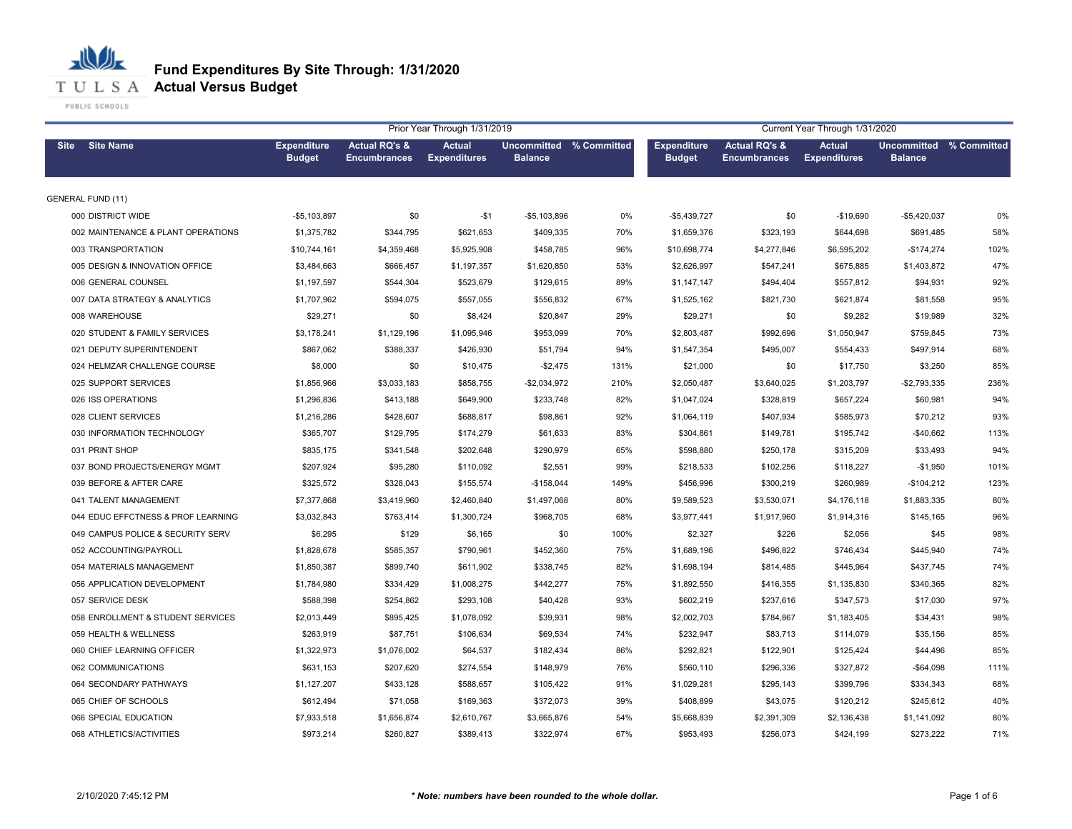# Fund Expenditures By Site Through: 1/31/2020
## Actual Versus Budget

| Site | Site Name | Prior Year Through 1/31/2019 Expenditure Budget | Actual RQ's & Encumbrances | Actual Expenditures | Uncommitted Balance | % Committed | Current Year Through 1/31/2020 Expenditure Budget | Actual RQ's & Encumbrances | Actual Expenditures | Uncommitted Balance | % Committed |
|---|---|---|---|---|---|---|---|---|---|---|---|
| GENERAL FUND (11) | | | | | | | | | | | |
| 000 | DISTRICT WIDE | -$5,103,897 | $0 | -$1 | -$5,103,896 | 0% | -$5,439,727 | $0 | -$19,690 | -$5,420,037 | 0% |
| 002 | MAINTENANCE & PLANT OPERATIONS | $1,375,782 | $344,795 | $621,653 | $409,335 | 70% | $1,659,376 | $323,193 | $644,698 | $691,485 | 58% |
| 003 | TRANSPORTATION | $10,744,161 | $4,359,468 | $5,925,908 | $458,785 | 96% | $10,698,774 | $4,277,846 | $6,595,202 | -$174,274 | 102% |
| 005 | DESIGN & INNOVATION OFFICE | $3,484,663 | $666,457 | $1,197,357 | $1,620,850 | 53% | $2,626,997 | $547,241 | $675,885 | $1,403,872 | 47% |
| 006 | GENERAL COUNSEL | $1,197,597 | $544,304 | $523,679 | $129,615 | 89% | $1,147,147 | $494,404 | $557,812 | $94,931 | 92% |
| 007 | DATA STRATEGY & ANALYTICS | $1,707,962 | $594,075 | $557,055 | $556,832 | 67% | $1,525,162 | $821,730 | $621,874 | $81,558 | 95% |
| 008 | WAREHOUSE | $29,271 | $0 | $8,424 | $20,847 | 29% | $29,271 | $0 | $9,282 | $19,989 | 32% |
| 020 | STUDENT & FAMILY SERVICES | $3,178,241 | $1,129,196 | $1,095,946 | $953,099 | 70% | $2,803,487 | $992,696 | $1,050,947 | $759,845 | 73% |
| 021 | DEPUTY SUPERINTENDENT | $867,062 | $388,337 | $426,930 | $51,794 | 94% | $1,547,354 | $495,007 | $554,433 | $497,914 | 68% |
| 024 | HELMZAR CHALLENGE COURSE | $8,000 | $0 | $10,475 | -$2,475 | 131% | $21,000 | $0 | $17,750 | $3,250 | 85% |
| 025 | SUPPORT SERVICES | $1,856,966 | $3,033,183 | $858,755 | -$2,034,972 | 210% | $2,050,487 | $3,640,025 | $1,203,797 | -$2,793,335 | 236% |
| 026 | ISS OPERATIONS | $1,296,836 | $413,188 | $649,900 | $233,748 | 82% | $1,047,024 | $328,819 | $657,224 | $60,981 | 94% |
| 028 | CLIENT SERVICES | $1,216,286 | $428,607 | $688,817 | $98,861 | 92% | $1,064,119 | $407,934 | $585,973 | $70,212 | 93% |
| 030 | INFORMATION TECHNOLOGY | $365,707 | $129,795 | $174,279 | $61,633 | 83% | $304,861 | $149,781 | $195,742 | -$40,662 | 113% |
| 031 | PRINT SHOP | $835,175 | $341,548 | $202,648 | $290,979 | 65% | $598,880 | $250,178 | $315,209 | $33,493 | 94% |
| 037 | BOND PROJECTS/ENERGY MGMT | $207,924 | $95,280 | $110,092 | $2,551 | 99% | $218,533 | $102,256 | $118,227 | -$1,950 | 101% |
| 039 | BEFORE & AFTER CARE | $325,572 | $328,043 | $155,574 | -$158,044 | 149% | $456,996 | $300,219 | $260,989 | -$104,212 | 123% |
| 041 | TALENT MANAGEMENT | $7,377,868 | $3,419,960 | $2,460,840 | $1,497,068 | 80% | $9,589,523 | $3,530,071 | $4,176,118 | $1,883,335 | 80% |
| 044 | EDUC EFFCTNESS & PROF LEARNING | $3,032,843 | $763,414 | $1,300,724 | $968,705 | 68% | $3,977,441 | $1,917,960 | $1,914,316 | $145,165 | 96% |
| 049 | CAMPUS POLICE & SECURITY SERV | $6,295 | $129 | $6,165 | $0 | 100% | $2,327 | $226 | $2,056 | $45 | 98% |
| 052 | ACCOUNTING/PAYROLL | $1,828,678 | $585,357 | $790,961 | $452,360 | 75% | $1,689,196 | $496,822 | $746,434 | $445,940 | 74% |
| 054 | MATERIALS MANAGEMENT | $1,850,387 | $899,740 | $611,902 | $338,745 | 82% | $1,698,194 | $814,485 | $445,964 | $437,745 | 74% |
| 056 | APPLICATION DEVELOPMENT | $1,784,980 | $334,429 | $1,008,275 | $442,277 | 75% | $1,892,550 | $416,355 | $1,135,830 | $340,365 | 82% |
| 057 | SERVICE DESK | $588,398 | $254,862 | $293,108 | $40,428 | 93% | $602,219 | $237,616 | $347,573 | $17,030 | 97% |
| 058 | ENROLLMENT & STUDENT SERVICES | $2,013,449 | $895,425 | $1,078,092 | $39,931 | 98% | $2,002,703 | $784,867 | $1,183,405 | $34,431 | 98% |
| 059 | HEALTH & WELLNESS | $263,919 | $87,751 | $106,634 | $69,534 | 74% | $232,947 | $83,713 | $114,079 | $35,156 | 85% |
| 060 | CHIEF LEARNING OFFICER | $1,322,973 | $1,076,002 | $64,537 | $182,434 | 86% | $292,821 | $122,901 | $125,424 | $44,496 | 85% |
| 062 | COMMUNICATIONS | $631,153 | $207,620 | $274,554 | $148,979 | 76% | $560,110 | $296,336 | $327,872 | -$64,098 | 111% |
| 064 | SECONDARY PATHWAYS | $1,127,207 | $433,128 | $588,657 | $105,422 | 91% | $1,029,281 | $295,143 | $399,796 | $334,343 | 68% |
| 065 | CHIEF OF SCHOOLS | $612,494 | $71,058 | $169,363 | $372,073 | 39% | $408,899 | $43,075 | $120,212 | $245,612 | 40% |
| 066 | SPECIAL EDUCATION | $7,933,518 | $1,656,874 | $2,610,767 | $3,665,876 | 54% | $5,668,839 | $2,391,309 | $2,136,438 | $1,141,092 | 80% |
| 068 | ATHLETICS/ACTIVITIES | $973,214 | $260,827 | $389,413 | $322,974 | 67% | $953,493 | $256,073 | $424,199 | $273,222 | 71% |

2/10/2020 7:45:12 PM

*** Note: numbers have been rounded to the whole dollar.**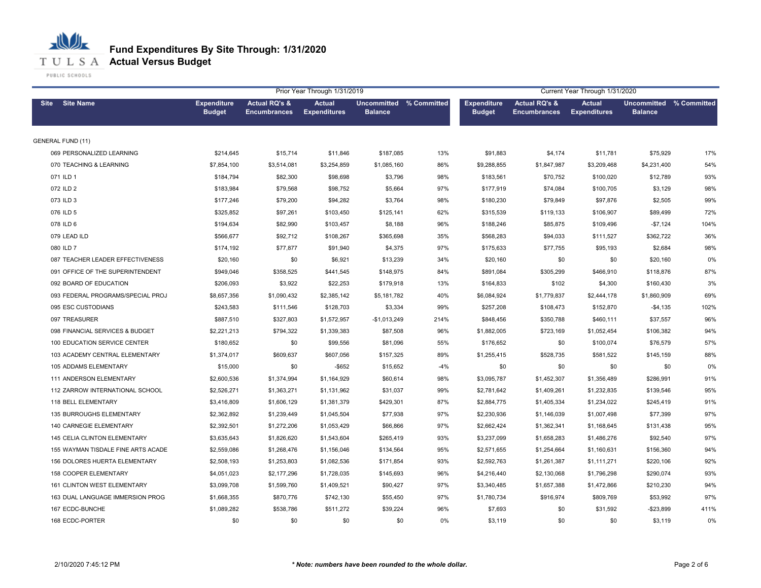# Fund Expenditures By Site Through: 1/31/2020

## Actual Versus Budget

| Site | Site Name | Prior Year Through 1/31/2019 | | | | | Current Year Through 1/31/2020 | | | | |
|---|---|---|---|---|---|---|---|---|---|---|---|
| | | Expenditure Budget | Actual RQ's & Encumbrances | Actual Expenditures | Uncommitted Balance | % Committed | Expenditure Budget | Actual RQ's & Encumbrances | Actual Expenditures | Uncommitted Balance | % Committed |
| GENERAL FUND (11) | | | | | | | | | | | |
| 069 | PERSONALIZED LEARNING | $214,645 | $15,714 | $11,846 | $187,085 | 13% | $91,883 | $4,174 | $11,781 | $75,929 | 17% |
| 070 | TEACHING & LEARNING | $7,854,100 | $3,514,081 | $3,254,859 | $1,085,160 | 86% | $9,288,855 | $1,847,987 | $3,209,468 | $4,231,400 | 54% |
| 071 | ILD 1 | $184,794 | $82,300 | $98,698 | $3,796 | 98% | $183,561 | $70,752 | $100,020 | $12,789 | 93% |
| 072 | ILD 2 | $183,984 | $79,568 | $98,752 | $5,664 | 97% | $177,919 | $74,084 | $100,705 | $3,129 | 98% |
| 073 | ILD 3 | $177,246 | $79,200 | $94,282 | $3,764 | 98% | $180,230 | $79,849 | $97,876 | $2,505 | 99% |
| 076 | ILD 5 | $325,852 | $97,261 | $103,450 | $125,141 | 62% | $315,539 | $119,133 | $106,907 | $89,499 | 72% |
| 078 | ILD 6 | $194,634 | $82,990 | $103,457 | $8,188 | 96% | $188,246 | $85,875 | $109,496 | -$7,124 | 104% |
| 079 | LEAD ILD | $566,677 | $92,712 | $108,267 | $365,698 | 35% | $568,283 | $94,033 | $111,527 | $362,722 | 36% |
| 080 | ILD 7 | $174,192 | $77,877 | $91,940 | $4,375 | 97% | $175,633 | $77,755 | $95,193 | $2,684 | 98% |
| 087 | TEACHER LEADER EFFECTIVENESS | $20,160 | $0 | $6,921 | $13,239 | 34% | $20,160 | $0 | $0 | $20,160 | 0% |
| 091 | OFFICE OF THE SUPERINTENDENT | $949,046 | $358,525 | $441,545 | $148,975 | 84% | $891,084 | $305,299 | $466,910 | $118,876 | 87% |
| 092 | BOARD OF EDUCATION | $206,093 | $3,922 | $22,253 | $179,918 | 13% | $164,833 | $102 | $4,300 | $160,430 | 3% |
| 093 | FEDERAL PROGRAMS/SPECIAL PROJ | $8,657,356 | $1,090,432 | $2,385,142 | $5,181,782 | 40% | $6,084,924 | $1,779,837 | $2,444,178 | $1,860,909 | 69% |
| 095 | ESC CUSTODIANS | $243,583 | $111,546 | $128,703 | $3,334 | 99% | $257,208 | $108,473 | $152,870 | -$4,135 | 102% |
| 097 | TREASURER | $887,510 | $327,803 | $1,572,957 | -$1,013,249 | 214% | $848,456 | $350,788 | $460,111 | $37,557 | 96% |
| 098 | FINANCIAL SERVICES & BUDGET | $2,221,213 | $794,322 | $1,339,383 | $87,508 | 96% | $1,882,005 | $723,169 | $1,052,454 | $106,382 | 94% |
| 100 | EDUCATION SERVICE CENTER | $180,652 | $0 | $99,556 | $81,096 | 55% | $176,652 | $0 | $100,074 | $76,579 | 57% |
| 103 | ACADEMY CENTRAL ELEMENTARY | $1,374,017 | $609,637 | $607,056 | $157,325 | 89% | $1,255,415 | $528,735 | $581,522 | $145,159 | 88% |
| 105 | ADDAMS ELEMENTARY | $15,000 | $0 | -$652 | $15,652 | -4% | $0 | $0 | $0 | $0 | 0% |
| 111 | ANDERSON ELEMENTARY | $2,600,536 | $1,374,994 | $1,164,929 | $60,614 | 98% | $3,095,787 | $1,452,307 | $1,356,489 | $286,991 | 91% |
| 112 | ZARROW INTERNATIONAL SCHOOL | $2,526,271 | $1,363,271 | $1,131,962 | $31,037 | 99% | $2,781,642 | $1,409,261 | $1,232,835 | $139,546 | 95% |
| 118 | BELL ELEMENTARY | $3,416,809 | $1,606,129 | $1,381,379 | $429,301 | 87% | $2,884,775 | $1,405,334 | $1,234,022 | $245,419 | 91% |
| 135 | BURROUGHS ELEMENTARY | $2,362,892 | $1,239,449 | $1,045,504 | $77,938 | 97% | $2,230,936 | $1,146,039 | $1,007,498 | $77,399 | 97% |
| 140 | CARNEGIE ELEMENTARY | $2,392,501 | $1,272,206 | $1,053,429 | $66,866 | 97% | $2,662,424 | $1,362,341 | $1,168,645 | $131,438 | 95% |
| 145 | CELIA CLINTON ELEMENTARY | $3,635,643 | $1,826,620 | $1,543,604 | $265,419 | 93% | $3,237,099 | $1,658,283 | $1,486,276 | $92,540 | 97% |
| 155 | WAYMAN TISDALE FINE ARTS ACADE | $2,559,086 | $1,268,476 | $1,156,046 | $134,564 | 95% | $2,571,655 | $1,254,664 | $1,160,631 | $156,360 | 94% |
| 156 | DOLORES HUERTA ELEMENTARY | $2,508,193 | $1,253,803 | $1,082,536 | $171,854 | 93% | $2,592,763 | $1,261,387 | $1,111,271 | $220,106 | 92% |
| 158 | COOPER ELEMENTARY | $4,051,023 | $2,177,296 | $1,728,035 | $145,693 | 96% | $4,216,440 | $2,130,068 | $1,796,298 | $290,074 | 93% |
| 161 | CLINTON WEST ELEMENTARY | $3,099,708 | $1,599,760 | $1,409,521 | $90,427 | 97% | $3,340,485 | $1,657,388 | $1,472,866 | $210,230 | 94% |
| 163 | DUAL LANGUAGE IMMERSION PROG | $1,668,355 | $870,776 | $742,130 | $55,450 | 97% | $1,780,734 | $916,974 | $809,769 | $53,992 | 97% |
| 167 | ECDC-BUNCHE | $1,089,282 | $538,786 | $511,272 | $39,224 | 96% | $7,693 | $0 | $31,592 | -$23,899 | 411% |
| 168 | ECDC-PORTER | $0 | $0 | $0 | $0 | 0% | $3,119 | $0 | $0 | $3,119 | 0% |

2/10/2020 7:45:12 PM

*** Note: numbers have been rounded to the whole dollar.***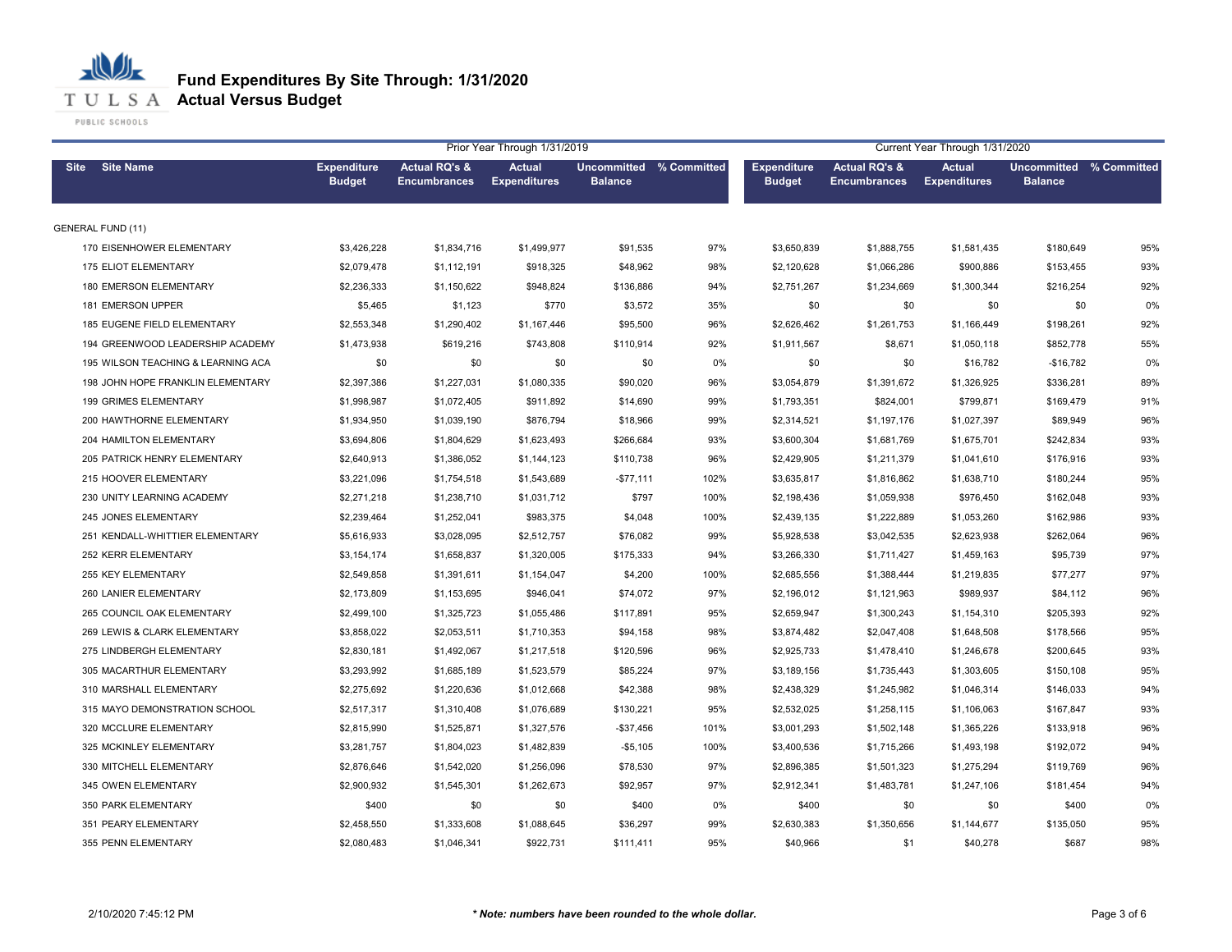# Fund Expenditures By Site Through: 1/31/2020
## Actual Versus Budget

| Site | Site Name | Prior Year Through 1/31/2019 Expenditure Budget | Actual RQ's & Encumbrances | Actual Expenditures | Uncommitted Balance | % Committed | Current Year Through 1/31/2020 Expenditure Budget | Actual RQ's & Encumbrances | Actual Expenditures | Uncommitted Balance | % Committed |
|---|---|---|---|---|---|---|---|---|---|---|---|
| GENERAL FUND (11) | | | | | | | | | | | |
| 170 | EISENHOWER ELEMENTARY | $3,426,228 | $1,834,716 | $1,499,977 | $91,535 | 97% | $3,650,839 | $1,888,755 | $1,581,435 | $180,649 | 95% |
| 175 | ELIOT ELEMENTARY | $2,079,478 | $1,112,191 | $918,325 | $48,962 | 98% | $2,120,628 | $1,066,286 | $900,886 | $153,455 | 93% |
| 180 | EMERSON ELEMENTARY | $2,236,333 | $1,150,622 | $948,824 | $136,886 | 94% | $2,751,267 | $1,234,669 | $1,300,344 | $216,254 | 92% |
| 181 | EMERSON UPPER | $5,465 | $1,123 | $770 | $3,572 | 35% | $0 | $0 | $0 | $0 | 0% |
| 185 | EUGENE FIELD ELEMENTARY | $2,553,348 | $1,290,402 | $1,167,446 | $95,500 | 96% | $2,626,462 | $1,261,753 | $1,166,449 | $198,261 | 92% |
| 194 | GREENWOOD LEADERSHIP ACADEMY | $1,473,938 | $619,216 | $743,808 | $110,914 | 92% | $1,911,567 | $8,671 | $1,050,118 | $852,778 | 55% |
| 195 | WILSON TEACHING & LEARNING ACA | $0 | $0 | $0 | $0 | 0% | $0 | $0 | $16,782 | -$16,782 | 0% |
| 198 | JOHN HOPE FRANKLIN ELEMENTARY | $2,397,386 | $1,227,031 | $1,080,335 | $90,020 | 96% | $3,054,879 | $1,391,672 | $1,326,925 | $336,281 | 89% |
| 199 | GRIMES ELEMENTARY | $1,998,987 | $1,072,405 | $911,892 | $14,690 | 99% | $1,793,351 | $824,001 | $799,871 | $169,479 | 91% |
| 200 | HAWTHORNE ELEMENTARY | $1,934,950 | $1,039,190 | $876,794 | $18,966 | 99% | $2,314,521 | $1,197,176 | $1,027,397 | $89,949 | 96% |
| 204 | HAMILTON ELEMENTARY | $3,694,806 | $1,804,629 | $1,623,493 | $266,684 | 93% | $3,600,304 | $1,681,769 | $1,675,701 | $242,834 | 93% |
| 205 | PATRICK HENRY ELEMENTARY | $2,640,913 | $1,386,052 | $1,144,123 | $110,738 | 96% | $2,429,905 | $1,211,379 | $1,041,610 | $176,916 | 93% |
| 215 | HOOVER ELEMENTARY | $3,221,096 | $1,754,518 | $1,543,689 | -$77,111 | 102% | $3,635,817 | $1,816,862 | $1,638,710 | $180,244 | 95% |
| 230 | UNITY LEARNING ACADEMY | $2,271,218 | $1,238,710 | $1,031,712 | $797 | 100% | $2,198,436 | $1,059,938 | $976,450 | $162,048 | 93% |
| 245 | JONES ELEMENTARY | $2,239,464 | $1,252,041 | $983,375 | $4,048 | 100% | $2,439,135 | $1,222,889 | $1,053,260 | $162,986 | 93% |
| 251 | KENDALL-WHITTIER ELEMENTARY | $5,616,933 | $3,028,095 | $2,512,757 | $76,082 | 99% | $5,928,538 | $3,042,535 | $2,623,938 | $262,064 | 96% |
| 252 | KERR ELEMENTARY | $3,154,174 | $1,658,837 | $1,320,005 | $175,333 | 94% | $3,266,330 | $1,711,427 | $1,459,163 | $95,739 | 97% |
| 255 | KEY ELEMENTARY | $2,549,858 | $1,391,611 | $1,154,047 | $4,200 | 100% | $2,685,556 | $1,388,444 | $1,219,835 | $77,277 | 97% |
| 260 | LANIER ELEMENTARY | $2,173,809 | $1,153,695 | $946,041 | $74,072 | 97% | $2,196,012 | $1,121,963 | $989,937 | $84,112 | 96% |
| 265 | COUNCIL OAK ELEMENTARY | $2,499,100 | $1,325,723 | $1,055,486 | $117,891 | 95% | $2,659,947 | $1,300,243 | $1,154,310 | $205,393 | 92% |
| 269 | LEWIS & CLARK ELEMENTARY | $3,858,022 | $2,053,511 | $1,710,353 | $94,158 | 98% | $3,874,482 | $2,047,408 | $1,648,508 | $178,566 | 95% |
| 275 | LINDBERGH ELEMENTARY | $2,830,181 | $1,492,067 | $1,217,518 | $120,596 | 96% | $2,925,733 | $1,478,410 | $1,246,678 | $200,645 | 93% |
| 305 | MACARTHUR ELEMENTARY | $3,293,992 | $1,685,189 | $1,523,579 | $85,224 | 97% | $3,189,156 | $1,735,443 | $1,303,605 | $150,108 | 95% |
| 310 | MARSHALL ELEMENTARY | $2,275,692 | $1,220,636 | $1,012,668 | $42,388 | 98% | $2,438,329 | $1,245,982 | $1,046,314 | $146,033 | 94% |
| 315 | MAYO DEMONSTRATION SCHOOL | $2,517,317 | $1,310,408 | $1,076,689 | $130,221 | 95% | $2,532,025 | $1,258,115 | $1,106,063 | $167,847 | 93% |
| 320 | MCCLURE ELEMENTARY | $2,815,990 | $1,525,871 | $1,327,576 | -$37,456 | 101% | $3,001,293 | $1,502,148 | $1,365,226 | $133,918 | 96% |
| 325 | MCKINLEY ELEMENTARY | $3,281,757 | $1,804,023 | $1,482,839 | -$5,105 | 100% | $3,400,536 | $1,715,266 | $1,493,198 | $192,072 | 94% |
| 330 | MITCHELL ELEMENTARY | $2,876,646 | $1,542,020 | $1,256,096 | $78,530 | 97% | $2,896,385 | $1,501,323 | $1,275,294 | $119,769 | 96% |
| 345 | OWEN ELEMENTARY | $2,900,932 | $1,545,301 | $1,262,673 | $92,957 | 97% | $2,912,341 | $1,483,781 | $1,247,106 | $181,454 | 94% |
| 350 | PARK ELEMENTARY | $400 | $0 | $0 | $400 | 0% | $400 | $0 | $0 | $400 | 0% |
| 351 | PEARY ELEMENTARY | $2,458,550 | $1,333,608 | $1,088,645 | $36,297 | 99% | $2,630,383 | $1,350,656 | $1,144,677 | $135,050 | 95% |
| 355 | PENN ELEMENTARY | $2,080,483 | $1,046,341 | $922,731 | $111,411 | 95% | $40,966 | $1 | $40,278 | $687 | 98% |

2/10/2020 7:45:12 PM

*** Note: numbers have been rounded to the whole dollar.***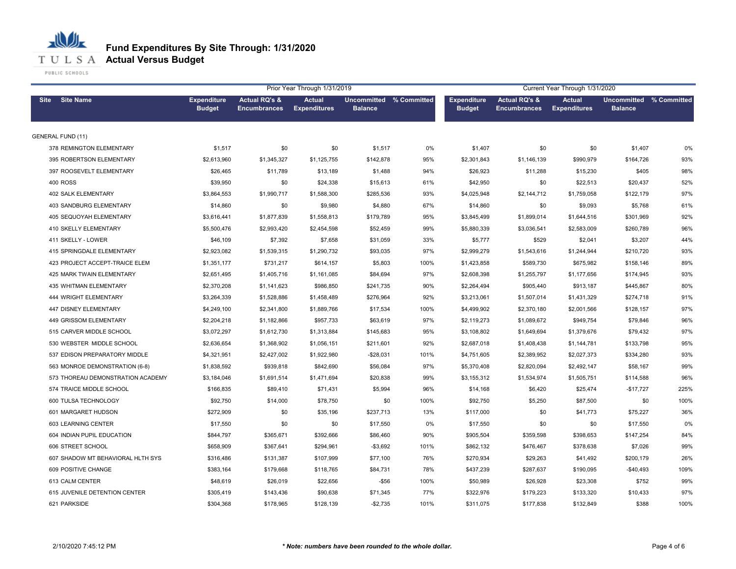# Fund Expenditures By Site Through: 1/31/2020

## Actual Versus Budget

| Site | Site Name | Prior Year Through 1/31/2019 | | | | | Current Year Through 1/31/2020 | | | | |
|---|---|---|---|---|---|---|---|---|---|---|---|
| | | Expenditure Budget | Actual RQ's & Encumbrances | Actual Expenditures | Uncommitted Balance | % Committed | Expenditure Budget | Actual RQ's & Encumbrances | Actual Expenditures | Uncommitted Balance | % Committed |
| GENERAL FUND (11) | | | | | | | | | | | |
| 378 | REMINGTON ELEMENTARY | $1,517 | $0 | $0 | $1,517 | 0% | $1,407 | $0 | $0 | $1,407 | 0% |
| 395 | ROBERTSON ELEMENTARY | $2,613,960 | $1,345,327 | $1,125,755 | $142,878 | 95% | $2,301,843 | $1,146,139 | $990,979 | $164,726 | 93% |
| 397 | ROOSEVELT ELEMENTARY | $26,465 | $11,789 | $13,189 | $1,488 | 94% | $26,923 | $11,288 | $15,230 | $405 | 98% |
| 400 | ROSS | $39,950 | $0 | $24,338 | $15,613 | 61% | $42,950 | $0 | $22,513 | $20,437 | 52% |
| 402 | SALK ELEMENTARY | $3,864,553 | $1,990,717 | $1,588,300 | $285,536 | 93% | $4,025,948 | $2,144,712 | $1,759,058 | $122,179 | 97% |
| 403 | SANDBURG ELEMENTARY | $14,860 | $0 | $9,980 | $4,880 | 67% | $14,860 | $0 | $9,093 | $5,768 | 61% |
| 405 | SEQUOYAH ELEMENTARY | $3,616,441 | $1,877,839 | $1,558,813 | $179,789 | 95% | $3,845,499 | $1,899,014 | $1,644,516 | $301,969 | 92% |
| 410 | SKELLY ELEMENTARY | $5,500,476 | $2,993,420 | $2,454,598 | $52,459 | 99% | $5,880,339 | $3,036,541 | $2,583,009 | $260,789 | 96% |
| 411 | SKELLY - LOWER | $46,109 | $7,392 | $7,658 | $31,059 | 33% | $5,777 | $529 | $2,041 | $3,207 | 44% |
| 415 | SPRINGDALE ELEMENTARY | $2,923,082 | $1,539,315 | $1,290,732 | $93,035 | 97% | $2,999,279 | $1,543,616 | $1,244,944 | $210,720 | 93% |
| 423 | PROJECT ACCEPT-TRAICE ELEM | $1,351,177 | $731,217 | $614,157 | $5,803 | 100% | $1,423,858 | $589,730 | $675,982 | $158,146 | 89% |
| 425 | MARK TWAIN ELEMENTARY | $2,651,495 | $1,405,716 | $1,161,085 | $84,694 | 97% | $2,608,398 | $1,255,797 | $1,177,656 | $174,945 | 93% |
| 435 | WHITMAN ELEMENTARY | $2,370,208 | $1,141,623 | $986,850 | $241,735 | 90% | $2,264,494 | $905,440 | $913,187 | $445,867 | 80% |
| 444 | WRIGHT ELEMENTARY | $3,264,339 | $1,528,886 | $1,458,489 | $276,964 | 92% | $3,213,061 | $1,507,014 | $1,431,329 | $274,718 | 91% |
| 447 | DISNEY ELEMENTARY | $4,249,100 | $2,341,800 | $1,889,766 | $17,534 | 100% | $4,499,902 | $2,370,180 | $2,001,566 | $128,157 | 97% |
| 449 | GRISSOM ELEMENTARY | $2,204,218 | $1,182,866 | $957,733 | $63,619 | 97% | $2,119,273 | $1,089,672 | $949,754 | $79,846 | 96% |
| 515 | CARVER MIDDLE SCHOOL | $3,072,297 | $1,612,730 | $1,313,884 | $145,683 | 95% | $3,108,802 | $1,649,694 | $1,379,676 | $79,432 | 97% |
| 530 | WEBSTER MIDDLE SCHOOL | $2,636,654 | $1,368,902 | $1,056,151 | $211,601 | 92% | $2,687,018 | $1,408,438 | $1,144,781 | $133,798 | 95% |
| 537 | EDISON PREPARATORY MIDDLE | $4,321,951 | $2,427,002 | $1,922,980 | -$28,031 | 101% | $4,751,605 | $2,389,952 | $2,027,373 | $334,280 | 93% |
| 563 | MONROE DEMONSTRATION (6-8) | $1,838,592 | $939,818 | $842,690 | $56,084 | 97% | $5,370,408 | $2,820,094 | $2,492,147 | $58,167 | 99% |
| 573 | THOREAU DEMONSTRATION ACADEMY | $3,184,046 | $1,691,514 | $1,471,694 | $20,838 | 99% | $3,155,312 | $1,534,974 | $1,505,751 | $114,588 | 96% |
| 574 | TRAICE MIDDLE SCHOOL | $166,835 | $89,410 | $71,431 | $5,994 | 96% | $14,168 | $6,420 | $25,474 | -$17,727 | 225% |
| 600 | TULSA TECHNOLOGY | $92,750 | $14,000 | $78,750 | $0 | 100% | $92,750 | $5,250 | $87,500 | $0 | 100% |
| 601 | MARGARET HUDSON | $272,909 | $0 | $35,196 | $237,713 | 13% | $117,000 | $0 | $41,773 | $75,227 | 36% |
| 603 | LEARNING CENTER | $17,550 | $0 | $0 | $17,550 | 0% | $17,550 | $0 | $0 | $17,550 | 0% |
| 604 | INDIAN PUPIL EDUCATION | $844,797 | $365,671 | $392,666 | $86,460 | 90% | $905,504 | $359,598 | $398,653 | $147,254 | 84% |
| 606 | STREET SCHOOL | $658,909 | $367,641 | $294,961 | -$3,692 | 101% | $862,132 | $476,467 | $378,638 | $7,026 | 99% |
| 607 | SHADOW MT BEHAVIORAL HLTH SYS | $316,486 | $131,387 | $107,999 | $77,100 | 76% | $270,934 | $29,263 | $41,492 | $200,179 | 26% |
| 609 | POSITIVE CHANGE | $383,164 | $179,668 | $118,765 | $84,731 | 78% | $437,239 | $287,637 | $190,095 | -$40,493 | 109% |
| 613 | CALM CENTER | $48,619 | $26,019 | $22,656 | -$56 | 100% | $50,989 | $26,928 | $23,308 | $752 | 99% |
| 615 | JUVENILE DETENTION CENTER | $305,419 | $143,436 | $90,638 | $71,345 | 77% | $322,976 | $179,223 | $133,320 | $10,433 | 97% |
| 621 | PARKSIDE | $304,368 | $178,965 | $128,139 | -$2,735 | 101% | $311,075 | $177,838 | $132,849 | $388 | 100% |

2/10/2020 7:45:12 PM

*** Note: numbers have been rounded to the whole dollar.**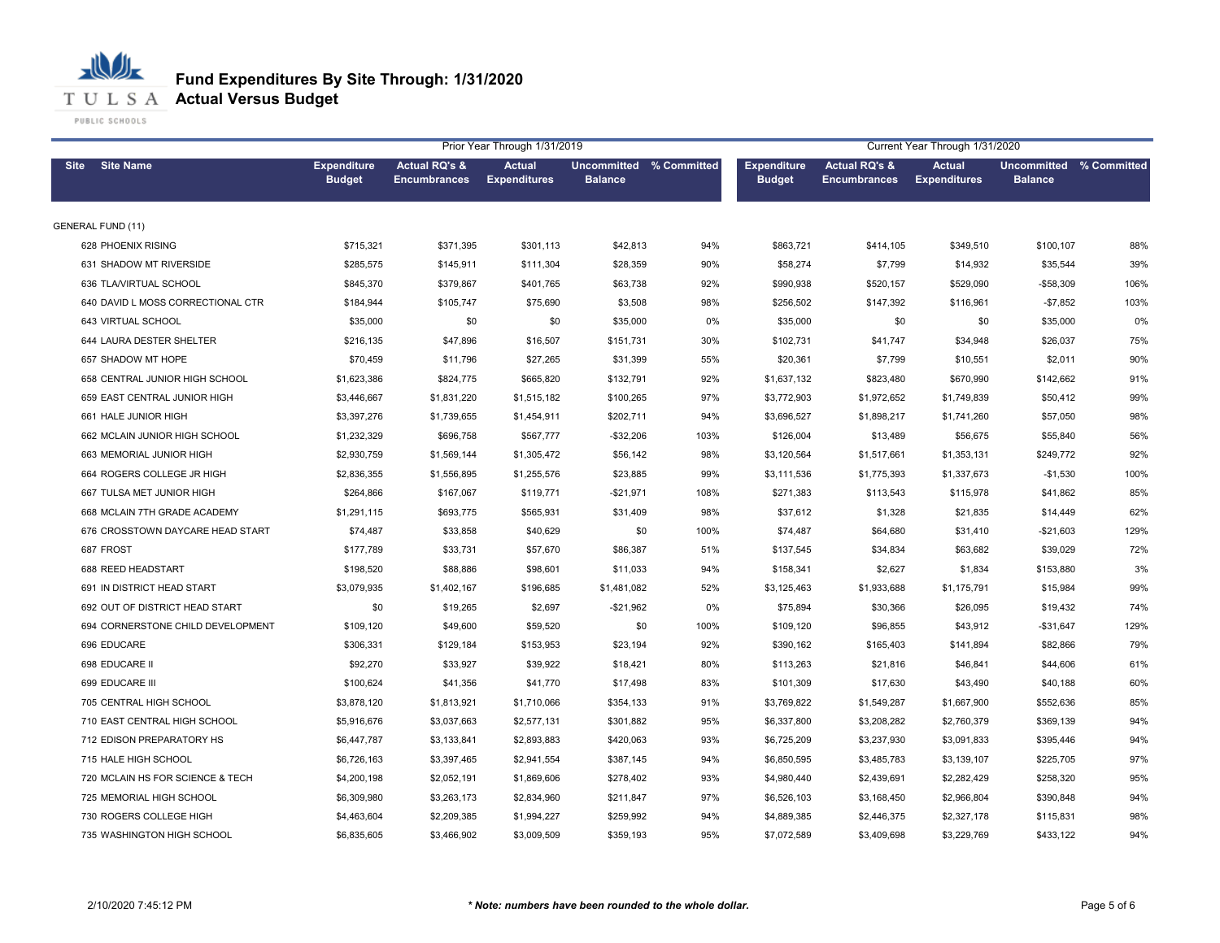# Fund Expenditures By Site Through: 1/31/2020

## Actual Versus Budget

| Site | Site Name | Prior Year Through 1/31/2019 | | | | | Current Year Through 1/31/2020 | | | | |
|---|---|---|---|---|---|---|---|---|---|---|---|
| | | Expenditure Budget | Actual RQ's & Encumbrances | Actual Expenditures | Uncommitted Balance | % Committed | Expenditure Budget | Actual RQ's & Encumbrances | Actual Expenditures | Uncommitted Balance | % Committed |
| GENERAL FUND (11) | | | | | | | | | | | |
| 628 | PHOENIX RISING | $715,321 | $371,395 | $301,113 | $42,813 | 94% | $863,721 | $414,105 | $349,510 | $100,107 | 88% |
| 631 | SHADOW MT RIVERSIDE | $285,575 | $145,911 | $111,304 | $28,359 | 90% | $58,274 | $7,799 | $14,932 | $35,544 | 39% |
| 636 | TLA/VIRTUAL SCHOOL | $845,370 | $379,867 | $401,765 | $63,738 | 92% | $990,938 | $520,157 | $529,090 | -$58,309 | 106% |
| 640 | DAVID L MOSS CORRECTIONAL CTR | $184,944 | $105,747 | $75,690 | $3,508 | 98% | $256,502 | $147,392 | $116,961 | -$7,852 | 103% |
| 643 | VIRTUAL SCHOOL | $35,000 | $0 | $0 | $35,000 | 0% | $35,000 | $0 | $0 | $35,000 | 0% |
| 644 | LAURA DESTER SHELTER | $216,135 | $47,896 | $16,507 | $151,731 | 30% | $102,731 | $41,747 | $34,948 | $26,037 | 75% |
| 657 | SHADOW MT HOPE | $70,459 | $11,796 | $27,265 | $31,399 | 55% | $20,361 | $7,799 | $10,551 | $2,011 | 90% |
| 658 | CENTRAL JUNIOR HIGH SCHOOL | $1,623,386 | $824,775 | $665,820 | $132,791 | 92% | $1,637,132 | $823,480 | $670,990 | $142,662 | 91% |
| 659 | EAST CENTRAL JUNIOR HIGH | $3,446,667 | $1,831,220 | $1,515,182 | $100,265 | 97% | $3,772,903 | $1,972,652 | $1,749,839 | $50,412 | 99% |
| 661 | HALE JUNIOR HIGH | $3,397,276 | $1,739,655 | $1,454,911 | $202,711 | 94% | $3,696,527 | $1,898,217 | $1,741,260 | $57,050 | 98% |
| 662 | MCLAIN JUNIOR HIGH SCHOOL | $1,232,329 | $696,758 | $567,777 | -$32,206 | 103% | $126,004 | $13,489 | $56,675 | $55,840 | 56% |
| 663 | MEMORIAL JUNIOR HIGH | $2,930,759 | $1,569,144 | $1,305,472 | $56,142 | 98% | $3,120,564 | $1,517,661 | $1,353,131 | $249,772 | 92% |
| 664 | ROGERS COLLEGE JR HIGH | $2,836,355 | $1,556,895 | $1,255,576 | $23,885 | 99% | $3,111,536 | $1,775,393 | $1,337,673 | -$1,530 | 100% |
| 667 | TULSA MET JUNIOR HIGH | $264,866 | $167,067 | $119,771 | -$21,971 | 108% | $271,383 | $113,543 | $115,978 | $41,862 | 85% |
| 668 | MCLAIN 7TH GRADE ACADEMY | $1,291,115 | $693,775 | $565,931 | $31,409 | 98% | $37,612 | $1,328 | $21,835 | $14,449 | 62% |
| 676 | CROSSTOWN DAYCARE HEAD START | $74,487 | $33,858 | $40,629 | $0 | 100% | $74,487 | $64,680 | $31,410 | -$21,603 | 129% |
| 687 | FROST | $177,789 | $33,731 | $57,670 | $86,387 | 51% | $137,545 | $34,834 | $63,682 | $39,029 | 72% |
| 688 | REED HEADSTART | $198,520 | $88,886 | $98,601 | $11,033 | 94% | $158,341 | $2,627 | $1,834 | $153,880 | 3% |
| 691 | IN DISTRICT HEAD START | $3,079,935 | $1,402,167 | $196,685 | $1,481,082 | 52% | $3,125,463 | $1,933,688 | $1,175,791 | $15,984 | 99% |
| 692 | OUT OF DISTRICT HEAD START | $0 | $19,265 | $2,697 | -$21,962 | 0% | $75,894 | $30,366 | $26,095 | $19,432 | 74% |
| 694 | CORNERSTONE CHILD DEVELOPMENT | $109,120 | $49,600 | $59,520 | $0 | 100% | $109,120 | $96,855 | $43,912 | -$31,647 | 129% |
| 696 | EDUCARE | $306,331 | $129,184 | $153,953 | $23,194 | 92% | $390,162 | $165,403 | $141,894 | $82,866 | 79% |
| 698 | EDUCARE II | $92,270 | $33,927 | $39,922 | $18,421 | 80% | $113,263 | $21,816 | $46,841 | $44,606 | 61% |
| 699 | EDUCARE III | $100,624 | $41,356 | $41,770 | $17,498 | 83% | $101,309 | $17,630 | $43,490 | $40,188 | 60% |
| 705 | CENTRAL HIGH SCHOOL | $3,878,120 | $1,813,921 | $1,710,066 | $354,133 | 91% | $3,769,822 | $1,549,287 | $1,667,900 | $552,636 | 85% |
| 710 | EAST CENTRAL HIGH SCHOOL | $5,916,676 | $3,037,663 | $2,577,131 | $301,882 | 95% | $6,337,800 | $3,208,282 | $2,760,379 | $369,139 | 94% |
| 712 | EDISON PREPARATORY HS | $6,447,787 | $3,133,841 | $2,893,883 | $420,063 | 93% | $6,725,209 | $3,237,930 | $3,091,833 | $395,446 | 94% |
| 715 | HALE HIGH SCHOOL | $6,726,163 | $3,397,465 | $2,941,554 | $387,145 | 94% | $6,850,595 | $3,485,783 | $3,139,107 | $225,705 | 97% |
| 720 | MCLAIN HS FOR SCIENCE & TECH | $4,200,198 | $2,052,191 | $1,869,606 | $278,402 | 93% | $4,980,440 | $2,439,691 | $2,282,429 | $258,320 | 95% |
| 725 | MEMORIAL HIGH SCHOOL | $6,309,980 | $3,263,173 | $2,834,960 | $211,847 | 97% | $6,526,103 | $3,168,450 | $2,966,804 | $390,848 | 94% |
| 730 | ROGERS COLLEGE HIGH | $4,463,604 | $2,209,385 | $1,994,227 | $259,992 | 94% | $4,889,385 | $2,446,375 | $2,327,178 | $115,831 | 98% |
| 735 | WASHINGTON HIGH SCHOOL | $6,835,605 | $3,466,902 | $3,009,509 | $359,193 | 95% | $7,072,589 | $3,409,698 | $3,229,769 | $433,122 | 94% |

2/10/2020 7:45:12 PM

*** Note: numbers have been rounded to the whole dollar.***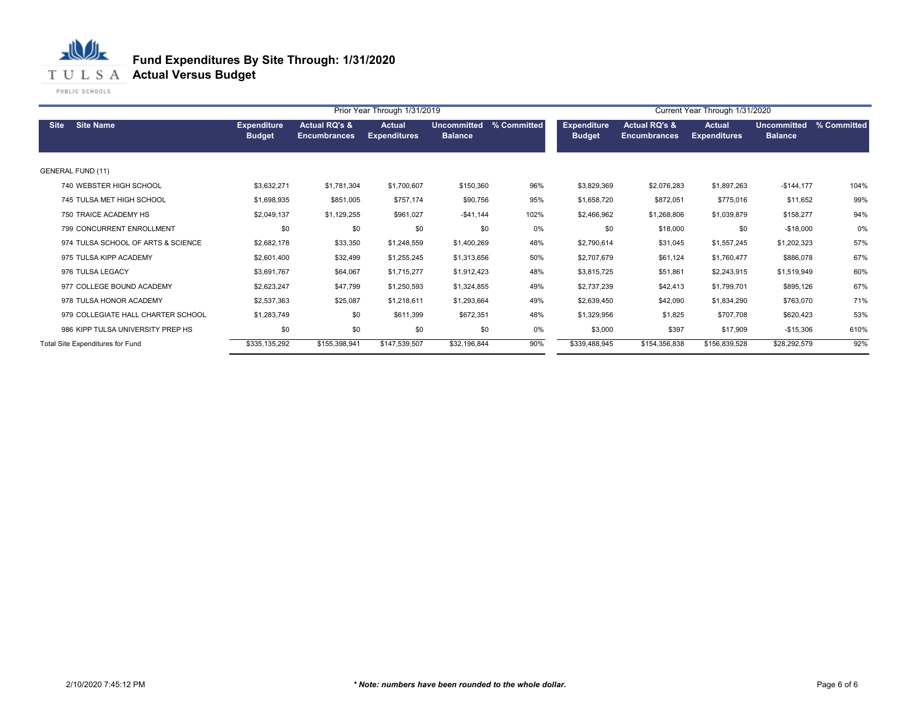# Fund Expenditures By Site Through: 1/31/2020
## Actual Versus Budget

TULSA PUBLIC SCHOOLS

| Site | Site Name | Prior Year Through 1/31/2019 | | | | | Current Year Through 1/31/2020 | | | | |
|---|---|---|---|---|---|---|---|---|---|---|---|
| | | Expenditure Budget | Actual RQ's & Encumbrances | Actual Expenditures | Uncommitted Balance | % Committed | Expenditure Budget | Actual RQ's & Encumbrances | Actual Expenditures | Uncommitted Balance | % Committed |
| GENERAL FUND (11) | | | | | | | | | | | |
| 740 | WEBSTER HIGH SCHOOL | $3,632,271 | $1,781,304 | $1,700,607 | $150,360 | 96% | $3,829,369 | $2,076,283 | $1,897,263 | -$144,177 | 104% |
| 745 | TULSA MET HIGH SCHOOL | $1,698,935 | $851,005 | $757,174 | $90,756 | 95% | $1,658,720 | $872,051 | $775,016 | $11,652 | 99% |
| 750 | TRAICE ACADEMY HS | $2,049,137 | $1,129,255 | $961,027 | -$41,144 | 102% | $2,466,962 | $1,268,806 | $1,039,879 | $158,277 | 94% |
| 799 | CONCURRENT ENROLLMENT | $0 | $0 | $0 | $0 | 0% | $0 | $18,000 | $0 | -$18,000 | 0% |
| 974 | TULSA SCHOOL OF ARTS & SCIENCE | $2,682,178 | $33,350 | $1,248,559 | $1,400,269 | 48% | $2,790,614 | $31,045 | $1,557,245 | $1,202,323 | 57% |
| 975 | TULSA KIPP ACADEMY | $2,601,400 | $32,499 | $1,255,245 | $1,313,656 | 50% | $2,707,679 | $61,124 | $1,760,477 | $886,078 | 67% |
| 976 | TULSA LEGACY | $3,691,767 | $64,067 | $1,715,277 | $1,912,423 | 48% | $3,815,725 | $51,861 | $2,243,915 | $1,519,949 | 60% |
| 977 | COLLEGE BOUND ACADEMY | $2,623,247 | $47,799 | $1,250,593 | $1,324,855 | 49% | $2,737,239 | $42,413 | $1,799,701 | $895,126 | 67% |
| 978 | TULSA HONOR ACADEMY | $2,537,363 | $25,087 | $1,218,611 | $1,293,664 | 49% | $2,639,450 | $42,090 | $1,834,290 | $763,070 | 71% |
| 979 | COLLEGIATE HALL CHARTER SCHOOL | $1,283,749 | $0 | $611,399 | $672,351 | 48% | $1,329,956 | $1,825 | $707,708 | $620,423 | 53% |
| 986 | KIPP TULSA UNIVERSITY PREP HS | $0 | $0 | $0 | $0 | 0% | $3,000 | $397 | $17,909 | -$15,306 | 610% |
| Total Site Expenditures for Fund | | $335,135,292 | $155,398,941 | $147,539,507 | $32,196,844 | 90% | $339,488,945 | $154,356,838 | $156,839,528 | $28,292,579 | 92% |

2/10/2020 7:45:12 PM

*\* Note: numbers have been rounded to the whole dollar.*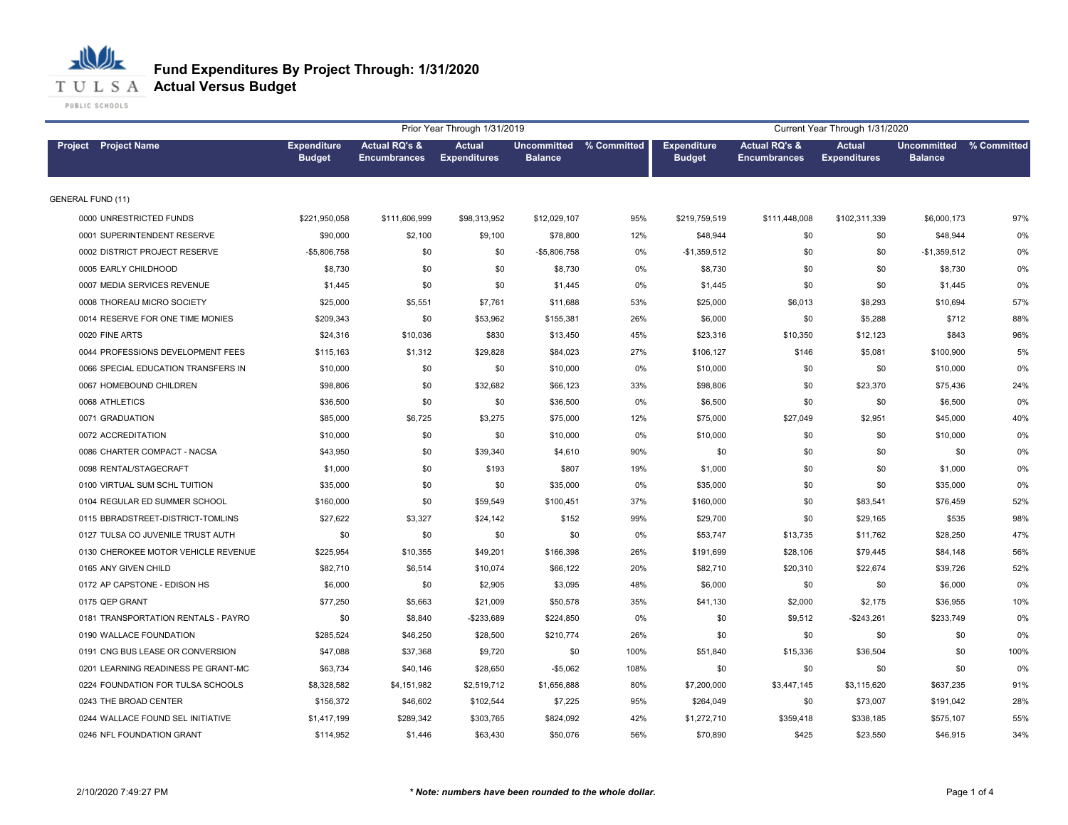# Fund Expenditures By Project Through: 1/31/2020

## Actual Versus Budget

TULSA PUBLIC SCHOOLS

| Project Project Name | Prior Year Through 1/31/2019 | | | | | Current Year Through 1/31/2020 | | | | |
|---|---|---|---|---|---|---|---|---|---|---|
| | Expenditure Budget | Actual RQ's & Encumbrances | Actual Expenditures | Uncommitted Balance | % Committed | Expenditure Budget | Actual RQ's & Encumbrances | Actual Expenditures | Uncommitted Balance | % Committed |
| GENERAL FUND (11) | | | | | | | | | | |
| 0000 UNRESTRICTED FUNDS | $221,950,058 | $111,606,999 | $98,313,952 | $12,029,107 | 95% | $219,759,519 | $111,448,008 | $102,311,339 | $6,000,173 | 97% |
| 0001 SUPERINTENDENT RESERVE | $90,000 | $2,100 | $9,100 | $78,800 | 12% | $48,944 | $0 | $0 | $48,944 | 0% |
| 0002 DISTRICT PROJECT RESERVE | -$5,806,758 | $0 | $0 | -$5,806,758 | 0% | -$1,359,512 | $0 | $0 | -$1,359,512 | 0% |
| 0005 EARLY CHILDHOOD | $8,730 | $0 | $0 | $8,730 | 0% | $8,730 | $0 | $0 | $8,730 | 0% |
| 0007 MEDIA SERVICES REVENUE | $1,445 | $0 | $0 | $1,445 | 0% | $1,445 | $0 | $0 | $1,445 | 0% |
| 0008 THOREAU MICRO SOCIETY | $25,000 | $5,551 | $7,761 | $11,688 | 53% | $25,000 | $6,013 | $8,293 | $10,694 | 57% |
| 0014 RESERVE FOR ONE TIME MONIES | $209,343 | $0 | $53,962 | $155,381 | 26% | $6,000 | $0 | $5,288 | $712 | 88% |
| 0020 FINE ARTS | $24,316 | $10,036 | $830 | $13,450 | 45% | $23,316 | $10,350 | $12,123 | $843 | 96% |
| 0044 PROFESSIONS DEVELOPMENT FEES | $115,163 | $1,312 | $29,828 | $84,023 | 27% | $106,127 | $146 | $5,081 | $100,900 | 5% |
| 0066 SPECIAL EDUCATION TRANSFERS IN | $10,000 | $0 | $0 | $10,000 | 0% | $10,000 | $0 | $0 | $10,000 | 0% |
| 0067 HOMEBOUND CHILDREN | $98,806 | $0 | $32,682 | $66,123 | 33% | $98,806 | $0 | $23,370 | $75,436 | 24% |
| 0068 ATHLETICS | $36,500 | $0 | $0 | $36,500 | 0% | $6,500 | $0 | $0 | $6,500 | 0% |
| 0071 GRADUATION | $85,000 | $6,725 | $3,275 | $75,000 | 12% | $75,000 | $27,049 | $2,951 | $45,000 | 40% |
| 0072 ACCREDITATION | $10,000 | $0 | $0 | $10,000 | 0% | $10,000 | $0 | $0 | $10,000 | 0% |
| 0086 CHARTER COMPACT - NACSA | $43,950 | $0 | $39,340 | $4,610 | 90% | $0 | $0 | $0 | $0 | 0% |
| 0098 RENTAL/STAGECRAFT | $1,000 | $0 | $193 | $807 | 19% | $1,000 | $0 | $0 | $1,000 | 0% |
| 0100 VIRTUAL SUM SCHL TUITION | $35,000 | $0 | $0 | $35,000 | 0% | $35,000 | $0 | $0 | $35,000 | 0% |
| 0104 REGULAR ED SUMMER SCHOOL | $160,000 | $0 | $59,549 | $100,451 | 37% | $160,000 | $0 | $83,541 | $76,459 | 52% |
| 0115 BBRADSTREET-DISTRICT-TOMLINS | $27,622 | $3,327 | $24,142 | $152 | 99% | $29,700 | $0 | $29,165 | $535 | 98% |
| 0127 TULSA CO JUVENILE TRUST AUTH | $0 | $0 | $0 | $0 | 0% | $53,747 | $13,735 | $11,762 | $28,250 | 47% |
| 0130 CHEROKEE MOTOR VEHICLE REVENUE | $225,954 | $10,355 | $49,201 | $166,398 | 26% | $191,699 | $28,106 | $79,445 | $84,148 | 56% |
| 0165 ANY GIVEN CHILD | $82,710 | $6,514 | $10,074 | $66,122 | 20% | $82,710 | $20,310 | $22,674 | $39,726 | 52% |
| 0172 AP CAPSTONE - EDISON HS | $6,000 | $0 | $2,905 | $3,095 | 48% | $6,000 | $0 | $0 | $6,000 | 0% |
| 0175 QEP GRANT | $77,250 | $5,663 | $21,009 | $50,578 | 35% | $41,130 | $2,000 | $2,175 | $36,955 | 10% |
| 0181 TRANSPORTATION RENTALS - PAYRO | $0 | $8,840 | -$233,689 | $224,850 | 0% | $0 | $9,512 | -$243,261 | $233,749 | 0% |
| 0190 WALLACE FOUNDATION | $285,524 | $46,250 | $28,500 | $210,774 | 26% | $0 | $0 | $0 | $0 | 0% |
| 0191 CNG BUS LEASE OR CONVERSION | $47,088 | $37,368 | $9,720 | $0 | 100% | $51,840 | $15,336 | $36,504 | $0 | 100% |
| 0201 LEARNING READINESS PE GRANT-MC | $63,734 | $40,146 | $28,650 | -$5,062 | 108% | $0 | $0 | $0 | $0 | 0% |
| 0224 FOUNDATION FOR TULSA SCHOOLS | $8,328,582 | $4,151,982 | $2,519,712 | $1,656,888 | 80% | $7,200,000 | $3,447,145 | $3,115,620 | $637,235 | 91% |
| 0243 THE BROAD CENTER | $156,372 | $46,602 | $102,544 | $7,225 | 95% | $264,049 | $0 | $73,007 | $191,042 | 28% |
| 0244 WALLACE FOUND SEL INITIATIVE | $1,417,199 | $289,342 | $303,765 | $824,092 | 42% | $1,272,710 | $359,418 | $338,185 | $575,107 | 55% |
| 0246 NFL FOUNDATION GRANT | $114,952 | $1,446 | $63,430 | $50,076 | 56% | $70,890 | $425 | $23,550 | $46,915 | 34% |

2/10/2020 7:49:27 PM

*** Note: numbers have been rounded to the whole dollar.***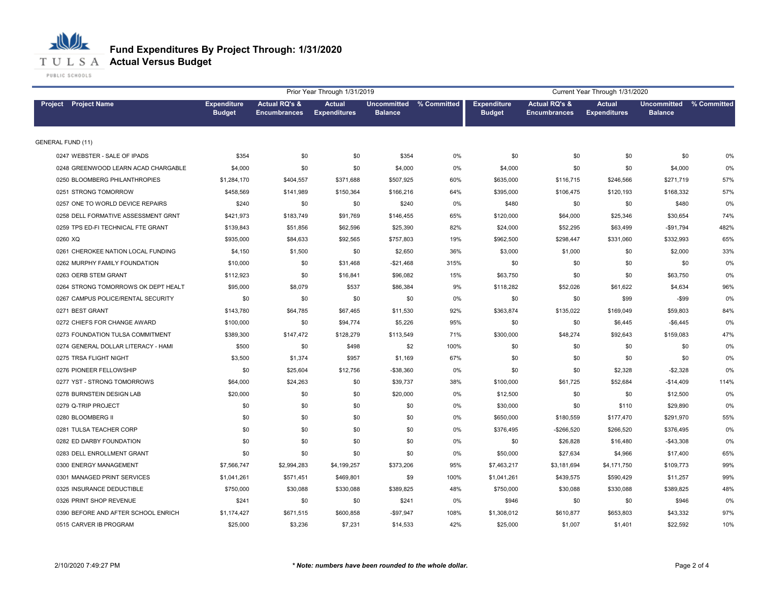# Fund Expenditures By Project Through: 1/31/2020
## Actual Versus Budget

| | | Prior Year Through 1/31/2019 | | | | | Current Year Through 1/31/2020 | | | | |
|---|---|---|---|---|---|---|---|---|---|---|---|
| Project | Project Name | Expenditure Budget | Actual RQ's & Encumbrances | Actual Expenditures | Uncommitted Balance | % Committed | Expenditure Budget | Actual RQ's & Encumbrances | Actual Expenditures | Uncommitted Balance | % Committed |
| GENERAL FUND (11) | | | | | | | | | | | |
| 0247 | WEBSTER - SALE OF IPADS | $354 | $0 | $0 | $354 | 0% | $0 | $0 | $0 | $0 | 0% |
| 0248 | GREENWOOD LEARN ACAD CHARGABLE | $4,000 | $0 | $0 | $4,000 | 0% | $4,000 | $0 | $0 | $4,000 | 0% |
| 0250 | BLOOMBERG PHILANTHROPIES | $1,284,170 | $404,557 | $371,688 | $507,925 | 60% | $635,000 | $116,715 | $246,566 | $271,719 | 57% |
| 0251 | STRONG TOMORROW | $458,569 | $141,989 | $150,364 | $166,216 | 64% | $395,000 | $106,475 | $120,193 | $168,332 | 57% |
| 0257 | ONE TO WORLD DEVICE REPAIRS | $240 | $0 | $0 | $240 | 0% | $480 | $0 | $0 | $480 | 0% |
| 0258 | DELL FORMATIVE ASSESSMENT GRNT | $421,973 | $183,749 | $91,769 | $146,455 | 65% | $120,000 | $64,000 | $25,346 | $30,654 | 74% |
| 0259 | TPS ED-FI TECHNICAL FTE GRANT | $139,843 | $51,856 | $62,596 | $25,390 | 82% | $24,000 | $52,295 | $63,499 | -$91,794 | 482% |
| 0260 | XQ | $935,000 | $84,633 | $92,565 | $757,803 | 19% | $962,500 | $298,447 | $331,060 | $332,993 | 65% |
| 0261 | CHEROKEE NATION LOCAL FUNDING | $4,150 | $1,500 | $0 | $2,650 | 36% | $3,000 | $1,000 | $0 | $2,000 | 33% |
| 0262 | MURPHY FAMILY FOUNDATION | $10,000 | $0 | $31,468 | -$21,468 | 315% | $0 | $0 | $0 | $0 | 0% |
| 0263 | OERB STEM GRANT | $112,923 | $0 | $16,841 | $96,082 | 15% | $63,750 | $0 | $0 | $63,750 | 0% |
| 0264 | STRONG TOMORROWS OK DEPT HEALT | $95,000 | $8,079 | $537 | $86,384 | 9% | $118,282 | $52,026 | $61,622 | $4,634 | 96% |
| 0267 | CAMPUS POLICE/RENTAL SECURITY | $0 | $0 | $0 | $0 | 0% | $0 | $0 | $99 | -$99 | 0% |
| 0271 | BEST GRANT | $143,780 | $64,785 | $67,465 | $11,530 | 92% | $363,874 | $135,022 | $169,049 | $59,803 | 84% |
| 0272 | CHIEFS FOR CHANGE AWARD | $100,000 | $0 | $94,774 | $5,226 | 95% | $0 | $0 | $6,445 | -$6,445 | 0% |
| 0273 | FOUNDATION TULSA COMMITMENT | $389,300 | $147,472 | $128,279 | $113,549 | 71% | $300,000 | $48,274 | $92,643 | $159,083 | 47% |
| 0274 | GENERAL DOLLAR LITERACY - HAMI | $500 | $0 | $498 | $2 | 100% | $0 | $0 | $0 | $0 | 0% |
| 0275 | TRSA FLIGHT NIGHT | $3,500 | $1,374 | $957 | $1,169 | 67% | $0 | $0 | $0 | $0 | 0% |
| 0276 | PIONEER FELLOWSHIP | $0 | $25,604 | $12,756 | -$38,360 | 0% | $0 | $0 | $2,328 | -$2,328 | 0% |
| 0277 | YST - STRONG TOMORROWS | $64,000 | $24,263 | $0 | $39,737 | 38% | $100,000 | $61,725 | $52,684 | -$14,409 | 114% |
| 0278 | BURNSTEIN DESIGN LAB | $20,000 | $0 | $0 | $20,000 | 0% | $12,500 | $0 | $0 | $12,500 | 0% |
| 0279 | Q-TRIP PROJECT | $0 | $0 | $0 | $0 | 0% | $30,000 | $0 | $110 | $29,890 | 0% |
| 0280 | BLOOMBERG II | $0 | $0 | $0 | $0 | 0% | $650,000 | $180,559 | $177,470 | $291,970 | 55% |
| 0281 | TULSA TEACHER CORP | $0 | $0 | $0 | $0 | 0% | $376,495 | -$266,520 | $266,520 | $376,495 | 0% |
| 0282 | ED DARBY FOUNDATION | $0 | $0 | $0 | $0 | 0% | $0 | $26,828 | $16,480 | -$43,308 | 0% |
| 0283 | DELL ENROLLMENT GRANT | $0 | $0 | $0 | $0 | 0% | $50,000 | $27,634 | $4,966 | $17,400 | 65% |
| 0300 | ENERGY MANAGEMENT | $7,566,747 | $2,994,283 | $4,199,257 | $373,206 | 95% | $7,463,217 | $3,181,694 | $4,171,750 | $109,773 | 99% |
| 0301 | MANAGED PRINT SERVICES | $1,041,261 | $571,451 | $469,801 | $9 | 100% | $1,041,261 | $439,575 | $590,429 | $11,257 | 99% |
| 0325 | INSURANCE DEDUCTIBLE | $750,000 | $30,088 | $330,088 | $389,825 | 48% | $750,000 | $30,088 | $330,088 | $389,825 | 48% |
| 0326 | PRINT SHOP REVENUE | $241 | $0 | $0 | $241 | 0% | $946 | $0 | $0 | $946 | 0% |
| 0390 | BEFORE AND AFTER SCHOOL ENRICH | $1,174,427 | $671,515 | $600,858 | -$97,947 | 108% | $1,308,012 | $610,877 | $653,803 | $43,332 | 97% |
| 0515 | CARVER IB PROGRAM | $25,000 | $3,236 | $7,231 | $14,533 | 42% | $25,000 | $1,007 | $1,401 | $22,592 | 10% |

2/10/2020 7:49:27 PM

*** Note: numbers have been rounded to the whole dollar.**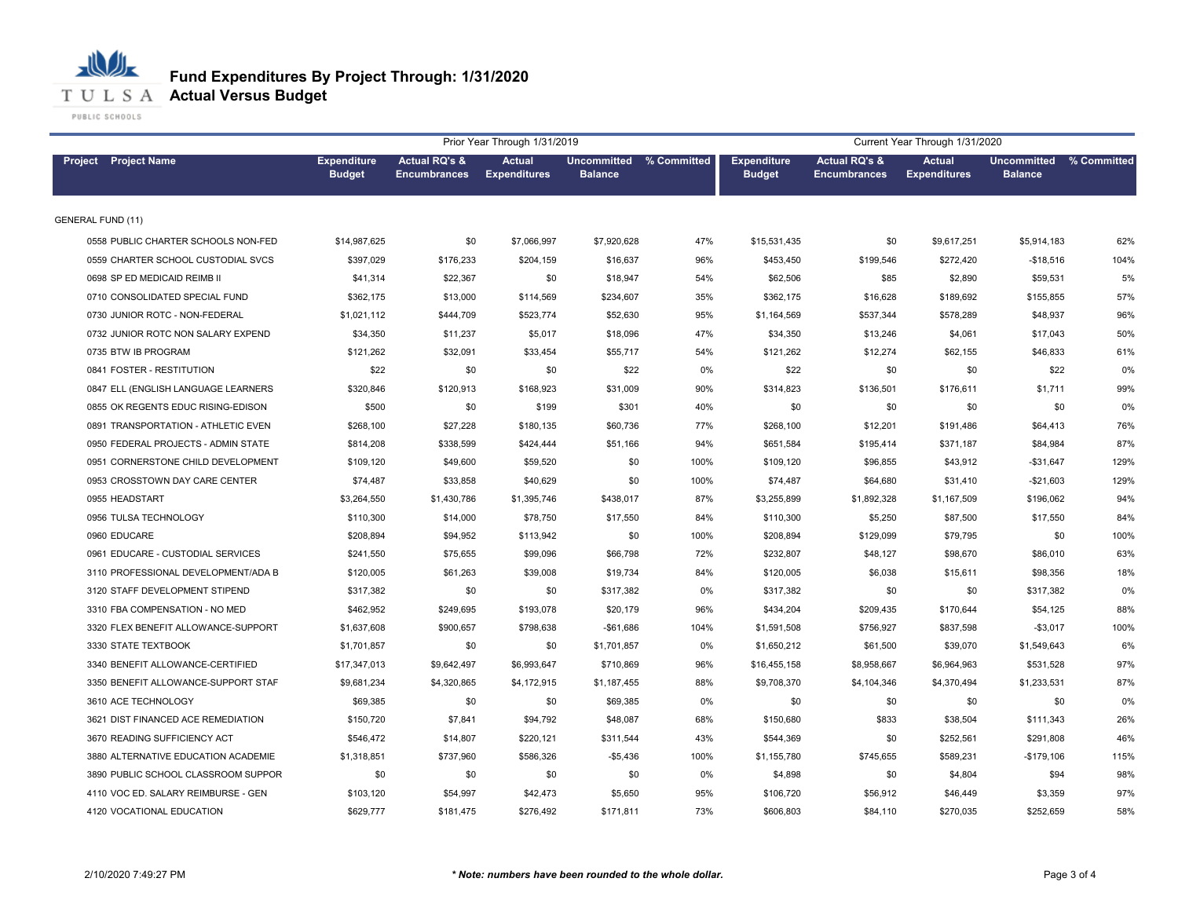# Fund Expenditures By Project Through: 1/31/2020

## Actual Versus Budget

| Project | Project Name | Prior Year Through 1/31/2019 Expenditure Budget | Actual RQ's & Encumbrances | Actual Expenditures | Uncommitted Balance | % Committed | Current Year Through 1/31/2020 Expenditure Budget | Actual RQ's & Encumbrances | Actual Expenditures | Uncommitted Balance | % Committed |
|---|---|---|---|---|---|---|---|---|---|---|---|
| GENERAL FUND (11) | | | | | | | | | | | |
| 0558 | PUBLIC CHARTER SCHOOLS NON-FED | $14,987,625 | $0 | $7,066,997 | $7,920,628 | 47% | $15,531,435 | $0 | $9,617,251 | $5,914,183 | 62% |
| 0559 | CHARTER SCHOOL CUSTODIAL SVCS | $397,029 | $176,233 | $204,159 | $16,637 | 96% | $453,450 | $199,546 | $272,420 | -$18,516 | 104% |
| 0698 | SP ED MEDICAID REIMB II | $41,314 | $22,367 | $0 | $18,947 | 54% | $62,506 | $85 | $2,890 | $59,531 | 5% |
| 0710 | CONSOLIDATED SPECIAL FUND | $362,175 | $13,000 | $114,569 | $234,607 | 35% | $362,175 | $16,628 | $189,692 | $155,855 | 57% |
| 0730 | JUNIOR ROTC - NON-FEDERAL | $1,021,112 | $444,709 | $523,774 | $52,630 | 95% | $1,164,569 | $537,344 | $578,289 | $48,937 | 96% |
| 0732 | JUNIOR ROTC NON SALARY EXPEND | $34,350 | $11,237 | $5,017 | $18,096 | 47% | $34,350 | $13,246 | $4,061 | $17,043 | 50% |
| 0735 | BTW IB PROGRAM | $121,262 | $32,091 | $33,454 | $55,717 | 54% | $121,262 | $12,274 | $62,155 | $46,833 | 61% |
| 0841 | FOSTER - RESTITUTION | $22 | $0 | $0 | $22 | 0% | $22 | $0 | $0 | $22 | 0% |
| 0847 | ELL (ENGLISH LANGUAGE LEARNERS | $320,846 | $120,913 | $168,923 | $31,009 | 90% | $314,823 | $136,501 | $176,611 | $1,711 | 99% |
| 0855 | OK REGENTS EDUC RISING-EDISON | $500 | $0 | $199 | $301 | 40% | $0 | $0 | $0 | $0 | 0% |
| 0891 | TRANSPORTATION - ATHLETIC EVEN | $268,100 | $27,228 | $180,135 | $60,736 | 77% | $268,100 | $12,201 | $191,486 | $64,413 | 76% |
| 0950 | FEDERAL PROJECTS - ADMIN STATE | $814,208 | $338,599 | $424,444 | $51,166 | 94% | $651,584 | $195,414 | $371,187 | $84,984 | 87% |
| 0951 | CORNERSTONE CHILD DEVELOPMENT | $109,120 | $49,600 | $59,520 | $0 | 100% | $109,120 | $96,855 | $43,912 | -$31,647 | 129% |
| 0953 | CROSSTOWN DAY CARE CENTER | $74,487 | $33,858 | $40,629 | $0 | 100% | $74,487 | $64,680 | $31,410 | -$21,603 | 129% |
| 0955 | HEADSTART | $3,264,550 | $1,430,786 | $1,395,746 | $438,017 | 87% | $3,255,899 | $1,892,328 | $1,167,509 | $196,062 | 94% |
| 0956 | TULSA TECHNOLOGY | $110,300 | $14,000 | $78,750 | $17,550 | 84% | $110,300 | $5,250 | $87,500 | $17,550 | 84% |
| 0960 | EDUCARE | $208,894 | $94,952 | $113,942 | $0 | 100% | $208,894 | $129,099 | $79,795 | $0 | 100% |
| 0961 | EDUCARE - CUSTODIAL SERVICES | $241,550 | $75,655 | $99,096 | $66,798 | 72% | $232,807 | $48,127 | $98,670 | $86,010 | 63% |
| 3110 | PROFESSIONAL DEVELOPMENT/ADA B | $120,005 | $61,263 | $39,008 | $19,734 | 84% | $120,005 | $6,038 | $15,611 | $98,356 | 18% |
| 3120 | STAFF DEVELOPMENT STIPEND | $317,382 | $0 | $0 | $317,382 | 0% | $317,382 | $0 | $0 | $317,382 | 0% |
| 3310 | FBA COMPENSATION - NO MED | $462,952 | $249,695 | $193,078 | $20,179 | 96% | $434,204 | $209,435 | $170,644 | $54,125 | 88% |
| 3320 | FLEX BENEFIT ALLOWANCE-SUPPORT | $1,637,608 | $900,657 | $798,638 | -$61,686 | 104% | $1,591,508 | $756,927 | $837,598 | -$3,017 | 100% |
| 3330 | STATE TEXTBOOK | $1,701,857 | $0 | $0 | $1,701,857 | 0% | $1,650,212 | $61,500 | $39,070 | $1,549,643 | 6% |
| 3340 | BENEFIT ALLOWANCE-CERTIFIED | $17,347,013 | $9,642,497 | $6,993,647 | $710,869 | 96% | $16,455,158 | $8,958,667 | $6,964,963 | $531,528 | 97% |
| 3350 | BENEFIT ALLOWANCE-SUPPORT STAF | $9,681,234 | $4,320,865 | $4,172,915 | $1,187,455 | 88% | $9,708,370 | $4,104,346 | $4,370,494 | $1,233,531 | 87% |
| 3610 | ACE TECHNOLOGY | $69,385 | $0 | $0 | $69,385 | 0% | $0 | $0 | $0 | $0 | 0% |
| 3621 | DIST FINANCED ACE REMEDIATION | $150,720 | $7,841 | $94,792 | $48,087 | 68% | $150,680 | $833 | $38,504 | $111,343 | 26% |
| 3670 | READING SUFFICIENCY ACT | $546,472 | $14,807 | $220,121 | $311,544 | 43% | $544,369 | $0 | $252,561 | $291,808 | 46% |
| 3880 | ALTERNATIVE EDUCATION ACADEMIE | $1,318,851 | $737,960 | $586,326 | -$5,436 | 100% | $1,155,780 | $745,655 | $589,231 | -$179,106 | 115% |
| 3890 | PUBLIC SCHOOL CLASSROOM SUPPOR | $0 | $0 | $0 | $0 | 0% | $4,898 | $0 | $4,804 | $94 | 98% |
| 4110 | VOC ED. SALARY REIMBURSE - GEN | $103,120 | $54,997 | $42,473 | $5,650 | 95% | $106,720 | $56,912 | $46,449 | $3,359 | 97% |
| 4120 | VOCATIONAL EDUCATION | $629,777 | $181,475 | $276,492 | $171,811 | 73% | $606,803 | $84,110 | $270,035 | $252,659 | 58% |

2/10/2020 7:49:27 PM

*** Note: numbers have been rounded to the whole dollar.***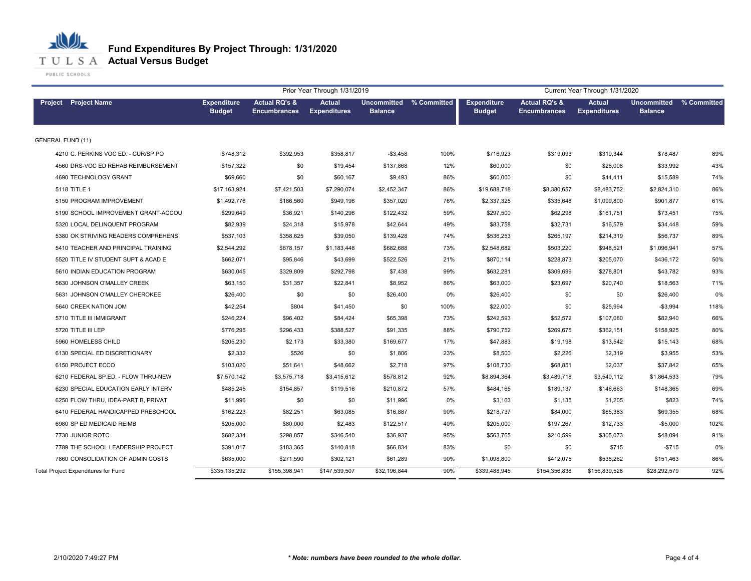# Fund Expenditures By Project Through: 1/31/2020
## Actual Versus Budget

| Project | Project Name | Prior Year Through 1/31/2019 Expenditure Budget | Actual RQ's & Encumbrances | Actual Expenditures | Uncommitted Balance | % Committed | Current Year Through 1/31/2020 Expenditure Budget | Actual RQ's & Encumbrances | Actual Expenditures | Uncommitted Balance | % Committed |
|---|---|---|---|---|---|---|---|---|---|---|---|
| GENERAL FUND (11) | | | | | | | | | | | |
| 4210 | C. PERKINS VOC ED. - CUR/SP PO | $748,312 | $392,953 | $358,817 | -$3,458 | 100% | $716,923 | $319,093 | $319,344 | $78,487 | 89% |
| 4560 | DRS-VOC ED REHAB REIMBURSEMENT | $157,322 | $0 | $19,454 | $137,868 | 12% | $60,000 | $0 | $26,008 | $33,992 | 43% |
| 4690 | TECHNOLOGY GRANT | $69,660 | $0 | $60,167 | $9,493 | 86% | $60,000 | $0 | $44,411 | $15,589 | 74% |
| 5118 | TITLE 1 | $17,163,924 | $7,421,503 | $7,290,074 | $2,452,347 | 86% | $19,688,718 | $8,380,657 | $8,483,752 | $2,824,310 | 86% |
| 5150 | PROGRAM IMPROVEMENT | $1,492,776 | $186,560 | $949,196 | $357,020 | 76% | $2,337,325 | $335,648 | $1,099,800 | $901,877 | 61% |
| 5190 | SCHOOL IMPROVEMENT GRANT-ACCOU | $299,649 | $36,921 | $140,296 | $122,432 | 59% | $297,500 | $62,298 | $161,751 | $73,451 | 75% |
| 5320 | LOCAL DELINQUENT PROGRAM | $82,939 | $24,318 | $15,978 | $42,644 | 49% | $83,758 | $32,731 | $16,579 | $34,448 | 59% |
| 5380 | OK STRIVING READERS COMPREHENS | $537,103 | $358,625 | $39,050 | $139,428 | 74% | $536,253 | $265,197 | $214,319 | $56,737 | 89% |
| 5410 | TEACHER AND PRINCIPAL TRAINING | $2,544,292 | $678,157 | $1,183,448 | $682,688 | 73% | $2,548,682 | $503,220 | $948,521 | $1,096,941 | 57% |
| 5520 | TITLE IV STUDENT SUPT & ACAD E | $662,071 | $95,846 | $43,699 | $522,526 | 21% | $870,114 | $228,873 | $205,070 | $436,172 | 50% |
| 5610 | INDIAN EDUCATION PROGRAM | $630,045 | $329,809 | $292,798 | $7,438 | 99% | $632,281 | $309,699 | $278,801 | $43,782 | 93% |
| 5630 | JOHNSON O'MALLEY CREEK | $63,150 | $31,357 | $22,841 | $8,952 | 86% | $63,000 | $23,697 | $20,740 | $18,563 | 71% |
| 5631 | JOHNSON O'MALLEY CHEROKEE | $26,400 | $0 | $0 | $26,400 | 0% | $26,400 | $0 | $0 | $26,400 | 0% |
| 5640 | CREEK NATION JOM | $42,254 | $804 | $41,450 | $0 | 100% | $22,000 | $0 | $25,994 | -$3,994 | 118% |
| 5710 | TITLE III IMMIGRANT | $246,224 | $96,402 | $84,424 | $65,398 | 73% | $242,593 | $52,572 | $107,080 | $82,940 | 66% |
| 5720 | TITLE III LEP | $776,295 | $296,433 | $388,527 | $91,335 | 88% | $790,752 | $269,675 | $362,151 | $158,925 | 80% |
| 5960 | HOMELESS CHILD | $205,230 | $2,173 | $33,380 | $169,677 | 17% | $47,883 | $19,198 | $13,542 | $15,143 | 68% |
| 6130 | SPECIAL ED DISCRETIONARY | $2,332 | $526 | $0 | $1,806 | 23% | $8,500 | $2,226 | $2,319 | $3,955 | 53% |
| 6150 | PROJECT ECCO | $103,020 | $51,641 | $48,662 | $2,718 | 97% | $108,730 | $68,851 | $2,037 | $37,842 | 65% |
| 6210 | FEDERAL SP.ED. - FLOW THRU-NEW | $7,570,142 | $3,575,718 | $3,415,612 | $578,812 | 92% | $8,894,364 | $3,489,718 | $3,540,112 | $1,864,533 | 79% |
| 6230 | SPECIAL EDUCATION EARLY INTERV | $485,245 | $154,857 | $119,516 | $210,872 | 57% | $484,165 | $189,137 | $146,663 | $148,365 | 69% |
| 6250 | FLOW THRU, IDEA-PART B, PRIVAT | $11,996 | $0 | $0 | $11,996 | 0% | $3,163 | $1,135 | $1,205 | $823 | 74% |
| 6410 | FEDERAL HANDICAPPED PRESCHOOL | $162,223 | $82,251 | $63,085 | $16,887 | 90% | $218,737 | $84,000 | $65,383 | $69,355 | 68% |
| 6980 | SP ED MEDICAID REIMB | $205,000 | $80,000 | $2,483 | $122,517 | 40% | $205,000 | $197,267 | $12,733 | -$5,000 | 102% |
| 7730 | JUNIOR ROTC | $682,334 | $298,857 | $346,540 | $36,937 | 95% | $563,765 | $210,599 | $305,073 | $48,094 | 91% |
| 7789 | THE SCHOOL LEADERSHIP PROJECT | $391,017 | $183,365 | $140,818 | $66,834 | 83% | $0 | $0 | $715 | -$715 | 0% |
| 7860 | CONSOLIDATION OF ADMIN COSTS | $635,000 | $271,590 | $302,121 | $61,289 | 90% | $1,098,800 | $412,075 | $535,262 | $151,463 | 86% |
| Total Project Expenditures for Fund | | $335,135,292 | $155,398,941 | $147,539,507 | $32,196,844 | 90% | $339,488,945 | $154,356,838 | $156,839,528 | $28,292,579 | 92% |

2/10/2020 7:49:27 PM

*** Note: numbers have been rounded to the whole dollar.***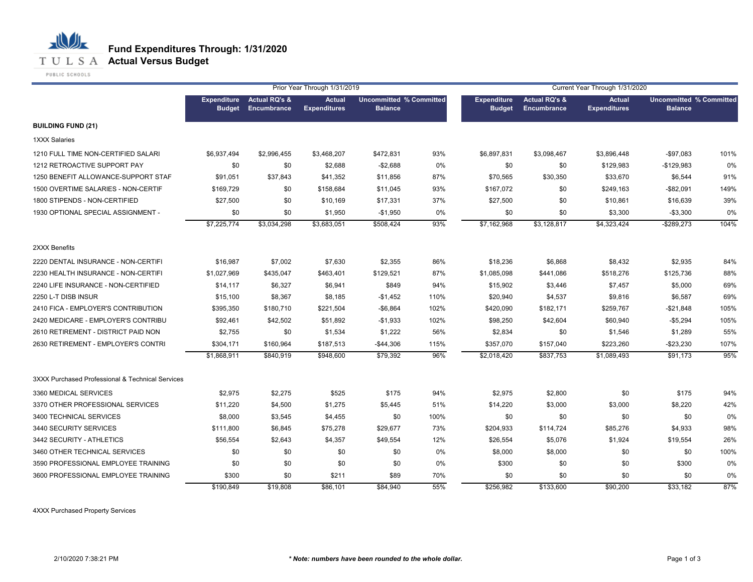# Fund Expenditures Through: 1/31/2020
## Actual Versus Budget

| | Prior Year Through 1/31/2019 | | | | | Current Year Through 1/31/2020 | | | | |
|---|---|---|---|---|---|---|---|---|---|---|
| | Expenditure Budget | Actual RQ's & Encumbrance | Actual Expenditures | Uncommitted Balance | % Committed | Expenditure Budget | Actual RQ's & Encumbrance | Actual Expenditures | Uncommitted Balance | % Committed |
| **BUILDING FUND (21)** | | | | | | | | | | |
| 1XXX Salaries | | | | | | | | | | |
| 1210 FULL TIME NON-CERTIFIED SALARI | $6,937,494 | $2,996,455 | $3,468,207 | $472,831 | 93% | $6,897,831 | $3,098,467 | $3,896,448 | -$97,083 | 101% |
| 1212 RETROACTIVE SUPPORT PAY | $0 | $0 | $2,688 | -$2,688 | 0% | $0 | $0 | $129,983 | -$129,983 | 0% |
| 1250 BENEFIT ALLOWANCE-SUPPORT STAF | $91,051 | $37,843 | $41,352 | $11,856 | 87% | $70,565 | $30,350 | $33,670 | $6,544 | 91% |
| 1500 OVERTIME SALARIES - NON-CERTIF | $169,729 | $0 | $158,684 | $11,045 | 93% | $167,072 | $0 | $249,163 | -$82,091 | 149% |
| 1800 STIPENDS - NON-CERTIFIED | $27,500 | $0 | $10,169 | $17,331 | 37% | $27,500 | $0 | $10,861 | $16,639 | 39% |
| 1930 OPTIONAL SPECIAL ASSIGNMENT - | $0 | $0 | $1,950 | -$1,950 | 0% | $0 | $0 | $3,300 | -$3,300 | 0% |
| | $7,225,774 | $3,034,298 | $3,683,051 | $508,424 | 93% | $7,162,968 | $3,128,817 | $4,323,424 | -$289,273 | 104% |
| 2XXX Benefits | | | | | | | | | | |
| 2220 DENTAL INSURANCE - NON-CERTIFI | $16,987 | $7,002 | $7,630 | $2,355 | 86% | $18,236 | $6,868 | $8,432 | $2,935 | 84% |
| 2230 HEALTH INSURANCE - NON-CERTIFI | $1,027,969 | $435,047 | $463,401 | $129,521 | 87% | $1,085,098 | $441,086 | $518,276 | $125,736 | 88% |
| 2240 LIFE INSURANCE - NON-CERTIFIED | $14,117 | $6,327 | $6,941 | $849 | 94% | $15,902 | $3,446 | $7,457 | $5,000 | 69% |
| 2250 L-T DISB INSUR | $15,100 | $8,367 | $8,185 | -$1,452 | 110% | $20,940 | $4,537 | $9,816 | $6,587 | 69% |
| 2410 FICA - EMPLOYER'S CONTRIBUTION | $395,350 | $180,710 | $221,504 | -$6,864 | 102% | $420,090 | $182,171 | $259,767 | -$21,848 | 105% |
| 2420 MEDICARE - EMPLOYER'S CONTRIBU | $92,461 | $42,502 | $51,892 | -$1,933 | 102% | $98,250 | $42,604 | $60,940 | -$5,294 | 105% |
| 2610 RETIREMENT - DISTRICT PAID NON | $2,755 | $0 | $1,534 | $1,222 | 56% | $2,834 | $0 | $1,546 | $1,289 | 55% |
| 2630 RETIREMENT - EMPLOYER'S CONTRI | $304,171 | $160,964 | $187,513 | -$44,306 | 115% | $357,070 | $157,040 | $223,260 | -$23,230 | 107% |
| | $1,868,911 | $840,919 | $948,600 | $79,392 | 96% | $2,018,420 | $837,753 | $1,089,493 | $91,173 | 95% |
| 3XXX Purchased Professional & Technical Services | | | | | | | | | | |
| 3360 MEDICAL SERVICES | $2,975 | $2,275 | $525 | $175 | 94% | $2,975 | $2,800 | $0 | $175 | 94% |
| 3370 OTHER PROFESSIONAL SERVICES | $11,220 | $4,500 | $1,275 | $5,445 | 51% | $14,220 | $3,000 | $3,000 | $8,220 | 42% |
| 3400 TECHNICAL SERVICES | $8,000 | $3,545 | $4,455 | $0 | 100% | $0 | $0 | $0 | $0 | 0% |
| 3440 SECURITY SERVICES | $111,800 | $6,845 | $75,278 | $29,677 | 73% | $204,933 | $114,724 | $85,276 | $4,933 | 98% |
| 3442 SECURITY - ATHLETICS | $56,554 | $2,643 | $4,357 | $49,554 | 12% | $26,554 | $5,076 | $1,924 | $19,554 | 26% |
| 3460 OTHER TECHNICAL SERVICES | $0 | $0 | $0 | $0 | 0% | $8,000 | $8,000 | $0 | $0 | 100% |
| 3590 PROFESSIONAL EMPLOYEE TRAINING | $0 | $0 | $0 | $0 | 0% | $300 | $0 | $0 | $300 | 0% |
| 3600 PROFESSIONAL EMPLOYEE TRAINING | $300 | $0 | $211 | $89 | 70% | $0 | $0 | $0 | $0 | 0% |
| | $190,849 | $19,808 | $86,101 | $84,940 | 55% | $256,982 | $133,600 | $90,200 | $33,182 | 87% |
| 4XXX Purchased Property Services | | | | | | | | | | |

2/10/2020 7:38:21 PM

***Note: numbers have been rounded to the whole dollar.***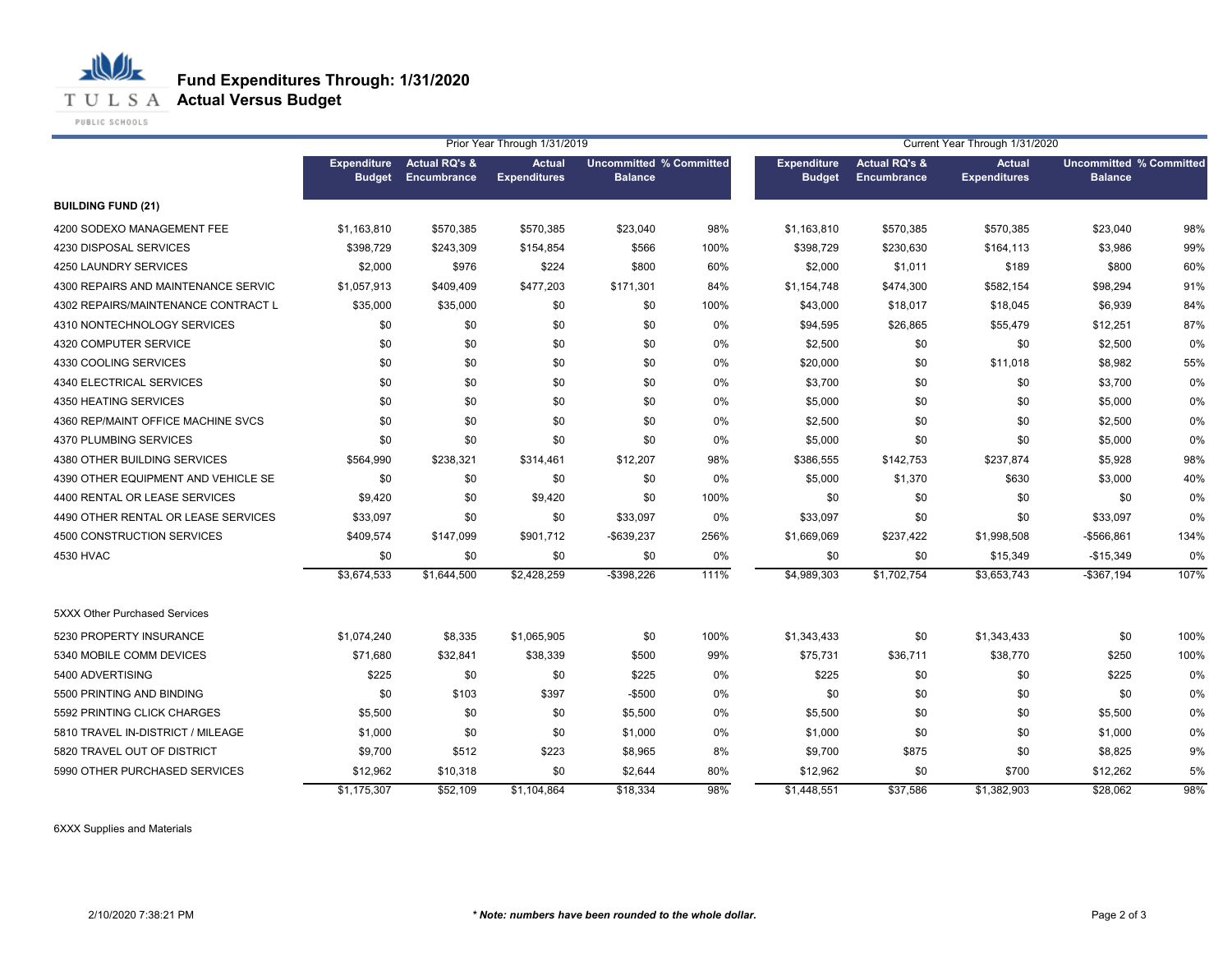# Fund Expenditures Through: 1/31/2020

## Actual Versus Budget

| | Prior Year Through 1/31/2019 | | | | | Current Year Through 1/31/2020 | | | | |
|---|---|---|---|---|---|---|---|---|---|---|
| | Expenditure Budget | Actual RQ's & Encumbrance | Actual Expenditures | Uncommitted Balance | % Committed | Expenditure Budget | Actual RQ's & Encumbrance | Actual Expenditures | Uncommitted Balance | % Committed |
| **BUILDING FUND (21)** | | | | | | | | | | |
| 4200 SODEXO MANAGEMENT FEE | $1,163,810 | $570,385 | $570,385 | $23,040 | 98% | $1,163,810 | $570,385 | $570,385 | $23,040 | 98% |
| 4230 DISPOSAL SERVICES | $398,729 | $243,309 | $154,854 | $566 | 100% | $398,729 | $230,630 | $164,113 | $3,986 | 99% |
| 4250 LAUNDRY SERVICES | $2,000 | $976 | $224 | $800 | 60% | $2,000 | $1,011 | $189 | $800 | 60% |
| 4300 REPAIRS AND MAINTENANCE SERVIC | $1,057,913 | $409,409 | $477,203 | $171,301 | 84% | $1,154,748 | $474,300 | $582,154 | $98,294 | 91% |
| 4302 REPAIRS/MAINTENANCE CONTRACT L | $35,000 | $35,000 | $0 | $0 | 100% | $43,000 | $18,017 | $18,045 | $6,939 | 84% |
| 4310 NONTECHNOLOGY SERVICES | $0 | $0 | $0 | $0 | 0% | $94,595 | $26,865 | $55,479 | $12,251 | 87% |
| 4320 COMPUTER SERVICE | $0 | $0 | $0 | $0 | 0% | $2,500 | $0 | $0 | $2,500 | 0% |
| 4330 COOLING SERVICES | $0 | $0 | $0 | $0 | 0% | $20,000 | $0 | $11,018 | $8,982 | 55% |
| 4340 ELECTRICAL SERVICES | $0 | $0 | $0 | $0 | 0% | $3,700 | $0 | $0 | $3,700 | 0% |
| 4350 HEATING SERVICES | $0 | $0 | $0 | $0 | 0% | $5,000 | $0 | $0 | $5,000 | 0% |
| 4360 REP/MAINT OFFICE MACHINE SVCS | $0 | $0 | $0 | $0 | 0% | $2,500 | $0 | $0 | $2,500 | 0% |
| 4370 PLUMBING SERVICES | $0 | $0 | $0 | $0 | 0% | $5,000 | $0 | $0 | $5,000 | 0% |
| 4380 OTHER BUILDING SERVICES | $564,990 | $238,321 | $314,461 | $12,207 | 98% | $386,555 | $142,753 | $237,874 | $5,928 | 98% |
| 4390 OTHER EQUIPMENT AND VEHICLE SE | $0 | $0 | $0 | $0 | 0% | $5,000 | $1,370 | $630 | $3,000 | 40% |
| 4400 RENTAL OR LEASE SERVICES | $9,420 | $0 | $9,420 | $0 | 100% | $0 | $0 | $0 | $0 | 0% |
| 4490 OTHER RENTAL OR LEASE SERVICES | $33,097 | $0 | $0 | $33,097 | 0% | $33,097 | $0 | $0 | $33,097 | 0% |
| 4500 CONSTRUCTION SERVICES | $409,574 | $147,099 | $901,712 | -$639,237 | 256% | $1,669,069 | $237,422 | $1,998,508 | -$566,861 | 134% |
| 4530 HVAC | $0 | $0 | $0 | $0 | 0% | $0 | $0 | $15,349 | -$15,349 | 0% |
| | $3,674,533 | $1,644,500 | $2,428,259 | -$398,226 | 111% | $4,989,303 | $1,702,754 | $3,653,743 | -$367,194 | 107% |
| 5XXX Other Purchased Services | | | | | | | | | | |
| 5230 PROPERTY INSURANCE | $1,074,240 | $8,335 | $1,065,905 | $0 | 100% | $1,343,433 | $0 | $1,343,433 | $0 | 100% |
| 5340 MOBILE COMM DEVICES | $71,680 | $32,841 | $38,339 | $500 | 99% | $75,731 | $36,711 | $38,770 | $250 | 100% |
| 5400 ADVERTISING | $225 | $0 | $0 | $225 | 0% | $225 | $0 | $0 | $225 | 0% |
| 5500 PRINTING AND BINDING | $0 | $103 | $397 | -$500 | 0% | $0 | $0 | $0 | $0 | 0% |
| 5592 PRINTING CLICK CHARGES | $5,500 | $0 | $0 | $5,500 | 0% | $5,500 | $0 | $0 | $5,500 | 0% |
| 5810 TRAVEL IN-DISTRICT / MILEAGE | $1,000 | $0 | $0 | $1,000 | 0% | $1,000 | $0 | $0 | $1,000 | 0% |
| 5820 TRAVEL OUT OF DISTRICT | $9,700 | $512 | $223 | $8,965 | 8% | $9,700 | $875 | $0 | $8,825 | 9% |
| 5990 OTHER PURCHASED SERVICES | $12,962 | $10,318 | $0 | $2,644 | 80% | $12,962 | $0 | $700 | $12,262 | 5% |
| | $1,175,307 | $52,109 | $1,104,864 | $18,334 | 98% | $1,448,551 | $37,586 | $1,382,903 | $28,062 | 98% |

6XXX Supplies and Materials

2/10/2020 7:38:21 PM

***Note: numbers have been rounded to the whole dollar.***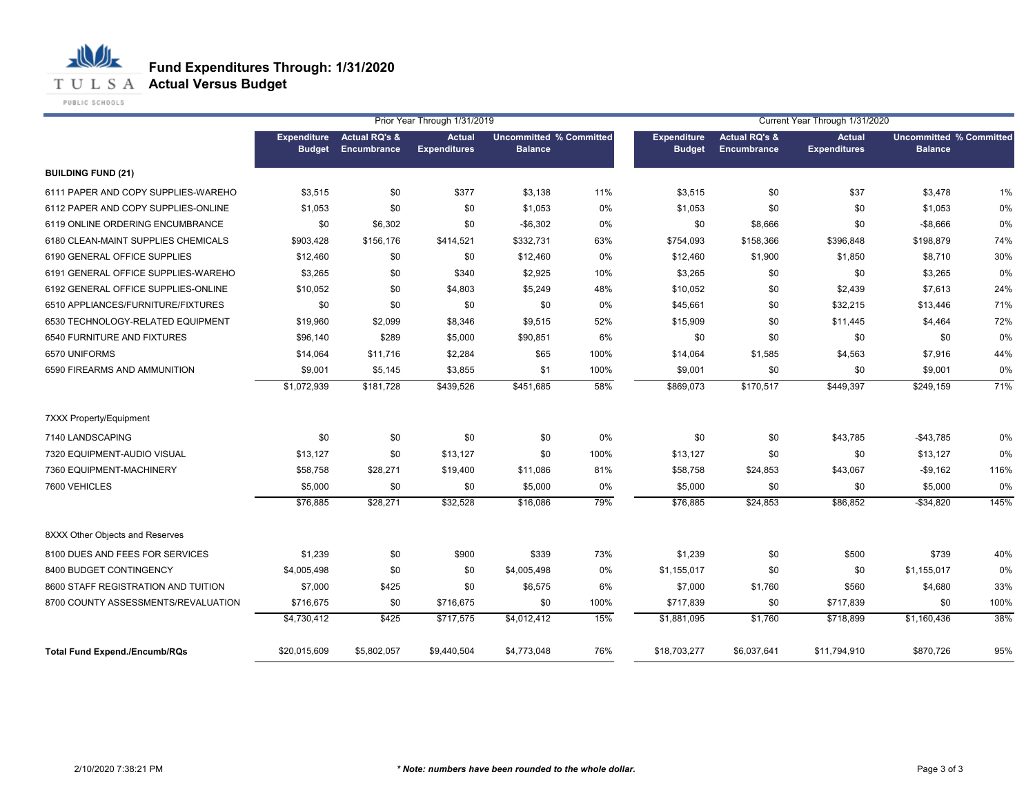# Fund Expenditures Through: 1/31/2020
## Actual Versus Budget

| | Prior Year Through 1/31/2019 | | | | | Current Year Through 1/31/2020 | | | | |
|---|---|---|---|---|---|---|---|---|---|---|
| | Expenditure Budget | Actual RQ's & Encumbrance | Actual Expenditures | Uncommitted Balance | % Committed | Expenditure Budget | Actual RQ's & Encumbrance | Actual Expenditures | Uncommitted Balance | % Committed |
| **BUILDING FUND (21)** | | | | | | | | | | |
| 6111 PAPER AND COPY SUPPLIES-WAREHO | $3,515 | $0 | $377 | $3,138 | 11% | $3,515 | $0 | $37 | $3,478 | 1% |
| 6112 PAPER AND COPY SUPPLIES-ONLINE | $1,053 | $0 | $0 | $1,053 | 0% | $1,053 | $0 | $0 | $1,053 | 0% |
| 6119 ONLINE ORDERING ENCUMBRANCE | $0 | $6,302 | $0 | -$6,302 | 0% | $0 | $8,666 | $0 | -$8,666 | 0% |
| 6180 CLEAN-MAINT SUPPLIES CHEMICALS | $903,428 | $156,176 | $414,521 | $332,731 | 63% | $754,093 | $158,366 | $396,848 | $198,879 | 74% |
| 6190 GENERAL OFFICE SUPPLIES | $12,460 | $0 | $0 | $12,460 | 0% | $12,460 | $1,900 | $1,850 | $8,710 | 30% |
| 6191 GENERAL OFFICE SUPPLIES-WAREHO | $3,265 | $0 | $340 | $2,925 | 10% | $3,265 | $0 | $0 | $3,265 | 0% |
| 6192 GENERAL OFFICE SUPPLIES-ONLINE | $10,052 | $0 | $4,803 | $5,249 | 48% | $10,052 | $0 | $2,439 | $7,613 | 24% |
| 6510 APPLIANCES/FURNITURE/FIXTURES | $0 | $0 | $0 | $0 | 0% | $45,661 | $0 | $32,215 | $13,446 | 71% |
| 6530 TECHNOLOGY-RELATED EQUIPMENT | $19,960 | $2,099 | $8,346 | $9,515 | 52% | $15,909 | $0 | $11,445 | $4,464 | 72% |
| 6540 FURNITURE AND FIXTURES | $96,140 | $289 | $5,000 | $90,851 | 6% | $0 | $0 | $0 | $0 | 0% |
| 6570 UNIFORMS | $14,064 | $11,716 | $2,284 | $65 | 100% | $14,064 | $1,585 | $4,563 | $7,916 | 44% |
| 6590 FIREARMS AND AMMUNITION | $9,001 | $5,145 | $3,855 | $1 | 100% | $9,001 | $0 | $0 | $9,001 | 0% |
| | $1,072,939 | $181,728 | $439,526 | $451,685 | 58% | $869,073 | $170,517 | $449,397 | $249,159 | 71% |
| 7XXX Property/Equipment | | | | | | | | | | |
| 7140 LANDSCAPING | $0 | $0 | $0 | $0 | 0% | $0 | $0 | $43,785 | -$43,785 | 0% |
| 7320 EQUIPMENT-AUDIO VISUAL | $13,127 | $0 | $13,127 | $0 | 100% | $13,127 | $0 | $0 | $13,127 | 0% |
| 7360 EQUIPMENT-MACHINERY | $58,758 | $28,271 | $19,400 | $11,086 | 81% | $58,758 | $24,853 | $43,067 | -$9,162 | 116% |
| 7600 VEHICLES | $5,000 | $0 | $0 | $5,000 | 0% | $5,000 | $0 | $0 | $5,000 | 0% |
| | $76,885 | $28,271 | $32,528 | $16,086 | 79% | $76,885 | $24,853 | $86,852 | -$34,820 | 145% |
| 8XXX Other Objects and Reserves | | | | | | | | | | |
| 8100 DUES AND FEES FOR SERVICES | $1,239 | $0 | $900 | $339 | 73% | $1,239 | $0 | $500 | $739 | 40% |
| 8400 BUDGET CONTINGENCY | $4,005,498 | $0 | $0 | $4,005,498 | 0% | $1,155,017 | $0 | $0 | $1,155,017 | 0% |
| 8600 STAFF REGISTRATION AND TUITION | $7,000 | $425 | $0 | $6,575 | 6% | $7,000 | $1,760 | $560 | $4,680 | 33% |
| 8700 COUNTY ASSESSMENTS/REVALUATION | $716,675 | $0 | $716,675 | $0 | 100% | $717,839 | $0 | $717,839 | $0 | 100% |
| | $4,730,412 | $425 | $717,575 | $4,012,412 | 15% | $1,881,095 | $1,760 | $718,899 | $1,160,436 | 38% |
| **Total Fund Expend./Encumb/RQs** | $20,015,609 | $5,802,057 | $9,440,504 | $4,773,048 | 76% | $18,703,277 | $6,037,641 | $11,794,910 | $870,726 | 95% |

2/10/2020 7:38:21 PM

***Note: numbers have been rounded to the whole dollar.***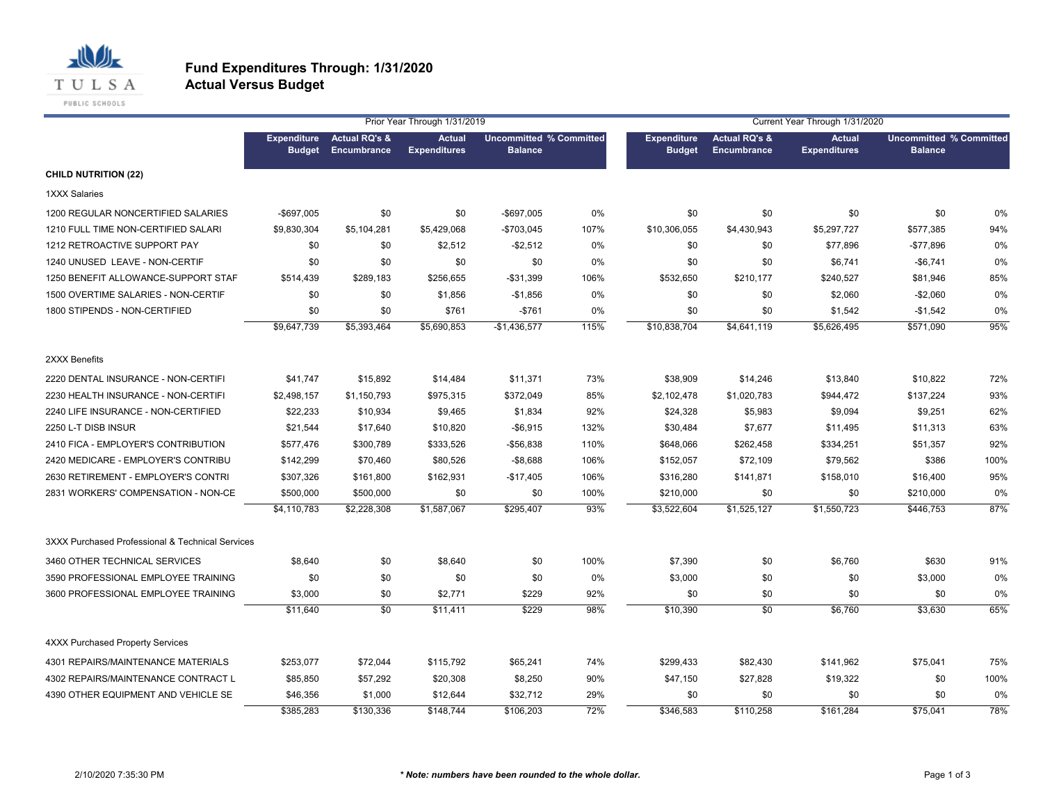# Fund Expenditures Through: 1/31/2020
## Actual Versus Budget

| | Prior Year Through 1/31/2019 | | | | | Current Year Through 1/31/2020 | | | | |
|---|---|---|---|---|---|---|---|---|---|---|
| | Expenditure Budget | Actual RQ's & Encumbrance | Actual Expenditures | Uncommitted Balance | % Committed | Expenditure Budget | Actual RQ's & Encumbrance | Actual Expenditures | Uncommitted Balance | % Committed |
| **CHILD NUTRITION (22)** | | | | | | | | | | |
| 1XXX Salaries | | | | | | | | | | |
| 1200 REGULAR NONCERTIFIED SALARIES | -$697,005 | $0 | $0 | -$697,005 | 0% | $0 | $0 | $0 | $0 | 0% |
| 1210 FULL TIME NON-CERTIFIED SALARI | $9,830,304 | $5,104,281 | $5,429,068 | -$703,045 | 107% | $10,306,055 | $4,430,943 | $5,297,727 | $577,385 | 94% |
| 1212 RETROACTIVE SUPPORT PAY | $0 | $0 | $2,512 | -$2,512 | 0% | $0 | $0 | $77,896 | -$77,896 | 0% |
| 1240 UNUSED LEAVE - NON-CERTIF | $0 | $0 | $0 | $0 | 0% | $0 | $0 | $6,741 | -$6,741 | 0% |
| 1250 BENEFIT ALLOWANCE-SUPPORT STAF | $514,439 | $289,183 | $256,655 | -$31,399 | 106% | $532,650 | $210,177 | $240,527 | $81,946 | 85% |
| 1500 OVERTIME SALARIES - NON-CERTIF | $0 | $0 | $1,856 | -$1,856 | 0% | $0 | $0 | $2,060 | -$2,060 | 0% |
| 1800 STIPENDS - NON-CERTIFIED | $0 | $0 | $761 | -$761 | 0% | $0 | $0 | $1,542 | -$1,542 | 0% |
| | $9,647,739 | $5,393,464 | $5,690,853 | -$1,436,577 | 115% | $10,838,704 | $4,641,119 | $5,626,495 | $571,090 | 95% |
| 2XXX Benefits | | | | | | | | | | |
| 2220 DENTAL INSURANCE - NON-CERTIFI | $41,747 | $15,892 | $14,484 | $11,371 | 73% | $38,909 | $14,246 | $13,840 | $10,822 | 72% |
| 2230 HEALTH INSURANCE - NON-CERTIFI | $2,498,157 | $1,150,793 | $975,315 | $372,049 | 85% | $2,102,478 | $1,020,783 | $944,472 | $137,224 | 93% |
| 2240 LIFE INSURANCE - NON-CERTIFIED | $22,233 | $10,934 | $9,465 | $1,834 | 92% | $24,328 | $5,983 | $9,094 | $9,251 | 62% |
| 2250 L-T DISB INSUR | $21,544 | $17,640 | $10,820 | -$6,915 | 132% | $30,484 | $7,677 | $11,495 | $11,313 | 63% |
| 2410 FICA - EMPLOYER'S CONTRIBUTION | $577,476 | $300,789 | $333,526 | -$56,838 | 110% | $648,066 | $262,458 | $334,251 | $51,357 | 92% |
| 2420 MEDICARE - EMPLOYER'S CONTRIBU | $142,299 | $70,460 | $80,526 | -$8,688 | 106% | $152,057 | $72,109 | $79,562 | $386 | 100% |
| 2630 RETIREMENT - EMPLOYER'S CONTRI | $307,326 | $161,800 | $162,931 | -$17,405 | 106% | $316,280 | $141,871 | $158,010 | $16,400 | 95% |
| 2831 WORKERS' COMPENSATION - NON-CE | $500,000 | $500,000 | $0 | $0 | 100% | $210,000 | $0 | $0 | $210,000 | 0% |
| | $4,110,783 | $2,228,308 | $1,587,067 | $295,407 | 93% | $3,522,604 | $1,525,127 | $1,550,723 | $446,753 | 87% |
| 3XXX Purchased Professional & Technical Services | | | | | | | | | | |
| 3460 OTHER TECHNICAL SERVICES | $8,640 | $0 | $8,640 | $0 | 100% | $7,390 | $0 | $6,760 | $630 | 91% |
| 3590 PROFESSIONAL EMPLOYEE TRAINING | $0 | $0 | $0 | $0 | 0% | $3,000 | $0 | $0 | $3,000 | 0% |
| 3600 PROFESSIONAL EMPLOYEE TRAINING | $3,000 | $0 | $2,771 | $229 | 92% | $0 | $0 | $0 | $0 | 0% |
| | $11,640 | $0 | $11,411 | $229 | 98% | $10,390 | $0 | $6,760 | $3,630 | 65% |
| 4XXX Purchased Property Services | | | | | | | | | | |
| 4301 REPAIRS/MAINTENANCE MATERIALS | $253,077 | $72,044 | $115,792 | $65,241 | 74% | $299,433 | $82,430 | $141,962 | $75,041 | 75% |
| 4302 REPAIRS/MAINTENANCE CONTRACT L | $85,850 | $57,292 | $20,308 | $8,250 | 90% | $47,150 | $27,828 | $19,322 | $0 | 100% |
| 4390 OTHER EQUIPMENT AND VEHICLE SE | $46,356 | $1,000 | $12,644 | $32,712 | 29% | $0 | $0 | $0 | $0 | 0% |
| | $385,283 | $130,336 | $148,744 | $106,203 | 72% | $346,583 | $110,258 | $161,284 | $75,041 | 78% |

2/10/2020 7:35:30 PM

*** Note: numbers have been rounded to the whole dollar.**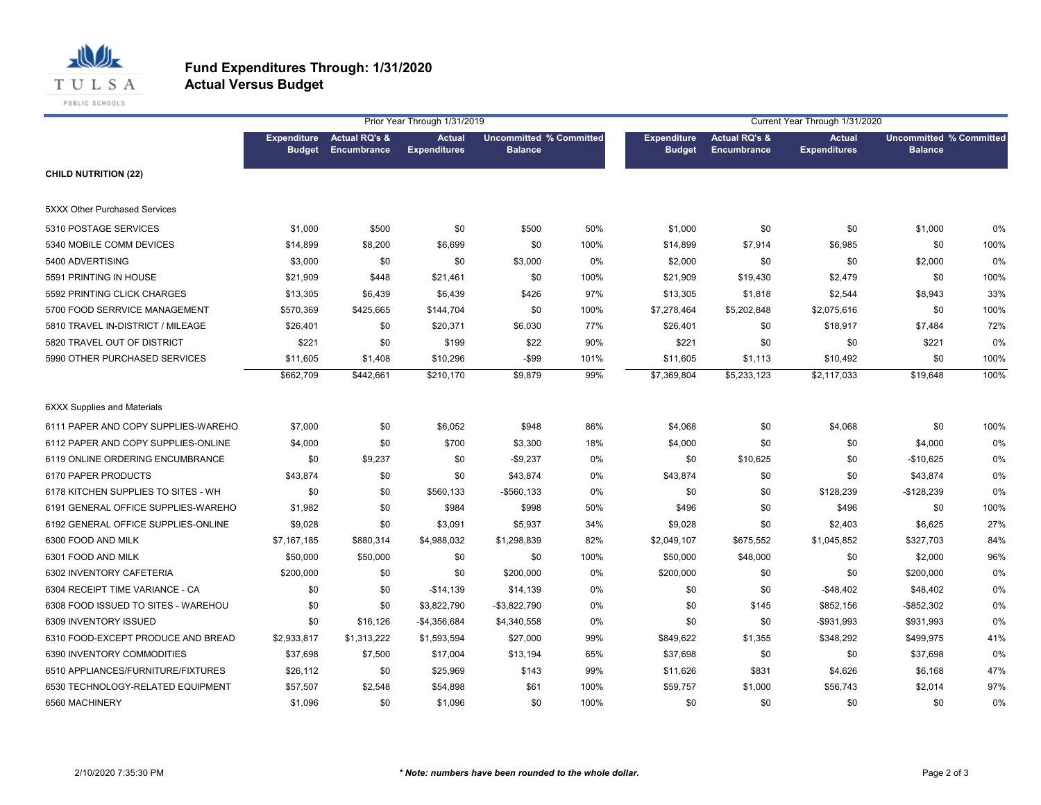# Fund Expenditures Through: 1/31/2020
## Actual Versus Budget

| | Prior Year Through 1/31/2019 | | | | | Current Year Through 1/31/2020 | | | | |
|---|---|---|---|---|---|---|---|---|---|---|
| | Expenditure Budget | Actual RQ's & Encumbrance | Actual Expenditures | Uncommitted Balance | % Committed | Expenditure Budget | Actual RQ's & Encumbrance | Actual Expenditures | Uncommitted Balance | % Committed |
| **CHILD NUTRITION (22)** | | | | | | | | | | |
| 5XXX Other Purchased Services | | | | | | | | | | |
| 5310 POSTAGE SERVICES | $1,000 | $500 | $0 | $500 | 50% | $1,000 | $0 | $0 | $1,000 | 0% |
| 5340 MOBILE COMM DEVICES | $14,899 | $8,200 | $6,699 | $0 | 100% | $14,899 | $7,914 | $6,985 | $0 | 100% |
| 5400 ADVERTISING | $3,000 | $0 | $0 | $3,000 | 0% | $2,000 | $0 | $0 | $2,000 | 0% |
| 5591 PRINTING IN HOUSE | $21,909 | $448 | $21,461 | $0 | 100% | $21,909 | $19,430 | $2,479 | $0 | 100% |
| 5592 PRINTING CLICK CHARGES | $13,305 | $6,439 | $6,439 | $426 | 97% | $13,305 | $1,818 | $2,544 | $8,943 | 33% |
| 5700 FOOD SERRVICE MANAGEMENT | $570,369 | $425,665 | $144,704 | $0 | 100% | $7,278,464 | $5,202,848 | $2,075,616 | $0 | 100% |
| 5810 TRAVEL IN-DISTRICT / MILEAGE | $26,401 | $0 | $20,371 | $6,030 | 77% | $26,401 | $0 | $18,917 | $7,484 | 72% |
| 5820 TRAVEL OUT OF DISTRICT | $221 | $0 | $199 | $22 | 90% | $221 | $0 | $0 | $221 | 0% |
| 5990 OTHER PURCHASED SERVICES | $11,605 | $1,408 | $10,296 | -$99 | 101% | $11,605 | $1,113 | $10,492 | $0 | 100% |
| | $662,709 | $442,661 | $210,170 | $9,879 | 99% | $7,369,804 | $5,233,123 | $2,117,033 | $19,648 | 100% |
| 6XXX Supplies and Materials | | | | | | | | | | |
| 6111 PAPER AND COPY SUPPLIES-WAREHO | $7,000 | $0 | $6,052 | $948 | 86% | $4,068 | $0 | $4,068 | $0 | 100% |
| 6112 PAPER AND COPY SUPPLIES-ONLINE | $4,000 | $0 | $700 | $3,300 | 18% | $4,000 | $0 | $0 | $4,000 | 0% |
| 6119 ONLINE ORDERING ENCUMBRANCE | $0 | $9,237 | $0 | -$9,237 | 0% | $0 | $10,625 | $0 | -$10,625 | 0% |
| 6170 PAPER PRODUCTS | $43,874 | $0 | $0 | $43,874 | 0% | $43,874 | $0 | $0 | $43,874 | 0% |
| 6178 KITCHEN SUPPLIES TO SITES - WH | $0 | $0 | $560,133 | -$560,133 | 0% | $0 | $0 | $128,239 | -$128,239 | 0% |
| 6191 GENERAL OFFICE SUPPLIES-WAREHO | $1,982 | $0 | $984 | $998 | 50% | $496 | $0 | $496 | $0 | 100% |
| 6192 GENERAL OFFICE SUPPLIES-ONLINE | $9,028 | $0 | $3,091 | $5,937 | 34% | $9,028 | $0 | $2,403 | $6,625 | 27% |
| 6300 FOOD AND MILK | $7,167,185 | $880,314 | $4,988,032 | $1,298,839 | 82% | $2,049,107 | $675,552 | $1,045,852 | $327,703 | 84% |
| 6301 FOOD AND MILK | $50,000 | $50,000 | $0 | $0 | 100% | $50,000 | $48,000 | $0 | $2,000 | 96% |
| 6302 INVENTORY CAFETERIA | $200,000 | $0 | $0 | $200,000 | 0% | $200,000 | $0 | $0 | $200,000 | 0% |
| 6304 RECEIPT TIME VARIANCE - CA | $0 | $0 | -$14,139 | $14,139 | 0% | $0 | $0 | -$48,402 | $48,402 | 0% |
| 6308 FOOD ISSUED TO SITES - WAREHOU | $0 | $0 | $3,822,790 | -$3,822,790 | 0% | $0 | $145 | $852,156 | -$852,302 | 0% |
| 6309 INVENTORY ISSUED | $0 | $16,126 | -$4,356,684 | $4,340,558 | 0% | $0 | $0 | -$931,993 | $931,993 | 0% |
| 6310 FOOD-EXCEPT PRODUCE AND BREAD | $2,933,817 | $1,313,222 | $1,593,594 | $27,000 | 99% | $849,622 | $1,355 | $348,292 | $499,975 | 41% |
| 6390 INVENTORY COMMODITIES | $37,698 | $7,500 | $17,004 | $13,194 | 65% | $37,698 | $0 | $0 | $37,698 | 0% |
| 6510 APPLIANCES/FURNITURE/FIXTURES | $26,112 | $0 | $25,969 | $143 | 99% | $11,626 | $831 | $4,626 | $6,168 | 47% |
| 6530 TECHNOLOGY-RELATED EQUIPMENT | $57,507 | $2,548 | $54,898 | $61 | 100% | $59,757 | $1,000 | $56,743 | $2,014 | 97% |
| 6560 MACHINERY | $1,096 | $0 | $1,096 | $0 | 100% | $0 | $0 | $0 | $0 | 0% |

2/10/2020 7:35:30 PM

***Note: numbers have been rounded to the whole dollar.***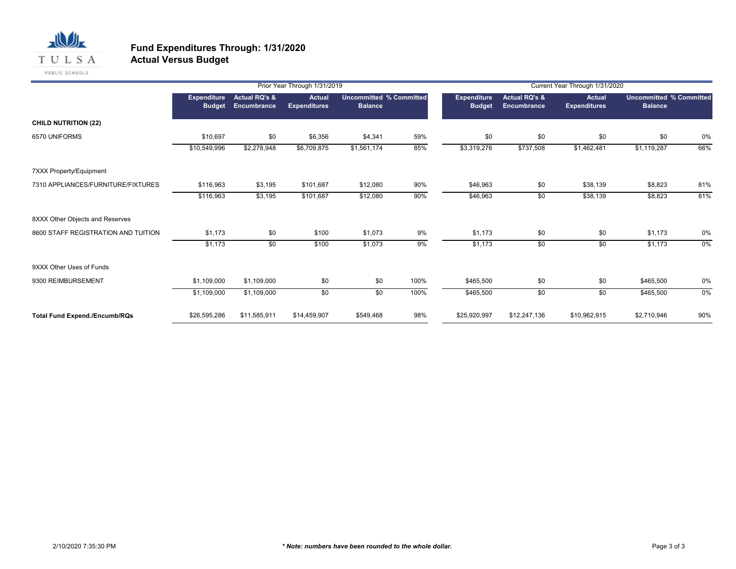# Fund Expenditures Through: 1/31/2020
## Actual Versus Budget

| | Prior Year Through 1/31/2019 | | | | | Current Year Through 1/31/2020 | | | | |
|---|---|---|---|---|---|---|---|---|---|---|
| | Expenditure Budget | Actual RQ's & Encumbrance | Actual Expenditures | Uncommitted Balance | % Committed | Expenditure Budget | Actual RQ's & Encumbrance | Actual Expenditures | Uncommitted Balance | % Committed |
| **CHILD NUTRITION (22)** | | | | | | | | | | |
| 6570 UNIFORMS | $10,697 | $0 | $6,356 | $4,341 | 59% | $0 | $0 | $0 | $0 | 0% |
| | $10,549,996 | $2,278,948 | $6,709,875 | $1,561,174 | 85% | $3,319,276 | $737,508 | $1,462,481 | $1,119,287 | 66% |
| 7XXX Property/Equipment | | | | | | | | | | |
| 7310 APPLIANCES/FURNITURE/FIXTURES | $116,963 | $3,195 | $101,687 | $12,080 | 90% | $46,963 | $0 | $38,139 | $8,823 | 81% |
| | $116,963 | $3,195 | $101,687 | $12,080 | 90% | $46,963 | $0 | $38,139 | $8,823 | 81% |
| 8XXX Other Objects and Reserves | | | | | | | | | | |
| 8600 STAFF REGISTRATION AND TUITION | $1,173 | $0 | $100 | $1,073 | 9% | $1,173 | $0 | $0 | $1,173 | 0% |
| | $1,173 | $0 | $100 | $1,073 | 9% | $1,173 | $0 | $0 | $1,173 | 0% |
| 9XXX Other Uses of Funds | | | | | | | | | | |
| 9300 REIMBURSEMENT | $1,109,000 | $1,109,000 | $0 | $0 | 100% | $465,500 | $0 | $0 | $465,500 | 0% |
| | $1,109,000 | $1,109,000 | $0 | $0 | 100% | $465,500 | $0 | $0 | $465,500 | 0% |
| **Total Fund Expend./Encumb/RQs** | $26,595,286 | $11,585,911 | $14,459,907 | $549,468 | 98% | $25,920,997 | $12,247,136 | $10,962,915 | $2,710,946 | 90% |

2/10/2020 7:35:30 PM

***\* Note: numbers have been rounded to the whole dollar.***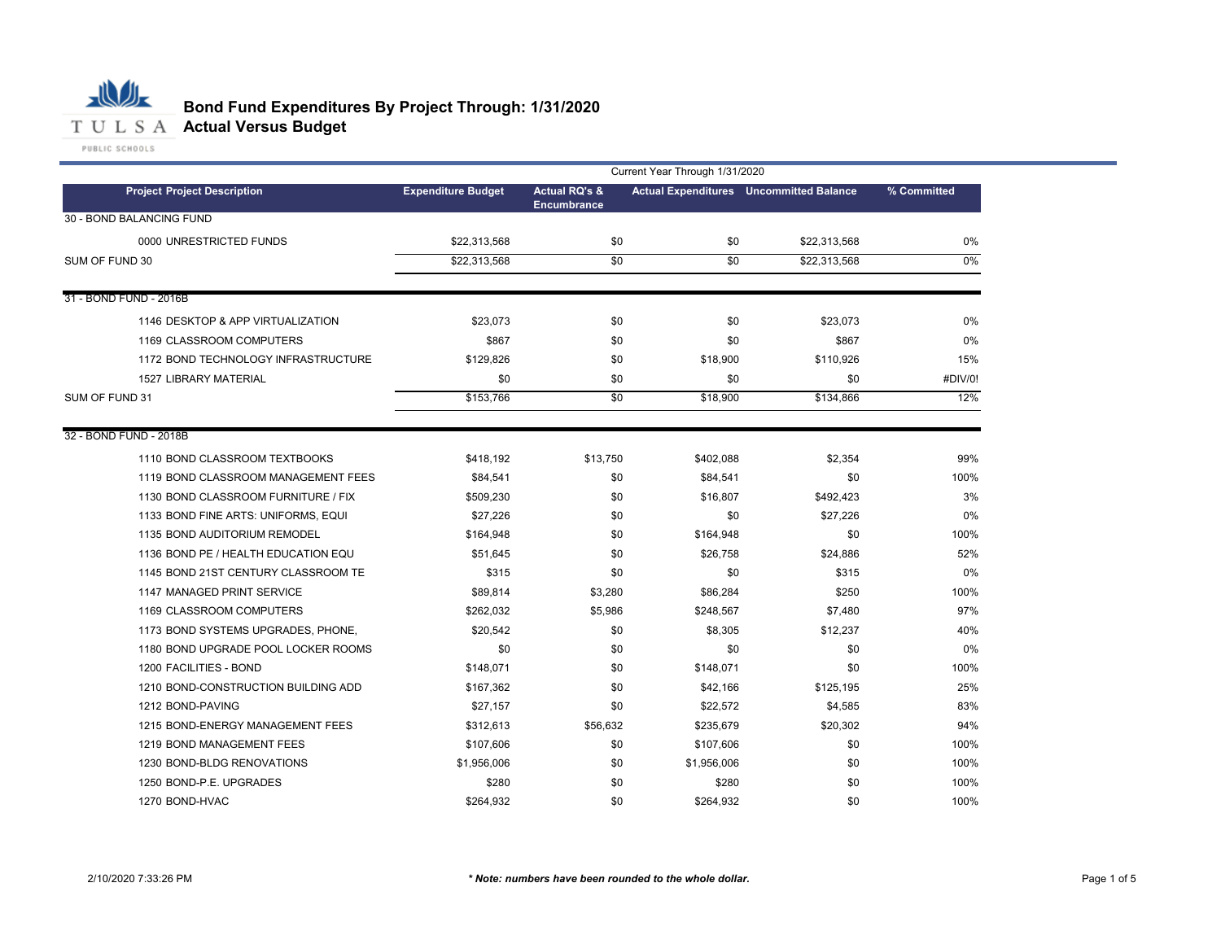# Bond Fund Expenditures By Project Through: 1/31/2020

## Actual Versus Budget

| | Current Year Through 1/31/2020 | | | | |
|---|---|---|---|---|---|
| **Project Project Description** | **Expenditure Budget** | **Actual RQ's & Encumbrance** | **Actual Expenditures** | **Uncommitted Balance** | **% Committed** |
| 30 - BOND BALANCING FUND | | | | | |
| 0000 UNRESTRICTED FUNDS | $22,313,568 | $0 | $0 | $22,313,568 | 0% |
| SUM OF FUND 30 | $22,313,568 | $0 | $0 | $22,313,568 | 0% |
| 31 - BOND FUND - 2016B | | | | | |
| 1146 DESKTOP & APP VIRTUALIZATION | $23,073 | $0 | $0 | $23,073 | 0% |
| 1169 CLASSROOM COMPUTERS | $867 | $0 | $0 | $867 | 0% |
| 1172 BOND TECHNOLOGY INFRASTRUCTURE | $129,826 | $0 | $18,900 | $110,926 | 15% |
| 1527 LIBRARY MATERIAL | $0 | $0 | $0 | $0 | #DIV/0! |
| SUM OF FUND 31 | $153,766 | $0 | $18,900 | $134,866 | 12% |
| 32 - BOND FUND - 2018B | | | | | |
| 1110 BOND CLASSROOM TEXTBOOKS | $418,192 | $13,750 | $402,088 | $2,354 | 99% |
| 1119 BOND CLASSROOM MANAGEMENT FEES | $84,541 | $0 | $84,541 | $0 | 100% |
| 1130 BOND CLASSROOM FURNITURE / FIX | $509,230 | $0 | $16,807 | $492,423 | 3% |
| 1133 BOND FINE ARTS: UNIFORMS, EQUI | $27,226 | $0 | $0 | $27,226 | 0% |
| 1135 BOND AUDITORIUM REMODEL | $164,948 | $0 | $164,948 | $0 | 100% |
| 1136 BOND PE / HEALTH EDUCATION EQU | $51,645 | $0 | $26,758 | $24,886 | 52% |
| 1145 BOND 21ST CENTURY CLASSROOM TE | $315 | $0 | $0 | $315 | 0% |
| 1147 MANAGED PRINT SERVICE | $89,814 | $3,280 | $86,284 | $250 | 100% |
| 1169 CLASSROOM COMPUTERS | $262,032 | $5,986 | $248,567 | $7,480 | 97% |
| 1173 BOND SYSTEMS UPGRADES, PHONE, | $20,542 | $0 | $8,305 | $12,237 | 40% |
| 1180 BOND UPGRADE POOL LOCKER ROOMS | $0 | $0 | $0 | $0 | 0% |
| 1200 FACILITIES - BOND | $148,071 | $0 | $148,071 | $0 | 100% |
| 1210 BOND-CONSTRUCTION BUILDING ADD | $167,362 | $0 | $42,166 | $125,195 | 25% |
| 1212 BOND-PAVING | $27,157 | $0 | $22,572 | $4,585 | 83% |
| 1215 BOND-ENERGY MANAGEMENT FEES | $312,613 | $56,632 | $235,679 | $20,302 | 94% |
| 1219 BOND MANAGEMENT FEES | $107,606 | $0 | $107,606 | $0 | 100% |
| 1230 BOND-BLDG RENOVATIONS | $1,956,006 | $0 | $1,956,006 | $0 | 100% |
| 1250 BOND-P.E. UPGRADES | $280 | $0 | $280 | $0 | 100% |
| 1270 BOND-HVAC | $264,932 | $0 | $264,932 | $0 | 100% |

2/10/2020 7:33:26 PM

*** Note: numbers have been rounded to the whole dollar.***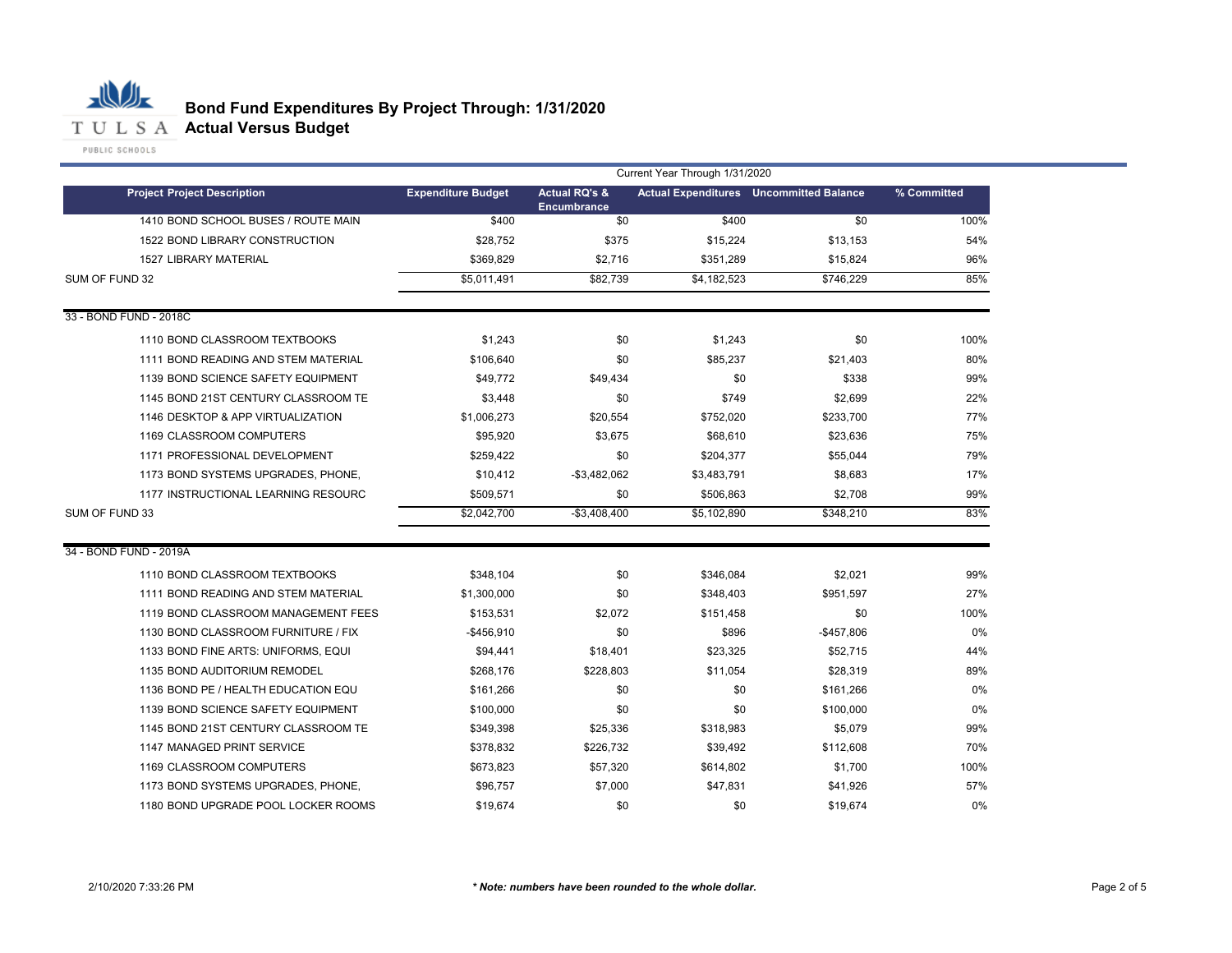# Bond Fund Expenditures By Project Through: 1/31/2020

## Actual Versus Budget

| | Current Year Through 1/31/2020 | | | | |
|---|---|---|---|---|---|
| **Project Project Description** | **Expenditure Budget** | **Actual RQ's & Encumbrance** | **Actual Expenditures** | **Uncommitted Balance** | **% Committed** |
| 1410 BOND SCHOOL BUSES / ROUTE MAIN | $400 | $0 | $400 | $0 | 100% |
| 1522 BOND LIBRARY CONSTRUCTION | $28,752 | $375 | $15,224 | $13,153 | 54% |
| 1527 LIBRARY MATERIAL | $369,829 | $2,716 | $351,289 | $15,824 | 96% |
| SUM OF FUND 32 | $5,011,491 | $82,739 | $4,182,523 | $746,229 | 85% |
| 33 - BOND FUND - 2018C | | | | | |
| 1110 BOND CLASSROOM TEXTBOOKS | $1,243 | $0 | $1,243 | $0 | 100% |
| 1111 BOND READING AND STEM MATERIAL | $106,640 | $0 | $85,237 | $21,403 | 80% |
| 1139 BOND SCIENCE SAFETY EQUIPMENT | $49,772 | $49,434 | $0 | $338 | 99% |
| 1145 BOND 21ST CENTURY CLASSROOM TE | $3,448 | $0 | $749 | $2,699 | 22% |
| 1146 DESKTOP & APP VIRTUALIZATION | $1,006,273 | $20,554 | $752,020 | $233,700 | 77% |
| 1169 CLASSROOM COMPUTERS | $95,920 | $3,675 | $68,610 | $23,636 | 75% |
| 1171 PROFESSIONAL DEVELOPMENT | $259,422 | $0 | $204,377 | $55,044 | 79% |
| 1173 BOND SYSTEMS UPGRADES, PHONE, | $10,412 | -$3,482,062 | $3,483,791 | $8,683 | 17% |
| 1177 INSTRUCTIONAL LEARNING RESOURC | $509,571 | $0 | $506,863 | $2,708 | 99% |
| SUM OF FUND 33 | $2,042,700 | -$3,408,400 | $5,102,890 | $348,210 | 83% |
| 34 - BOND FUND - 2019A | | | | | |
| 1110 BOND CLASSROOM TEXTBOOKS | $348,104 | $0 | $346,084 | $2,021 | 99% |
| 1111 BOND READING AND STEM MATERIAL | $1,300,000 | $0 | $348,403 | $951,597 | 27% |
| 1119 BOND CLASSROOM MANAGEMENT FEES | $153,531 | $2,072 | $151,458 | $0 | 100% |
| 1130 BOND CLASSROOM FURNITURE / FIX | -$456,910 | $0 | $896 | -$457,806 | 0% |
| 1133 BOND FINE ARTS: UNIFORMS, EQUI | $94,441 | $18,401 | $23,325 | $52,715 | 44% |
| 1135 BOND AUDITORIUM REMODEL | $268,176 | $228,803 | $11,054 | $28,319 | 89% |
| 1136 BOND PE / HEALTH EDUCATION EQU | $161,266 | $0 | $0 | $161,266 | 0% |
| 1139 BOND SCIENCE SAFETY EQUIPMENT | $100,000 | $0 | $0 | $100,000 | 0% |
| 1145 BOND 21ST CENTURY CLASSROOM TE | $349,398 | $25,336 | $318,983 | $5,079 | 99% |
| 1147 MANAGED PRINT SERVICE | $378,832 | $226,732 | $39,492 | $112,608 | 70% |
| 1169 CLASSROOM COMPUTERS | $673,823 | $57,320 | $614,802 | $1,700 | 100% |
| 1173 BOND SYSTEMS UPGRADES, PHONE, | $96,757 | $7,000 | $47,831 | $41,926 | 57% |
| 1180 BOND UPGRADE POOL LOCKER ROOMS | $19,674 | $0 | $0 | $19,674 | 0% |

2/10/2020 7:33:26 PM

*** Note: numbers have been rounded to the whole dollar.***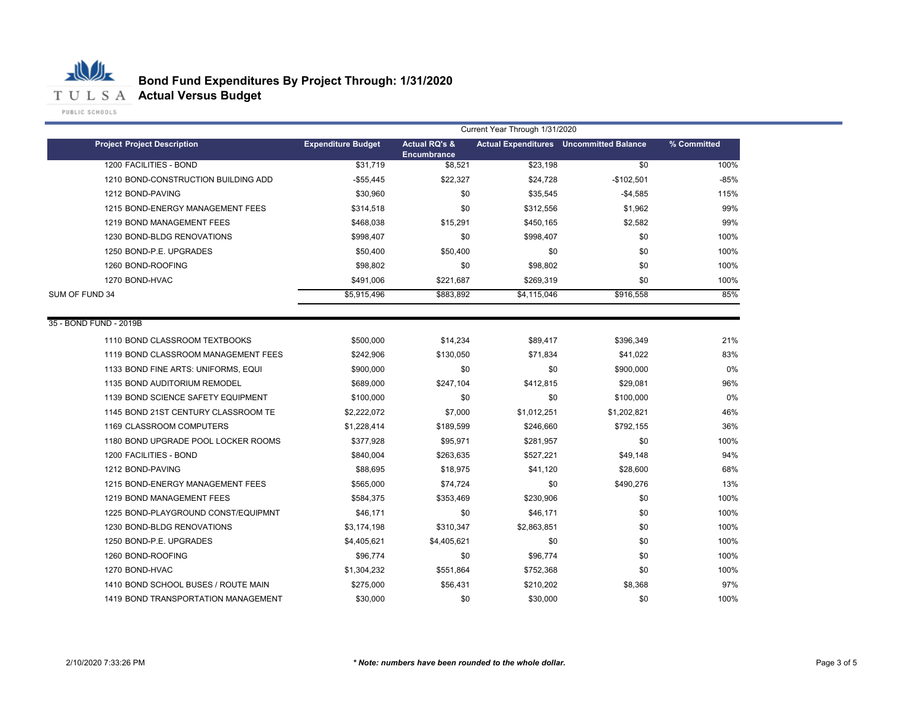# Bond Fund Expenditures By Project Through: 1/31/2020

## Actual Versus Budget

| | Current Year Through 1/31/2020 | | | | |
|---|---|---|---|---|---|
| **Project Project Description** | **Expenditure Budget** | **Actual RQ's & Encumbrance** | **Actual Expenditures** | **Uncommitted Balance** | **% Committed** |
| 1200 FACILITIES - BOND | $31,719 | $8,521 | $23,198 | $0 | 100% |
| 1210 BOND-CONSTRUCTION BUILDING ADD | -$55,445 | $22,327 | $24,728 | -$102,501 | -85% |
| 1212 BOND-PAVING | $30,960 | $0 | $35,545 | -$4,585 | 115% |
| 1215 BOND-ENERGY MANAGEMENT FEES | $314,518 | $0 | $312,556 | $1,962 | 99% |
| 1219 BOND MANAGEMENT FEES | $468,038 | $15,291 | $450,165 | $2,582 | 99% |
| 1230 BOND-BLDG RENOVATIONS | $998,407 | $0 | $998,407 | $0 | 100% |
| 1250 BOND-P.E. UPGRADES | $50,400 | $50,400 | $0 | $0 | 100% |
| 1260 BOND-ROOFING | $98,802 | $0 | $98,802 | $0 | 100% |
| 1270 BOND-HVAC | $491,006 | $221,687 | $269,319 | $0 | 100% |
| SUM OF FUND 34 | $5,915,496 | $883,892 | $4,115,046 | $916,558 | 85% |
| 35 - BOND FUND - 2019B | | | | | |
| 1110 BOND CLASSROOM TEXTBOOKS | $500,000 | $14,234 | $89,417 | $396,349 | 21% |
| 1119 BOND CLASSROOM MANAGEMENT FEES | $242,906 | $130,050 | $71,834 | $41,022 | 83% |
| 1133 BOND FINE ARTS: UNIFORMS, EQUI | $900,000 | $0 | $0 | $900,000 | 0% |
| 1135 BOND AUDITORIUM REMODEL | $689,000 | $247,104 | $412,815 | $29,081 | 96% |
| 1139 BOND SCIENCE SAFETY EQUIPMENT | $100,000 | $0 | $0 | $100,000 | 0% |
| 1145 BOND 21ST CENTURY CLASSROOM TE | $2,222,072 | $7,000 | $1,012,251 | $1,202,821 | 46% |
| 1169 CLASSROOM COMPUTERS | $1,228,414 | $189,599 | $246,660 | $792,155 | 36% |
| 1180 BOND UPGRADE POOL LOCKER ROOMS | $377,928 | $95,971 | $281,957 | $0 | 100% |
| 1200 FACILITIES - BOND | $840,004 | $263,635 | $527,221 | $49,148 | 94% |
| 1212 BOND-PAVING | $88,695 | $18,975 | $41,120 | $28,600 | 68% |
| 1215 BOND-ENERGY MANAGEMENT FEES | $565,000 | $74,724 | $0 | $490,276 | 13% |
| 1219 BOND MANAGEMENT FEES | $584,375 | $353,469 | $230,906 | $0 | 100% |
| 1225 BOND-PLAYGROUND CONST/EQUIPMNT | $46,171 | $0 | $46,171 | $0 | 100% |
| 1230 BOND-BLDG RENOVATIONS | $3,174,198 | $310,347 | $2,863,851 | $0 | 100% |
| 1250 BOND-P.E. UPGRADES | $4,405,621 | $4,405,621 | $0 | $0 | 100% |
| 1260 BOND-ROOFING | $96,774 | $0 | $96,774 | $0 | 100% |
| 1270 BOND-HVAC | $1,304,232 | $551,864 | $752,368 | $0 | 100% |
| 1410 BOND SCHOOL BUSES / ROUTE MAIN | $275,000 | $56,431 | $210,202 | $8,368 | 97% |
| 1419 BOND TRANSPORTATION MANAGEMENT | $30,000 | $0 | $30,000 | $0 | 100% |

2/10/2020 7:33:26 PM

*** Note: numbers have been rounded to the whole dollar.***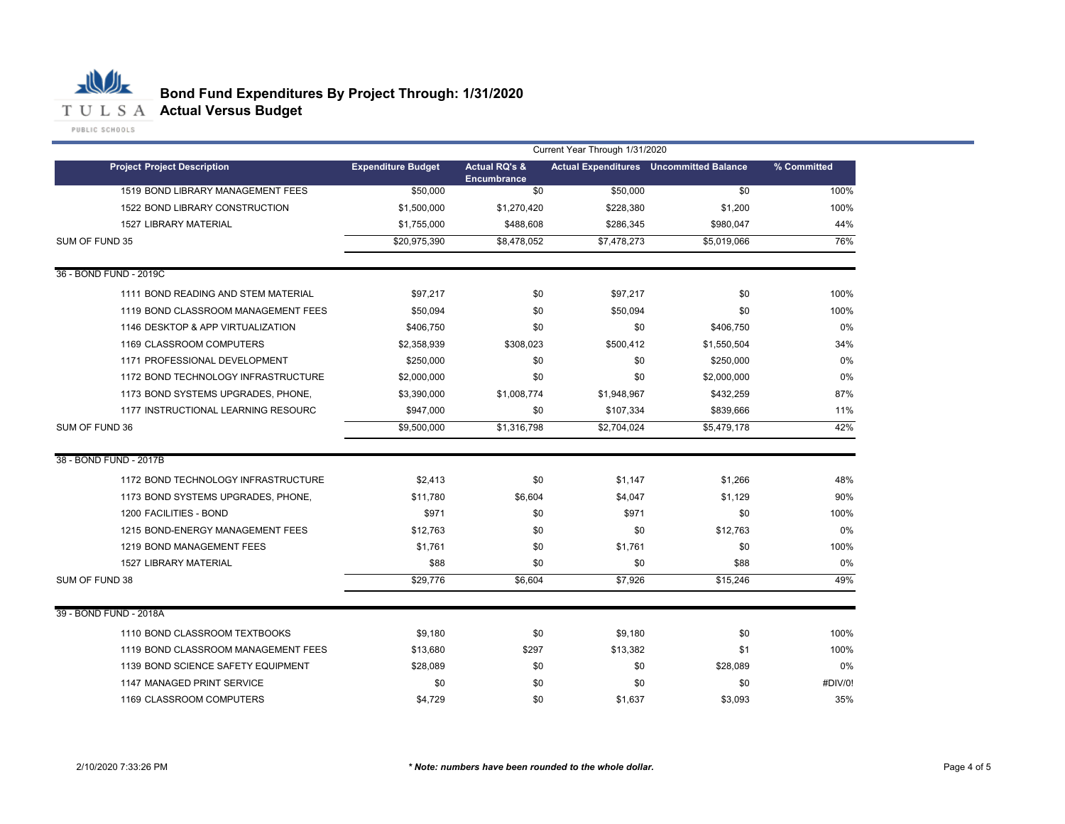# Bond Fund Expenditures By Project Through: 1/31/2020
## Actual Versus Budget

| Project Project Description | Expenditure Budget | Actual RQ's & Encumbrance | Actual Expenditures | Uncommitted Balance | % Committed |
|---|---|---|---|---|---|
| | Current Year Through 1/31/2020 | | | | |
| 1519 BOND LIBRARY MANAGEMENT FEES | $50,000 | $0 | $50,000 | $0 | 100% |
| 1522 BOND LIBRARY CONSTRUCTION | $1,500,000 | $1,270,420 | $228,380 | $1,200 | 100% |
| 1527 LIBRARY MATERIAL | $1,755,000 | $488,608 | $286,345 | $980,047 | 44% |
| SUM OF FUND 35 | $20,975,390 | $8,478,052 | $7,478,273 | $5,019,066 | 76% |
| **36 - BOND FUND - 2019C** | | | | | |
| 1111 BOND READING AND STEM MATERIAL | $97,217 | $0 | $97,217 | $0 | 100% |
| 1119 BOND CLASSROOM MANAGEMENT FEES | $50,094 | $0 | $50,094 | $0 | 100% |
| 1146 DESKTOP & APP VIRTUALIZATION | $406,750 | $0 | $0 | $406,750 | 0% |
| 1169 CLASSROOM COMPUTERS | $2,358,939 | $308,023 | $500,412 | $1,550,504 | 34% |
| 1171 PROFESSIONAL DEVELOPMENT | $250,000 | $0 | $0 | $250,000 | 0% |
| 1172 BOND TECHNOLOGY INFRASTRUCTURE | $2,000,000 | $0 | $0 | $2,000,000 | 0% |
| 1173 BOND SYSTEMS UPGRADES, PHONE, | $3,390,000 | $1,008,774 | $1,948,967 | $432,259 | 87% |
| 1177 INSTRUCTIONAL LEARNING RESOURC | $947,000 | $0 | $107,334 | $839,666 | 11% |
| SUM OF FUND 36 | $9,500,000 | $1,316,798 | $2,704,024 | $5,479,178 | 42% |
| **38 - BOND FUND - 2017B** | | | | | |
| 1172 BOND TECHNOLOGY INFRASTRUCTURE | $2,413 | $0 | $1,147 | $1,266 | 48% |
| 1173 BOND SYSTEMS UPGRADES, PHONE, | $11,780 | $6,604 | $4,047 | $1,129 | 90% |
| 1200 FACILITIES - BOND | $971 | $0 | $971 | $0 | 100% |
| 1215 BOND-ENERGY MANAGEMENT FEES | $12,763 | $0 | $0 | $12,763 | 0% |
| 1219 BOND MANAGEMENT FEES | $1,761 | $0 | $1,761 | $0 | 100% |
| 1527 LIBRARY MATERIAL | $88 | $0 | $0 | $88 | 0% |
| SUM OF FUND 38 | $29,776 | $6,604 | $7,926 | $15,246 | 49% |
| **39 - BOND FUND - 2018A** | | | | | |
| 1110 BOND CLASSROOM TEXTBOOKS | $9,180 | $0 | $9,180 | $0 | 100% |
| 1119 BOND CLASSROOM MANAGEMENT FEES | $13,680 | $297 | $13,382 | $1 | 100% |
| 1139 BOND SCIENCE SAFETY EQUIPMENT | $28,089 | $0 | $0 | $28,089 | 0% |
| 1147 MANAGED PRINT SERVICE | $0 | $0 | $0 | $0 | #DIV/0! |
| 1169 CLASSROOM COMPUTERS | $4,729 | $0 | $1,637 | $3,093 | 35% |

2/10/2020 7:33:26 PM

*** Note: numbers have been rounded to the whole dollar.**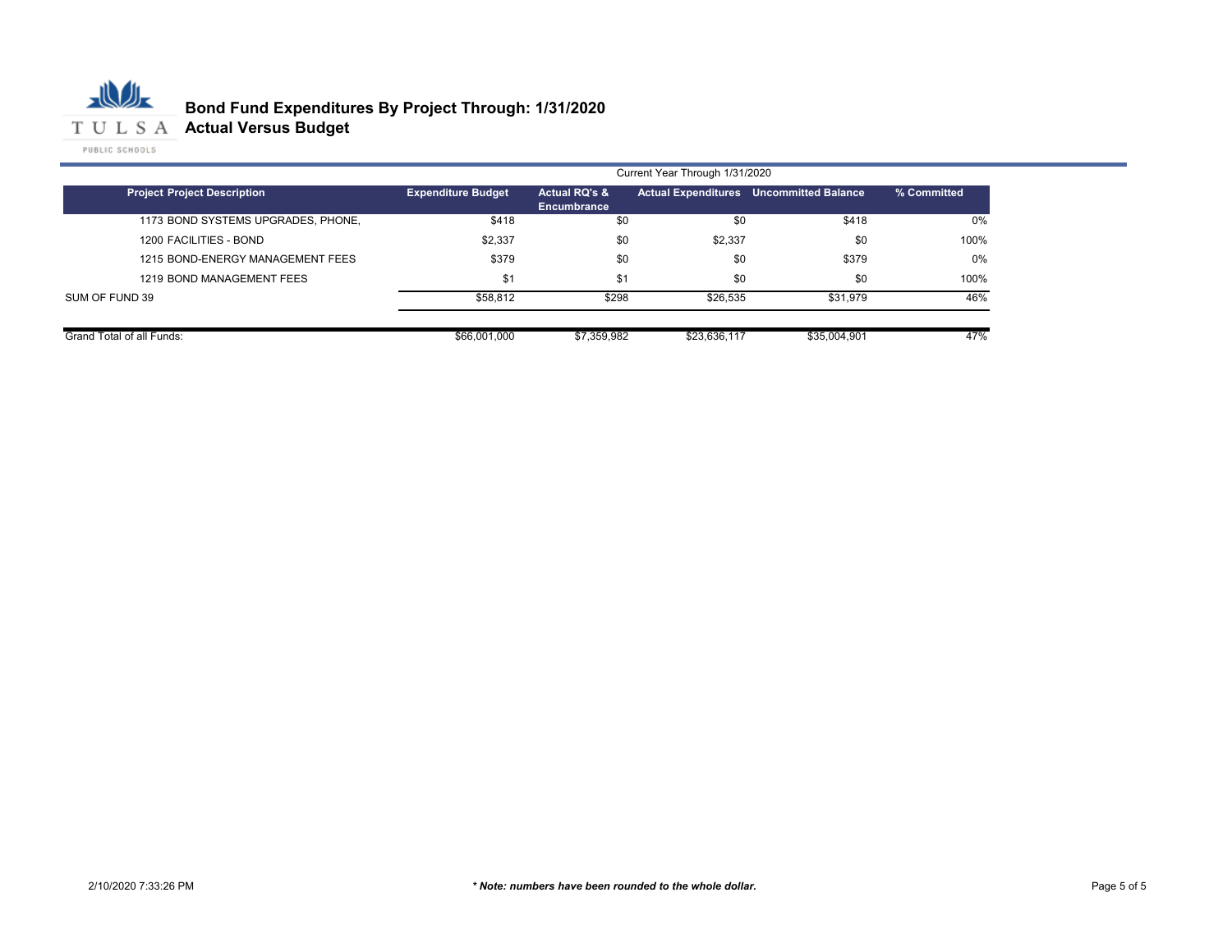# Bond Fund Expenditures By Project Through: 1/31/2020

## Actual Versus Budget

| Project Project Description | Expenditure Budget | Actual RQ's & Encumbrance | Actual Expenditures | Uncommitted Balance | % Committed |
|---|---|---|---|---|---|
| | | Current Year Through 1/31/2020 | | | |
| 1173 BOND SYSTEMS UPGRADES, PHONE, | $418 | $0 | $0 | $418 | 0% |
| 1200 FACILITIES - BOND | $2,337 | $0 | $2,337 | $0 | 100% |
| 1215 BOND-ENERGY MANAGEMENT FEES | $379 | $0 | $0 | $379 | 0% |
| 1219 BOND MANAGEMENT FEES | $1 | $1 | $0 | $0 | 100% |
| SUM OF FUND 39 | $58,812 | $298 | $26,535 | $31,979 | 46% |
| Grand Total of all Funds: | $66,001,000 | $7,359,982 | $23,636,117 | $35,004,901 | 47% |

2/10/2020 7:33:26 PM

*\* Note: numbers have been rounded to the whole dollar.*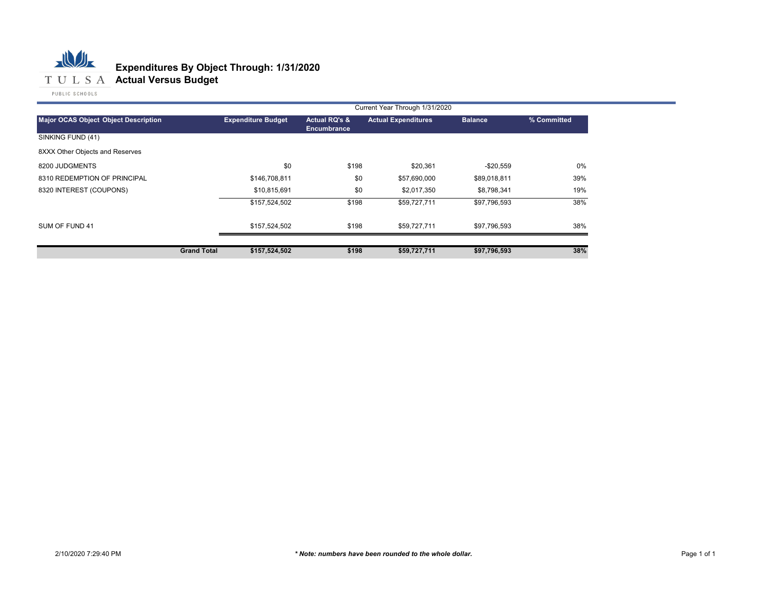# Expenditures By Object Through: 1/31/2020
## Actual Versus Budget

TULSA PUBLIC SCHOOLS

| | Current Year Through 1/31/2020 | | | | |
|---|---|---|---|---|---|
| **Major OCAS Object Object Description** | **Expenditure Budget** | **Actual RQ's & Encumbrance** | **Actual Expenditures** | **Balance** | **% Committed** |
| SINKING FUND (41) | | | | | |
| 8XXX Other Objects and Reserves | | | | | |
| 8200 JUDGMENTS | $0 | $198 | $20,361 | -$20,559 | 0% |
| 8310 REDEMPTION OF PRINCIPAL | $146,708,811 | $0 | $57,690,000 | $89,018,811 | 39% |
| 8320 INTEREST (COUPONS) | $10,815,691 | $0 | $2,017,350 | $8,798,341 | 19% |
| | $157,524,502 | $198 | $59,727,711 | $97,796,593 | 38% |
| SUM OF FUND 41 | $157,524,502 | $198 | $59,727,711 | $97,796,593 | 38% |
| **Grand Total** | **$157,524,502** | **$198** | **$59,727,711** | **$97,796,593** | **38%** |

2/10/2020 7:29:40 PM

***\* Note: numbers have been rounded to the whole dollar.***